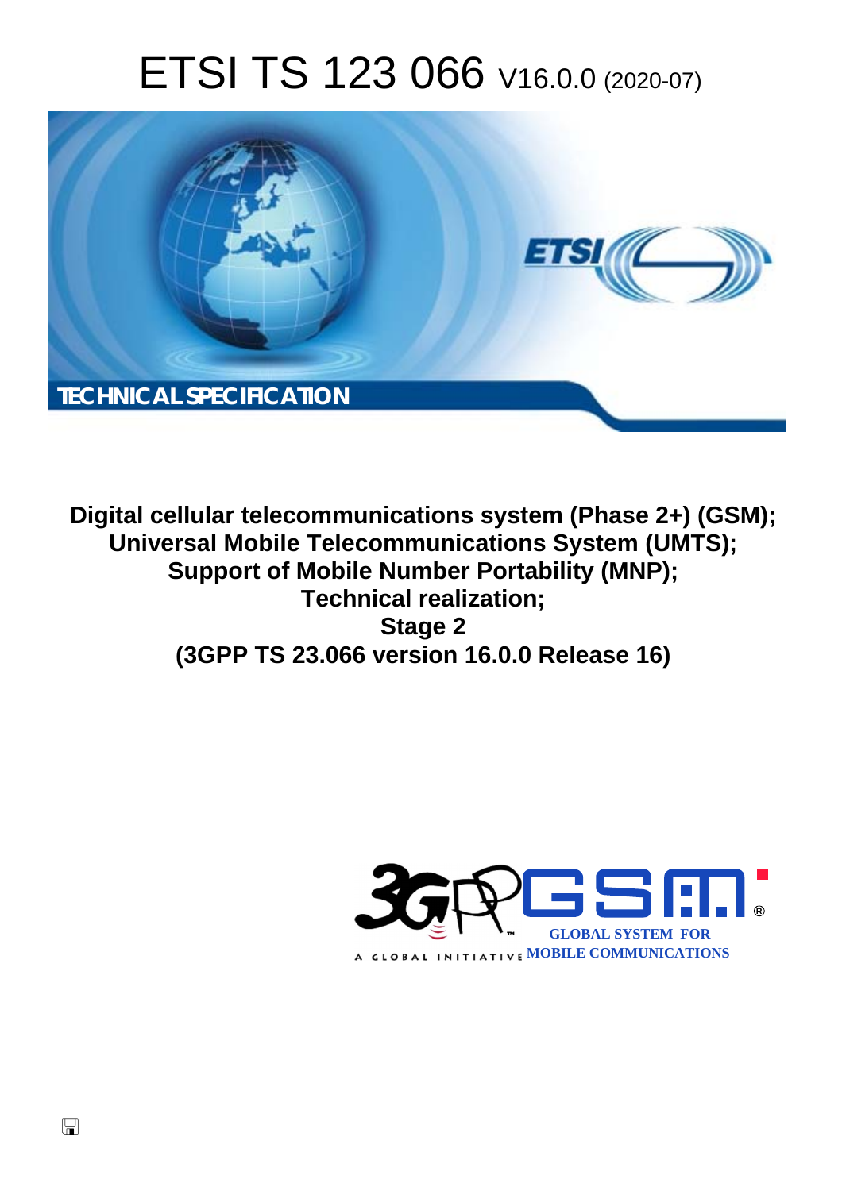# ETSI TS 123 066 V16.0.0 (2020-07)

TECHNICAL SPECIFICATION

**Digital cellular telecommunications system (Phase 2+) (GSM);
Universal Mobile Telecommunications System (UMTS);
Support of Mobile Number Portability (MNP);
Technical realization;
Stage 2
(3GPP TS 23.066 version 16.0.0 Release 16)**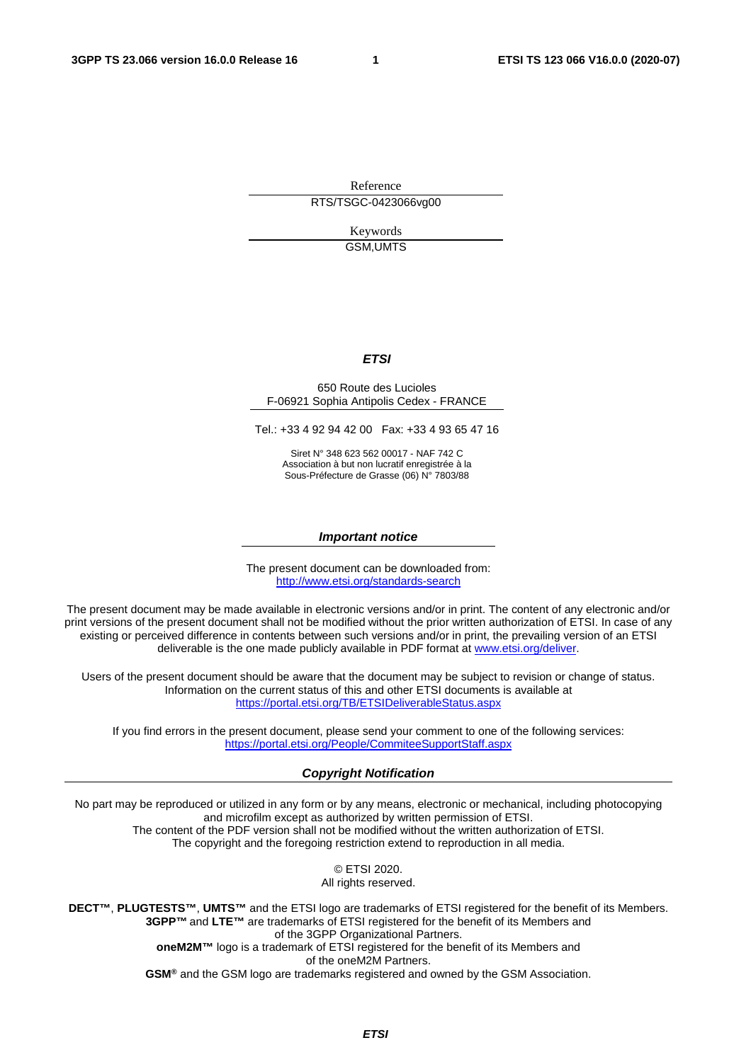Reference

RTS/TSGC-0423066vg00

Keywords

GSM,UMTS

***ETSI***

650 Route des Lucioles
F-06921 Sophia Antipolis Cedex - FRANCE

Tel.: +33 4 92 94 42 00   Fax: +33 4 93 65 47 16

Siret N° 348 623 562 00017 - NAF 742 C
Association à but non lucratif enregistrée à la
Sous-Préfecture de Grasse (06) N° 7803/88

***Important notice***

The present document can be downloaded from:
http://www.etsi.org/standards-search

The present document may be made available in electronic versions and/or in print. The content of any electronic and/or print versions of the present document shall not be modified without the prior written authorization of ETSI. In case of any existing or perceived difference in contents between such versions and/or in print, the prevailing version of an ETSI deliverable is the one made publicly available in PDF format at www.etsi.org/deliver.

Users of the present document should be aware that the document may be subject to revision or change of status. Information on the current status of this and other ETSI documents is available at https://portal.etsi.org/TB/ETSIDeliverableStatus.aspx

If you find errors in the present document, please send your comment to one of the following services:
https://portal.etsi.org/People/CommiteeSupportStaff.aspx

***Copyright Notification***

No part may be reproduced or utilized in any form or by any means, electronic or mechanical, including photocopying and microfilm except as authorized by written permission of ETSI.
The content of the PDF version shall not be modified without the written authorization of ETSI.
The copyright and the foregoing restriction extend to reproduction in all media.

© ETSI 2020.
All rights reserved.

**DECT™**, **PLUGTESTS™**, **UMTS™** and the ETSI logo are trademarks of ETSI registered for the benefit of its Members.
**3GPP™** and **LTE™** are trademarks of ETSI registered for the benefit of its Members and of the 3GPP Organizational Partners.
**oneM2M™** logo is a trademark of ETSI registered for the benefit of its Members and of the oneM2M Partners.
**GSM®** and the GSM logo are trademarks registered and owned by the GSM Association.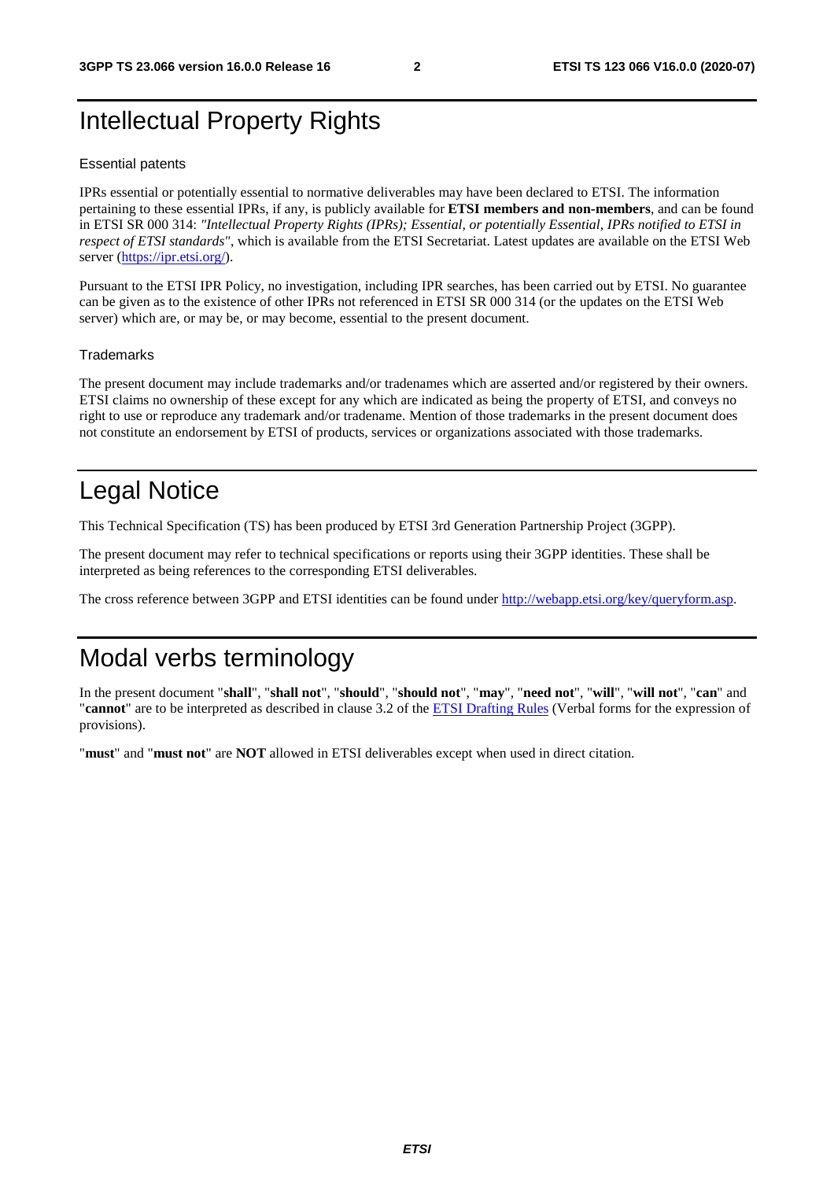# Intellectual Property Rights

Essential patents

IPRs essential or potentially essential to normative deliverables may have been declared to ETSI. The information pertaining to these essential IPRs, if any, is publicly available for **ETSI members and non-members**, and can be found in ETSI SR 000 314: *"Intellectual Property Rights (IPRs); Essential, or potentially Essential, IPRs notified to ETSI in respect of ETSI standards"*, which is available from the ETSI Secretariat. Latest updates are available on the ETSI Web server (https://ipr.etsi.org/).

Pursuant to the ETSI IPR Policy, no investigation, including IPR searches, has been carried out by ETSI. No guarantee can be given as to the existence of other IPRs not referenced in ETSI SR 000 314 (or the updates on the ETSI Web server) which are, or may be, or may become, essential to the present document.

Trademarks

The present document may include trademarks and/or tradenames which are asserted and/or registered by their owners. ETSI claims no ownership of these except for any which are indicated as being the property of ETSI, and conveys no right to use or reproduce any trademark and/or tradename. Mention of those trademarks in the present document does not constitute an endorsement by ETSI of products, services or organizations associated with those trademarks.

# Legal Notice

This Technical Specification (TS) has been produced by ETSI 3rd Generation Partnership Project (3GPP).

The present document may refer to technical specifications or reports using their 3GPP identities. These shall be interpreted as being references to the corresponding ETSI deliverables.

The cross reference between 3GPP and ETSI identities can be found under http://webapp.etsi.org/key/queryform.asp.

# Modal verbs terminology

In the present document "**shall**", "**shall not**", "**should**", "**should not**", "**may**", "**need not**", "**will**", "**will not**", "**can**" and "**cannot**" are to be interpreted as described in clause 3.2 of the ETSI Drafting Rules (Verbal forms for the expression of provisions).

"**must**" and "**must not**" are **NOT** allowed in ETSI deliverables except when used in direct citation.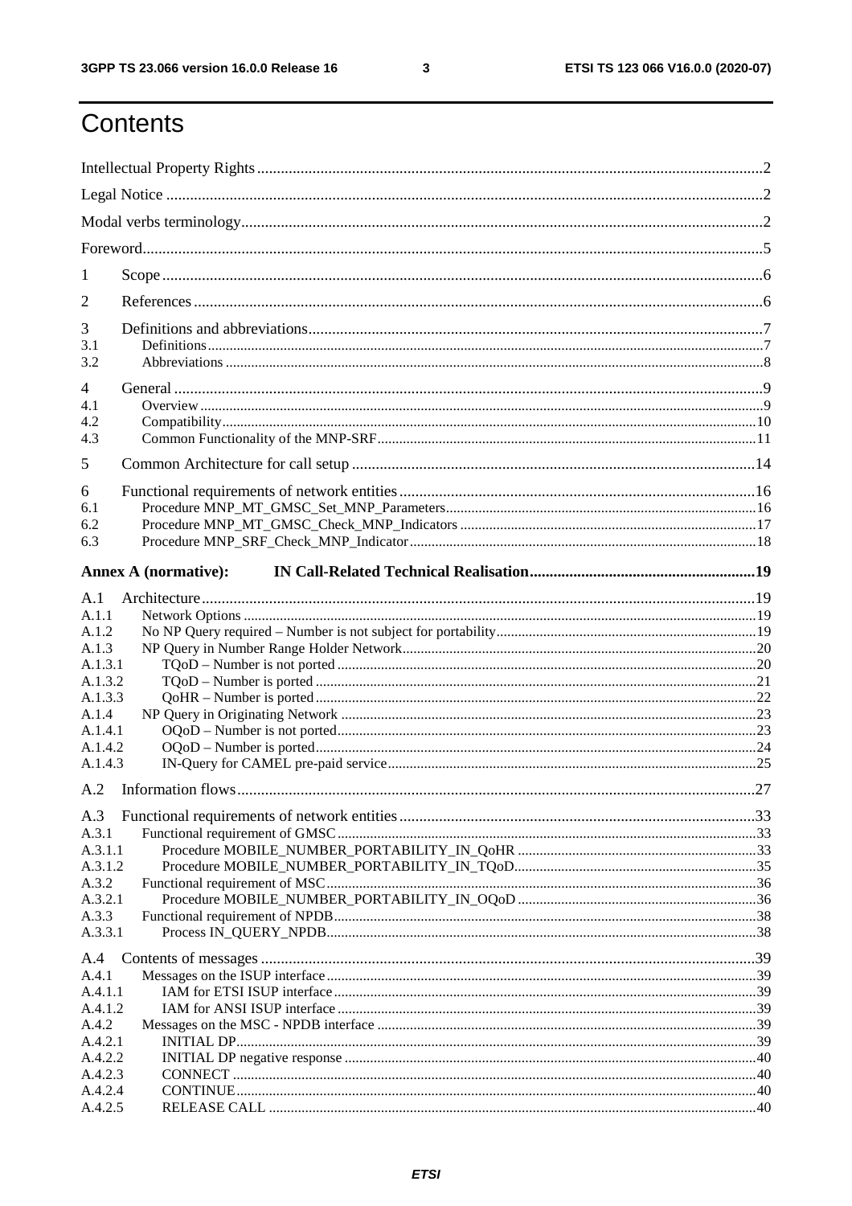# Contents

Intellectual Property Rights ..... 2
Legal Notice ..... 2
Modal verbs terminology ..... 2
Foreword ..... 5

1 Scope ..... 6
2 References ..... 6
3 Definitions and abbreviations ..... 7
3.1 Definitions ..... 7
3.2 Abbreviations ..... 8
4 General ..... 9
4.1 Overview ..... 9
4.2 Compatibility ..... 10
4.3 Common Functionality of the MNP-SRF ..... 11
5 Common Architecture for call setup ..... 14
6 Functional requirements of network entities ..... 16
6.1 Procedure MNP_MT_GMSC_Set_MNP_Parameters ..... 16
6.2 Procedure MNP_MT_GMSC_Check_MNP_Indicators ..... 17
6.3 Procedure MNP_SRF_Check_MNP_Indicator ..... 18

**Annex A (normative): IN Call-Related Technical Realisation ..... 19**

A.1 Architecture ..... 19
A.1.1 Network Options ..... 19
A.1.2 No NP Query required – Number is not subject for portability ..... 19
A.1.3 NP Query in Number Range Holder Network ..... 20
A.1.3.1 TQoD – Number is not ported ..... 20
A.1.3.2 TQoD – Number is ported ..... 21
A.1.3.3 QoHR – Number is ported ..... 22
A.1.4 NP Query in Originating Network ..... 23
A.1.4.1 OQoD – Number is not ported ..... 23
A.1.4.2 OQoD – Number is ported ..... 24
A.1.4.3 IN-Query for CAMEL pre-paid service ..... 25
A.2 Information flows ..... 27
A.3 Functional requirements of network entities ..... 33
A.3.1 Functional requirement of GMSC ..... 33
A.3.1.1 Procedure MOBILE_NUMBER_PORTABILITY_IN_QoHR ..... 33
A.3.1.2 Procedure MOBILE_NUMBER_PORTABILITY_IN_TQoD ..... 35
A.3.2 Functional requirement of MSC ..... 36
A.3.2.1 Procedure MOBILE_NUMBER_PORTABILITY_IN_OQoD ..... 36
A.3.3 Functional requirement of NPDB ..... 38
A.3.3.1 Process IN_QUERY_NPDB ..... 38
A.4 Contents of messages ..... 39
A.4.1 Messages on the ISUP interface ..... 39
A.4.1.1 IAM for ETSI ISUP interface ..... 39
A.4.1.2 IAM for ANSI ISUP interface ..... 39
A.4.2 Messages on the MSC - NPDB interface ..... 39
A.4.2.1 INITIAL DP ..... 39
A.4.2.2 INITIAL DP negative response ..... 40
A.4.2.3 CONNECT ..... 40
A.4.2.4 CONTINUE ..... 40
A.4.2.5 RELEASE CALL ..... 40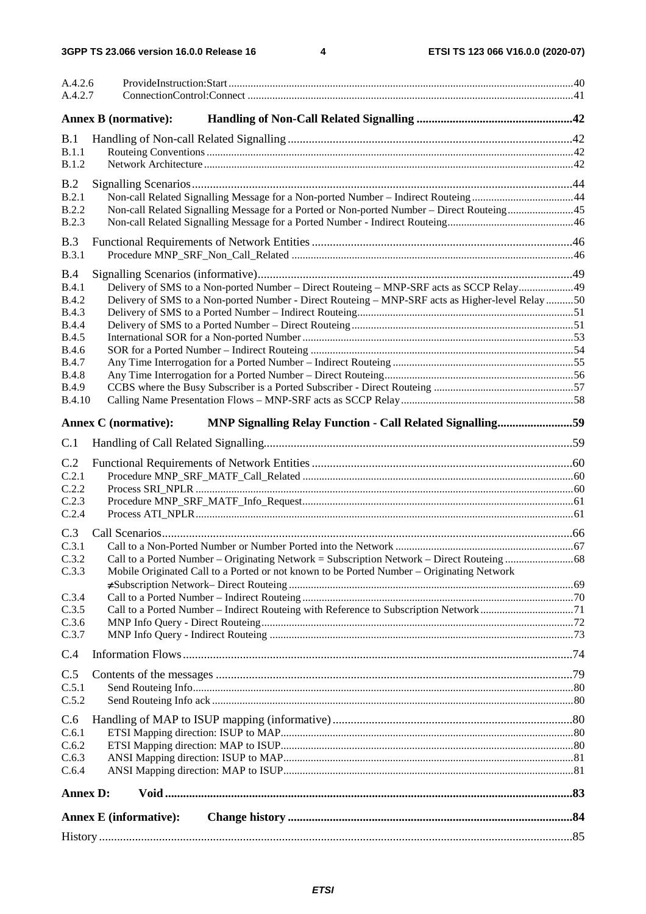A.4.2.6 ProvideInstruction:Start .....40
A.4.2.7 ConnectionControl:Connect .....41

**Annex B (normative): Handling of Non-Call Related Signalling .....42**

B.1 Handling of Non-call Related Signalling .....42
B.1.1 Routeing Conventions .....42
B.1.2 Network Architecture .....42

B.2 Signalling Scenarios .....44
B.2.1 Non-call Related Signalling Message for a Non-ported Number – Indirect Routeing .....44
B.2.2 Non-call Related Signalling Message for a Ported or Non-ported Number – Direct Routeing .....45
B.2.3 Non-call Related Signalling Message for a Ported Number - Indirect Routeing .....46

B.3 Functional Requirements of Network Entities .....46
B.3.1 Procedure MNP_SRF_Non_Call_Related .....46

B.4 Signalling Scenarios (informative) .....49
B.4.1 Delivery of SMS to a Non-ported Number – Direct Routeing – MNP-SRF acts as SCCP Relay .....49
B.4.2 Delivery of SMS to a Non-ported Number - Direct Routeing – MNP-SRF acts as Higher-level Relay .....50
B.4.3 Delivery of SMS to a Ported Number – Indirect Routeing .....51
B.4.4 Delivery of SMS to a Ported Number – Direct Routeing .....51
B.4.5 International SOR for a Non-ported Number .....53
B.4.6 SOR for a Ported Number – Indirect Routeing .....54
B.4.7 Any Time Interrogation for a Ported Number – Indirect Routeing .....55
B.4.8 Any Time Interrogation for a Ported Number – Direct Routeing .....56
B.4.9 CCBS where the Busy Subscriber is a Ported Subscriber - Direct Routeing .....57
B.4.10 Calling Name Presentation Flows – MNP-SRF acts as SCCP Relay .....58

**Annex C (normative): MNP Signalling Relay Function - Call Related Signalling .....59**

C.1 Handling of Call Related Signalling .....59

C.2 Functional Requirements of Network Entities .....60
C.2.1 Procedure MNP_SRF_MATF_Call_Related .....60
C.2.2 Process SRI_NPLR .....60
C.2.3 Procedure MNP_SRF_MATF_Info_Request .....61
C.2.4 Process ATI_NPLR .....61

C.3 Call Scenarios .....66
C.3.1 Call to a Non-Ported Number or Number Ported into the Network .....67
C.3.2 Call to a Ported Number – Originating Network = Subscription Network – Direct Routeing .....68
C.3.3 Mobile Originated Call to a Ported or not known to be Ported Number – Originating Network ≠Subscription Network– Direct Routeing .....69
C.3.4 Call to a Ported Number – Indirect Routeing .....70
C.3.5 Call to a Ported Number – Indirect Routeing with Reference to Subscription Network .....71
C.3.6 MNP Info Query - Direct Routeing .....72
C.3.7 MNP Info Query - Indirect Routeing .....73

C.4 Information Flows .....74

C.5 Contents of the messages .....79
C.5.1 Send Routeing Info .....80
C.5.2 Send Routeing Info ack .....80

C.6 Handling of MAP to ISUP mapping (informative) .....80
C.6.1 ETSI Mapping direction: ISUP to MAP .....80
C.6.2 ETSI Mapping direction: MAP to ISUP .....80
C.6.3 ANSI Mapping direction: ISUP to MAP .....81
C.6.4 ANSI Mapping direction: MAP to ISUP .....81

**Annex D: Void .....83**

**Annex E (informative): Change history .....84**

History .....85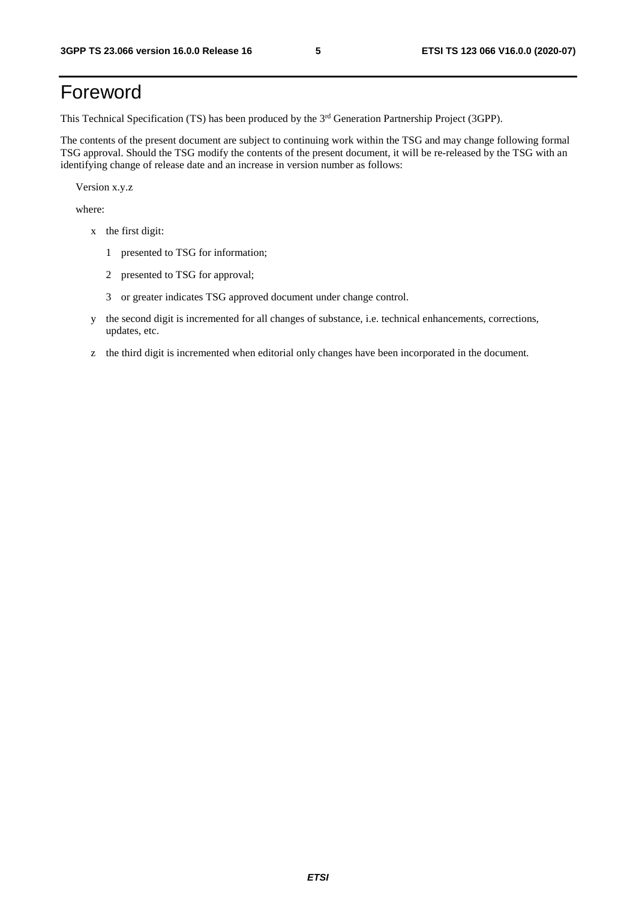# Foreword

This Technical Specification (TS) has been produced by the 3rd Generation Partnership Project (3GPP).

The contents of the present document are subject to continuing work within the TSG and may change following formal TSG approval. Should the TSG modify the contents of the present document, it will be re-released by the TSG with an identifying change of release date and an increase in version number as follows:

Version x.y.z

where:

- x the first digit:
  - 1 presented to TSG for information;
  - 2 presented to TSG for approval;
  - 3 or greater indicates TSG approved document under change control.
- y the second digit is incremented for all changes of substance, i.e. technical enhancements, corrections, updates, etc.
- z the third digit is incremented when editorial only changes have been incorporated in the document.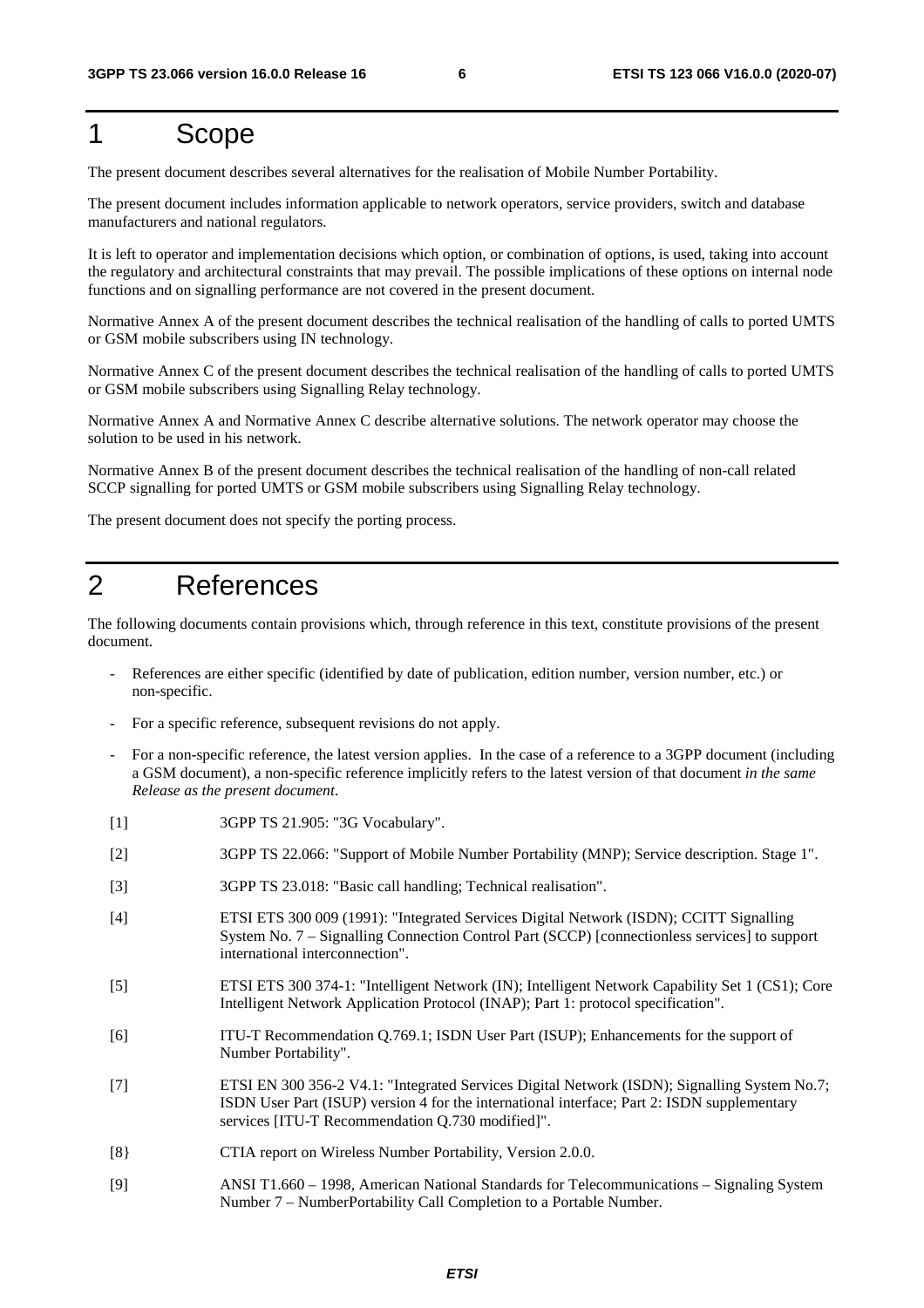# 1 Scope

The present document describes several alternatives for the realisation of Mobile Number Portability.

The present document includes information applicable to network operators, service providers, switch and database manufacturers and national regulators.

It is left to operator and implementation decisions which option, or combination of options, is used, taking into account the regulatory and architectural constraints that may prevail. The possible implications of these options on internal node functions and on signalling performance are not covered in the present document.

Normative Annex A of the present document describes the technical realisation of the handling of calls to ported UMTS or GSM mobile subscribers using IN technology.

Normative Annex C of the present document describes the technical realisation of the handling of calls to ported UMTS or GSM mobile subscribers using Signalling Relay technology.

Normative Annex A and Normative Annex C describe alternative solutions. The network operator may choose the solution to be used in his network.

Normative Annex B of the present document describes the technical realisation of the handling of non-call related SCCP signalling for ported UMTS or GSM mobile subscribers using Signalling Relay technology.

The present document does not specify the porting process.

# 2 References

The following documents contain provisions which, through reference in this text, constitute provisions of the present document.

- References are either specific (identified by date of publication, edition number, version number, etc.) or non-specific.
- For a specific reference, subsequent revisions do not apply.
- For a non-specific reference, the latest version applies. In the case of a reference to a 3GPP document (including a GSM document), a non-specific reference implicitly refers to the latest version of that document *in the same Release as the present document*.

[1] 3GPP TS 21.905: "3G Vocabulary".

[2] 3GPP TS 22.066: "Support of Mobile Number Portability (MNP); Service description. Stage 1".

[3] 3GPP TS 23.018: "Basic call handling; Technical realisation".

[4] ETSI ETS 300 009 (1991): "Integrated Services Digital Network (ISDN); CCITT Signalling System No. 7 – Signalling Connection Control Part (SCCP) [connectionless services] to support international interconnection".

[5] ETSI ETS 300 374-1: "Intelligent Network (IN); Intelligent Network Capability Set 1 (CS1); Core Intelligent Network Application Protocol (INAP); Part 1: protocol specification".

[6] ITU-T Recommendation Q.769.1; ISDN User Part (ISUP); Enhancements for the support of Number Portability".

[7] ETSI EN 300 356-2 V4.1: "Integrated Services Digital Network (ISDN); Signalling System No.7; ISDN User Part (ISUP) version 4 for the international interface; Part 2: ISDN supplementary services [ITU-T Recommendation Q.730 modified]".

[8} CTIA report on Wireless Number Portability, Version 2.0.0.

[9] ANSI T1.660 – 1998, American National Standards for Telecommunications – Signaling System Number 7 – NumberPortability Call Completion to a Portable Number.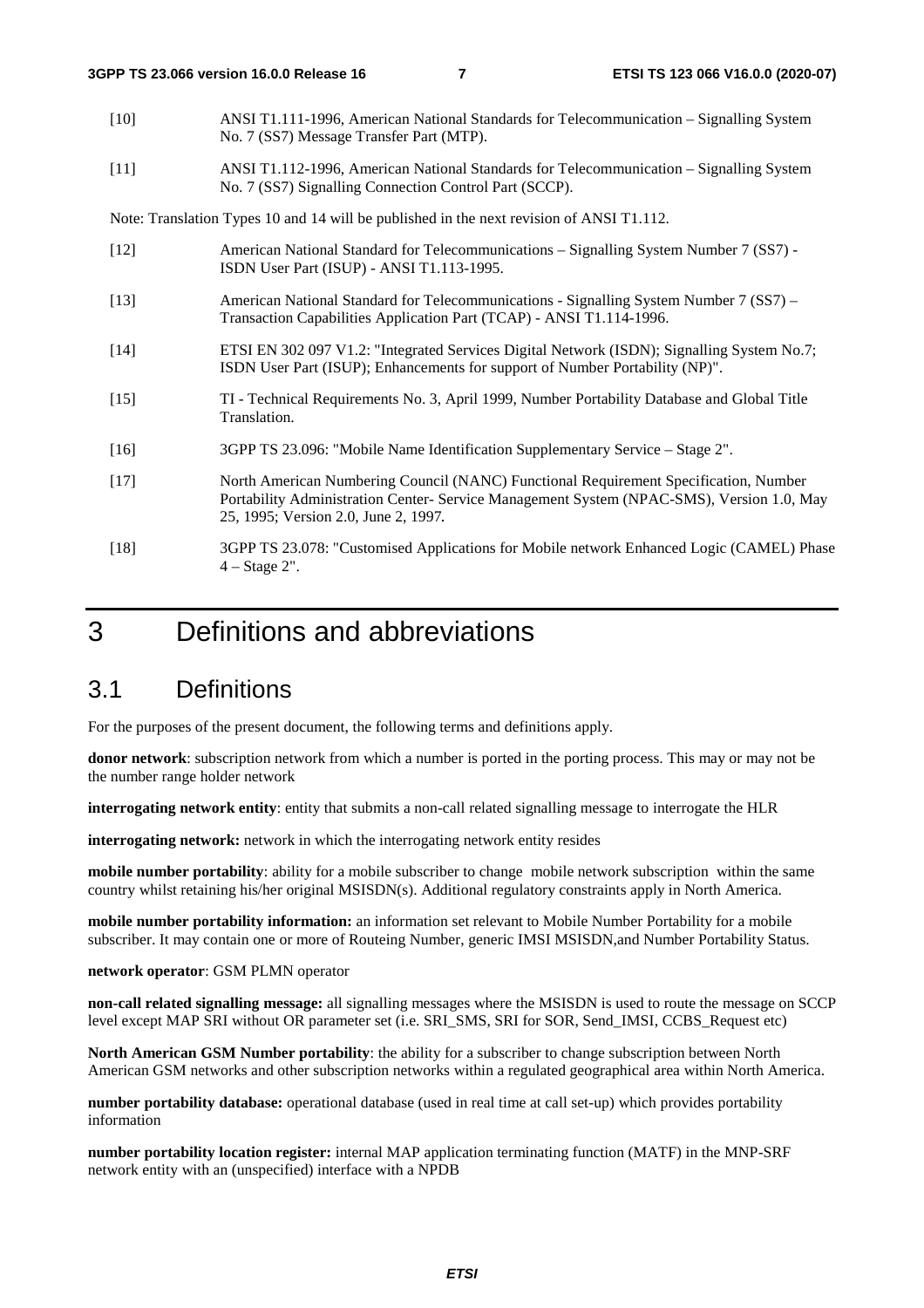[10] ANSI T1.111-1996, American National Standards for Telecommunication – Signalling System No. 7 (SS7) Message Transfer Part (MTP).

[11] ANSI T1.112-1996, American National Standards for Telecommunication – Signalling System No. 7 (SS7) Signalling Connection Control Part (SCCP).

Note: Translation Types 10 and 14 will be published in the next revision of ANSI T1.112.

[12] American National Standard for Telecommunications – Signalling System Number 7 (SS7) - ISDN User Part (ISUP) - ANSI T1.113-1995.

[13] American National Standard for Telecommunications - Signalling System Number 7 (SS7) – Transaction Capabilities Application Part (TCAP) - ANSI T1.114-1996.

[14] ETSI EN 302 097 V1.2: "Integrated Services Digital Network (ISDN); Signalling System No.7; ISDN User Part (ISUP); Enhancements for support of Number Portability (NP)".

[15] TI - Technical Requirements No. 3, April 1999, Number Portability Database and Global Title Translation.

[16] 3GPP TS 23.096: "Mobile Name Identification Supplementary Service – Stage 2".

[17] North American Numbering Council (NANC) Functional Requirement Specification, Number Portability Administration Center- Service Management System (NPAC-SMS), Version 1.0, May 25, 1995; Version 2.0, June 2, 1997.

[18] 3GPP TS 23.078: "Customised Applications for Mobile network Enhanced Logic (CAMEL) Phase 4 – Stage 2".

# 3 Definitions and abbreviations

## 3.1 Definitions

For the purposes of the present document, the following terms and definitions apply.

**donor network**: subscription network from which a number is ported in the porting process. This may or may not be the number range holder network

**interrogating network entity**: entity that submits a non-call related signalling message to interrogate the HLR

**interrogating network:** network in which the interrogating network entity resides

**mobile number portability**: ability for a mobile subscriber to change mobile network subscription within the same country whilst retaining his/her original MSISDN(s). Additional regulatory constraints apply in North America.

**mobile number portability information:** an information set relevant to Mobile Number Portability for a mobile subscriber. It may contain one or more of Routeing Number, generic IMSI MSISDN,and Number Portability Status.

**network operator**: GSM PLMN operator

**non-call related signalling message:** all signalling messages where the MSISDN is used to route the message on SCCP level except MAP SRI without OR parameter set (i.e. SRI_SMS, SRI for SOR, Send_IMSI, CCBS_Request etc)

**North American GSM Number portability**: the ability for a subscriber to change subscription between North American GSM networks and other subscription networks within a regulated geographical area within North America.

**number portability database:** operational database (used in real time at call set-up) which provides portability information

**number portability location register:** internal MAP application terminating function (MATF) in the MNP-SRF network entity with an (unspecified) interface with a NPDB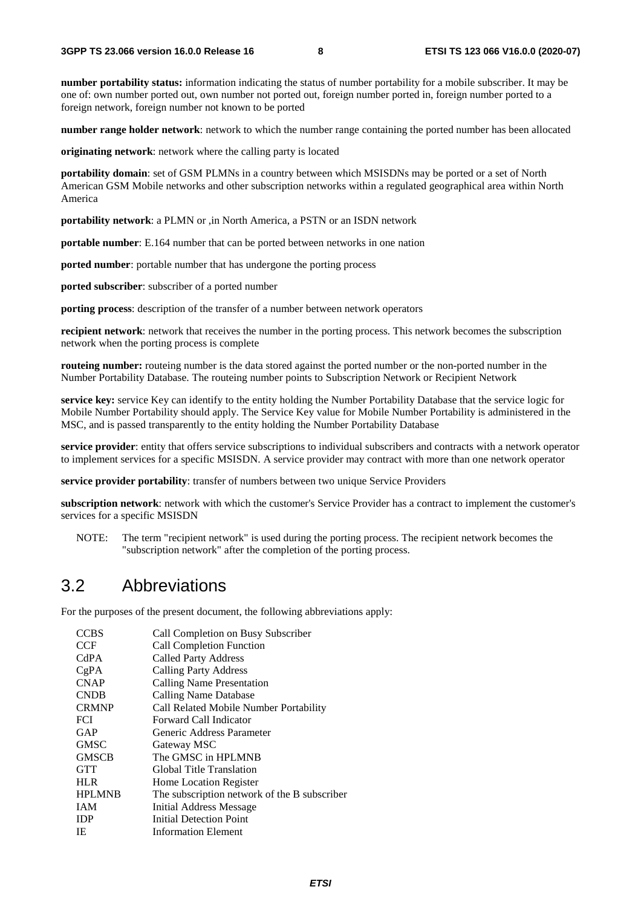**number portability status:** information indicating the status of number portability for a mobile subscriber. It may be one of: own number ported out, own number not ported out, foreign number ported in, foreign number ported to a foreign network, foreign number not known to be ported

**number range holder network**: network to which the number range containing the ported number has been allocated

**originating network**: network where the calling party is located

**portability domain**: set of GSM PLMNs in a country between which MSISDNs may be ported or a set of North American GSM Mobile networks and other subscription networks within a regulated geographical area within North America

**portability network**: a PLMN or ,in North America, a PSTN or an ISDN network

**portable number**: E.164 number that can be ported between networks in one nation

**ported number**: portable number that has undergone the porting process

**ported subscriber**: subscriber of a ported number

**porting process**: description of the transfer of a number between network operators

**recipient network**: network that receives the number in the porting process. This network becomes the subscription network when the porting process is complete

**routeing number:** routeing number is the data stored against the ported number or the non-ported number in the Number Portability Database. The routeing number points to Subscription Network or Recipient Network

**service key:** service Key can identify to the entity holding the Number Portability Database that the service logic for Mobile Number Portability should apply. The Service Key value for Mobile Number Portability is administered in the MSC, and is passed transparently to the entity holding the Number Portability Database

**service provider**: entity that offers service subscriptions to individual subscribers and contracts with a network operator to implement services for a specific MSISDN. A service provider may contract with more than one network operator

**service provider portability**: transfer of numbers between two unique Service Providers

**subscription network**: network with which the customer's Service Provider has a contract to implement the customer's services for a specific MSISDN

NOTE: The term "recipient network" is used during the porting process. The recipient network becomes the "subscription network" after the completion of the porting process.

## 3.2 Abbreviations

For the purposes of the present document, the following abbreviations apply:

| | |
|---|---|
| CCBS | Call Completion on Busy Subscriber |
| CCF | Call Completion Function |
| CdPA | Called Party Address |
| CgPA | Calling Party Address |
| CNAP | Calling Name Presentation |
| CNDB | Calling Name Database |
| CRMNP | Call Related Mobile Number Portability |
| FCI | Forward Call Indicator |
| GAP | Generic Address Parameter |
| GMSC | Gateway MSC |
| GMSCB | The GMSC in HPLMNB |
| GTT | Global Title Translation |
| HLR | Home Location Register |
| HPLMNB | The subscription network of the B subscriber |
| IAM | Initial Address Message |
| IDP | Initial Detection Point |
| IE | Information Element |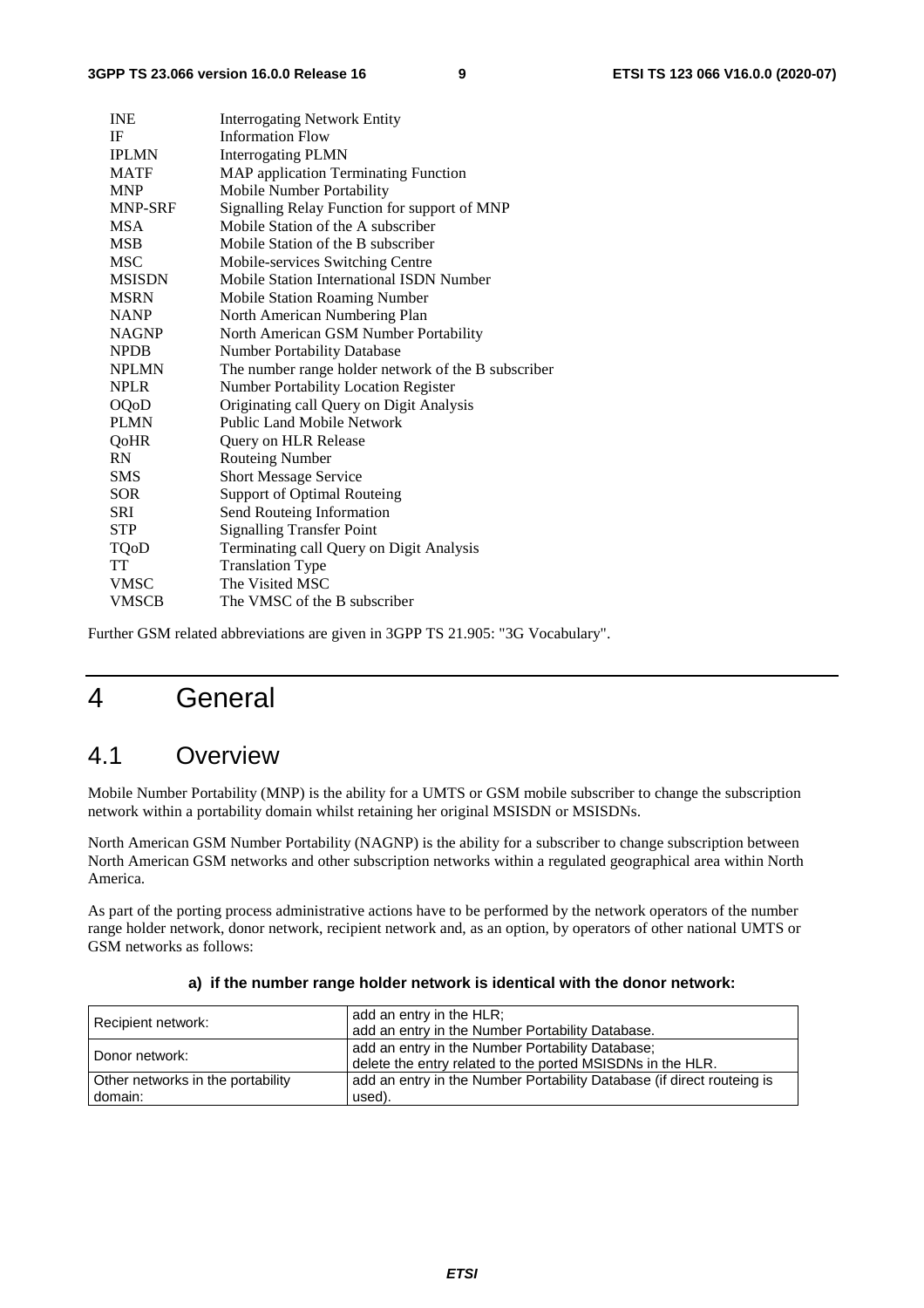| | |
|---|---|
| INE | Interrogating Network Entity |
| IF | Information Flow |
| IPLMN | Interrogating PLMN |
| MATF | MAP application Terminating Function |
| MNP | Mobile Number Portability |
| MNP-SRF | Signalling Relay Function for support of MNP |
| MSA | Mobile Station of the A subscriber |
| MSB | Mobile Station of the B subscriber |
| MSC | Mobile-services Switching Centre |
| MSISDN | Mobile Station International ISDN Number |
| MSRN | Mobile Station Roaming Number |
| NANP | North American Numbering Plan |
| NAGNP | North American GSM Number Portability |
| NPDB | Number Portability Database |
| NPLMN | The number range holder network of the B subscriber |
| NPLR | Number Portability Location Register |
| OQoD | Originating call Query on Digit Analysis |
| PLMN | Public Land Mobile Network |
| QoHR | Query on HLR Release |
| RN | Routeing Number |
| SMS | Short Message Service |
| SOR | Support of Optimal Routeing |
| SRI | Send Routeing Information |
| STP | Signalling Transfer Point |
| TQoD | Terminating call Query on Digit Analysis |
| TT | Translation Type |
| VMSC | The Visited MSC |
| VMSCB | The VMSC of the B subscriber |

Further GSM related abbreviations are given in 3GPP TS 21.905: "3G Vocabulary".

# 4 General

## 4.1 Overview

Mobile Number Portability (MNP) is the ability for a UMTS or GSM mobile subscriber to change the subscription network within a portability domain whilst retaining her original MSISDN or MSISDNs.

North American GSM Number Portability (NAGNP) is the ability for a subscriber to change subscription between North American GSM networks and other subscription networks within a regulated geographical area within North America.

As part of the porting process administrative actions have to be performed by the network operators of the number range holder network, donor network, recipient network and, as an option, by operators of other national UMTS or GSM networks as follows:

**a) if the number range holder network is identical with the donor network:**

| | |
|---|---|
| Recipient network: | add an entry in the HLR;<br>add an entry in the Number Portability Database. |
| Donor network: | add an entry in the Number Portability Database;<br>delete the entry related to the ported MSISDNs in the HLR. |
| Other networks in the portability domain: | add an entry in the Number Portability Database (if direct routeing is used). |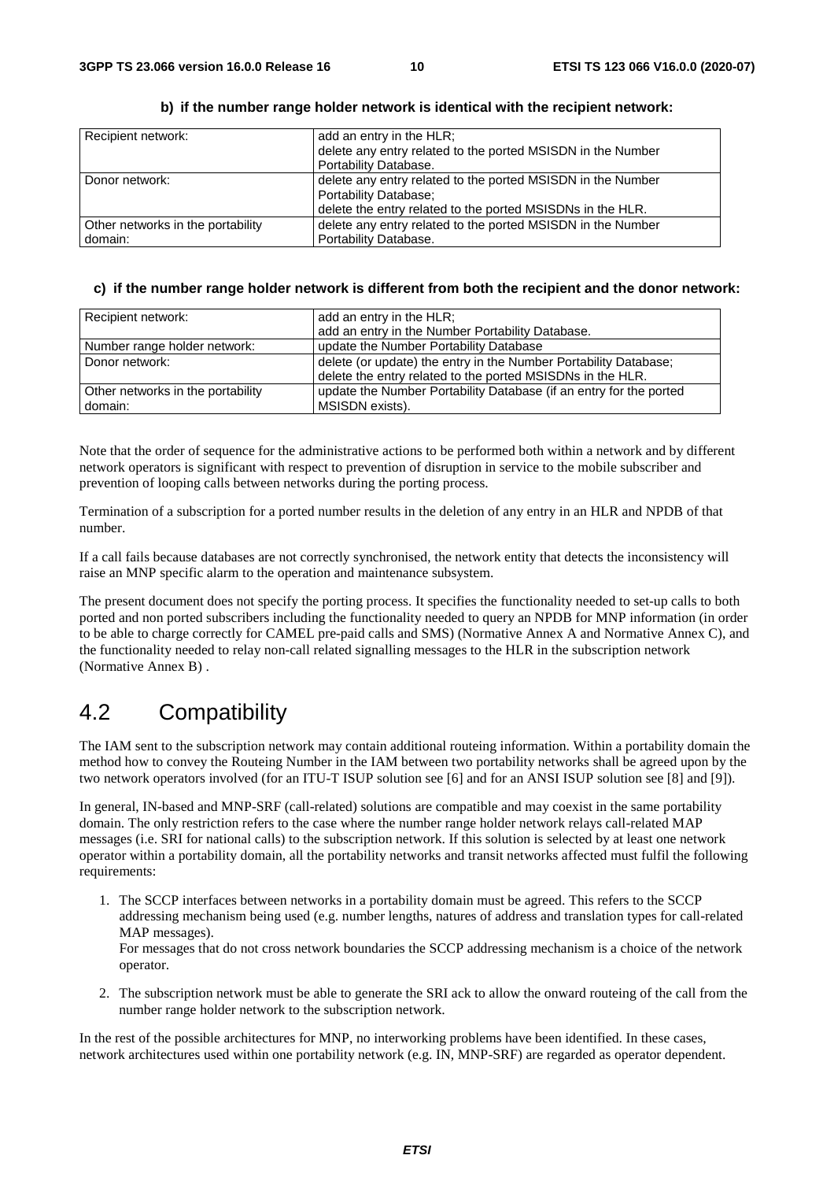**b) if the number range holder network is identical with the recipient network:**

| | |
|---|---|
| Recipient network: | add an entry in the HLR;<br>delete any entry related to the ported MSISDN in the Number Portability Database. |
| Donor network: | delete any entry related to the ported MSISDN in the Number Portability Database;<br>delete the entry related to the ported MSISDNs in the HLR. |
| Other networks in the portability domain: | delete any entry related to the ported MSISDN in the Number Portability Database. |

**c) if the number range holder network is different from both the recipient and the donor network:**

| | |
|---|---|
| Recipient network: | add an entry in the HLR;<br>add an entry in the Number Portability Database. |
| Number range holder network: | update the Number Portability Database |
| Donor network: | delete (or update) the entry in the Number Portability Database;<br>delete the entry related to the ported MSISDNs in the HLR. |
| Other networks in the portability domain: | update the Number Portability Database (if an entry for the ported MSISDN exists). |

Note that the order of sequence for the administrative actions to be performed both within a network and by different network operators is significant with respect to prevention of disruption in service to the mobile subscriber and prevention of looping calls between networks during the porting process.

Termination of a subscription for a ported number results in the deletion of any entry in an HLR and NPDB of that number.

If a call fails because databases are not correctly synchronised, the network entity that detects the inconsistency will raise an MNP specific alarm to the operation and maintenance subsystem.

The present document does not specify the porting process. It specifies the functionality needed to set-up calls to both ported and non ported subscribers including the functionality needed to query an NPDB for MNP information (in order to be able to charge correctly for CAMEL pre-paid calls and SMS) (Normative Annex A and Normative Annex C), and the functionality needed to relay non-call related signalling messages to the HLR in the subscription network (Normative Annex B) .

## 4.2 Compatibility

The IAM sent to the subscription network may contain additional routeing information. Within a portability domain the method how to convey the Routeing Number in the IAM between two portability networks shall be agreed upon by the two network operators involved (for an ITU-T ISUP solution see [6] and for an ANSI ISUP solution see [8] and [9]).

In general, IN-based and MNP-SRF (call-related) solutions are compatible and may coexist in the same portability domain. The only restriction refers to the case where the number range holder network relays call-related MAP messages (i.e. SRI for national calls) to the subscription network. If this solution is selected by at least one network operator within a portability domain, all the portability networks and transit networks affected must fulfil the following requirements:

1. The SCCP interfaces between networks in a portability domain must be agreed. This refers to the SCCP addressing mechanism being used (e.g. number lengths, natures of address and translation types for call-related MAP messages).
   For messages that do not cross network boundaries the SCCP addressing mechanism is a choice of the network operator.

2. The subscription network must be able to generate the SRI ack to allow the onward routeing of the call from the number range holder network to the subscription network.

In the rest of the possible architectures for MNP, no interworking problems have been identified. In these cases, network architectures used within one portability network (e.g. IN, MNP-SRF) are regarded as operator dependent.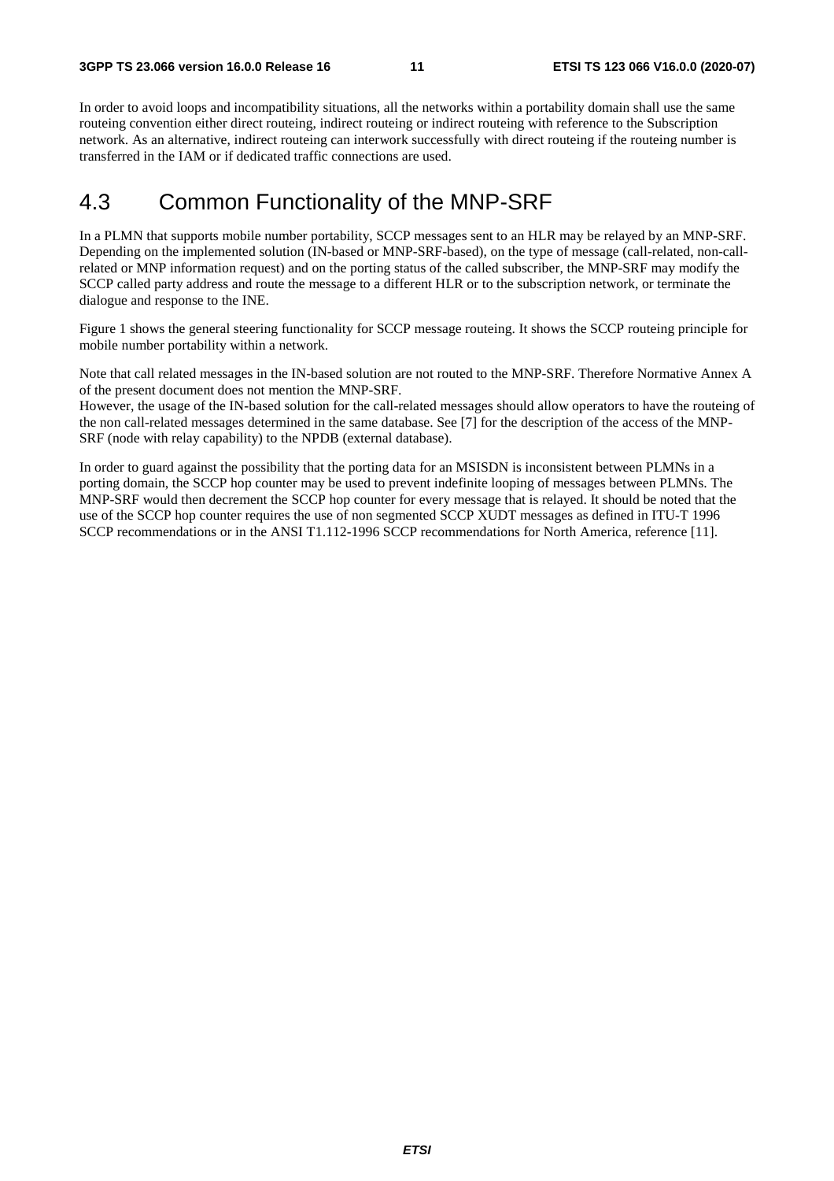In order to avoid loops and incompatibility situations, all the networks within a portability domain shall use the same routeing convention either direct routeing, indirect routeing or indirect routeing with reference to the Subscription network. As an alternative, indirect routeing can interwork successfully with direct routeing if the routeing number is transferred in the IAM or if dedicated traffic connections are used.

## 4.3 Common Functionality of the MNP-SRF

In a PLMN that supports mobile number portability, SCCP messages sent to an HLR may be relayed by an MNP-SRF. Depending on the implemented solution (IN-based or MNP-SRF-based), on the type of message (call-related, non-call-related or MNP information request) and on the porting status of the called subscriber, the MNP-SRF may modify the SCCP called party address and route the message to a different HLR or to the subscription network, or terminate the dialogue and response to the INE.

Figure 1 shows the general steering functionality for SCCP message routeing. It shows the SCCP routeing principle for mobile number portability within a network.

Note that call related messages in the IN-based solution are not routed to the MNP-SRF. Therefore Normative Annex A of the present document does not mention the MNP-SRF.
However, the usage of the IN-based solution for the call-related messages should allow operators to have the routeing of the non call-related messages determined in the same database. See [7] for the description of the access of the MNP-SRF (node with relay capability) to the NPDB (external database).

In order to guard against the possibility that the porting data for an MSISDN is inconsistent between PLMNs in a porting domain, the SCCP hop counter may be used to prevent indefinite looping of messages between PLMNs. The MNP-SRF would then decrement the SCCP hop counter for every message that is relayed. It should be noted that the use of the SCCP hop counter requires the use of non segmented SCCP XUDT messages as defined in ITU-T 1996 SCCP recommendations or in the ANSI T1.112-1996 SCCP recommendations for North America, reference [11].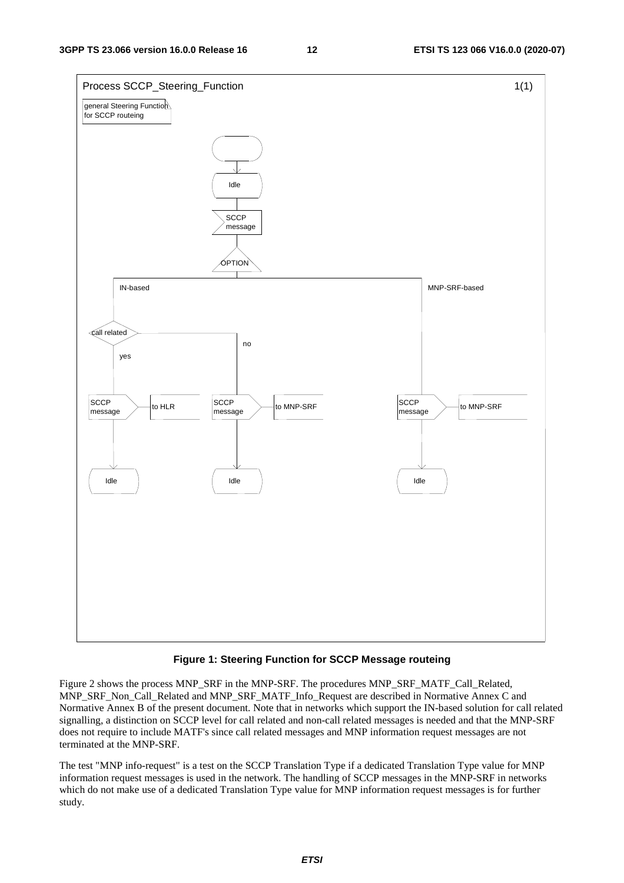Process SCCP_Steering_Function 1(1)

general Steering Function for SCCP routeing

Idle

SCCP message

OPTION

IN-based

MNP-SRF-based

call related

no

yes

SCCP message

to HLR

SCCP message

to MNP-SRF

SCCP message

to MNP-SRF

Idle

Idle

Idle

**Figure 1: Steering Function for SCCP Message routeing**

Figure 2 shows the process MNP_SRF in the MNP-SRF. The procedures MNP_SRF_MATF_Call_Related, MNP_SRF_Non_Call_Related and MNP_SRF_MATF_Info_Request are described in Normative Annex C and Normative Annex B of the present document. Note that in networks which support the IN-based solution for call related signalling, a distinction on SCCP level for call related and non-call related messages is needed and that the MNP-SRF does not require to include MATF's since call related messages and MNP information request messages are not terminated at the MNP-SRF.

The test "MNP info-request" is a test on the SCCP Translation Type if a dedicated Translation Type value for MNP information request messages is used in the network. The handling of SCCP messages in the MNP-SRF in networks which do not make use of a dedicated Translation Type value for MNP information request messages is for further study.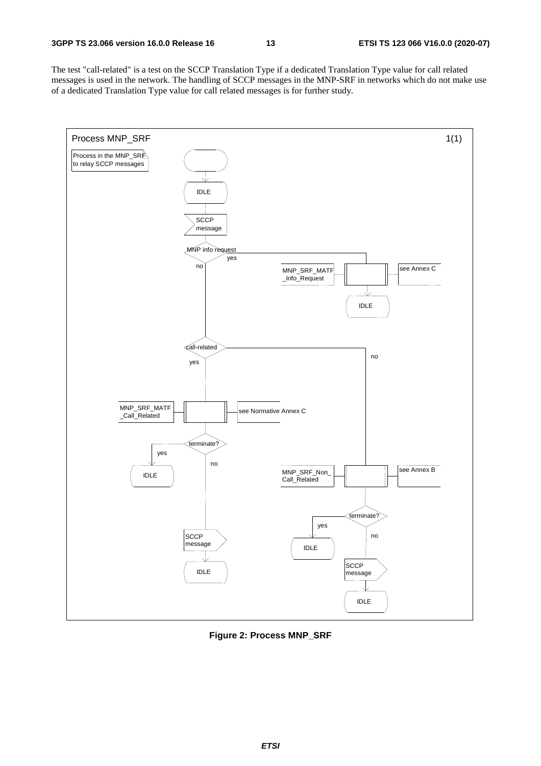The test "call-related" is a test on the SCCP Translation Type if a dedicated Translation Type value for call related messages is used in the network. The handling of SCCP messages in the MNP-SRF in networks which do not make use of a dedicated Translation Type value for call related messages is for further study.

Process MNP_SRF 1(1)

Process in the MNP_SRF to relay SCCP messages

IDLE

SCCP message

MNP info request

yes

no

MNP_SRF_MATF_Info_Request

see Annex C

IDLE

call-related

no

yes

MNP_SRF_MATF_Call_Related

see Normative Annex C

terminate?

yes

no

IDLE

MNP_SRF_Non_Call_Related

see Annex B

terminate?

yes

no

IDLE

SCCP message

IDLE

SCCP message

IDLE

**Figure 2: Process MNP_SRF**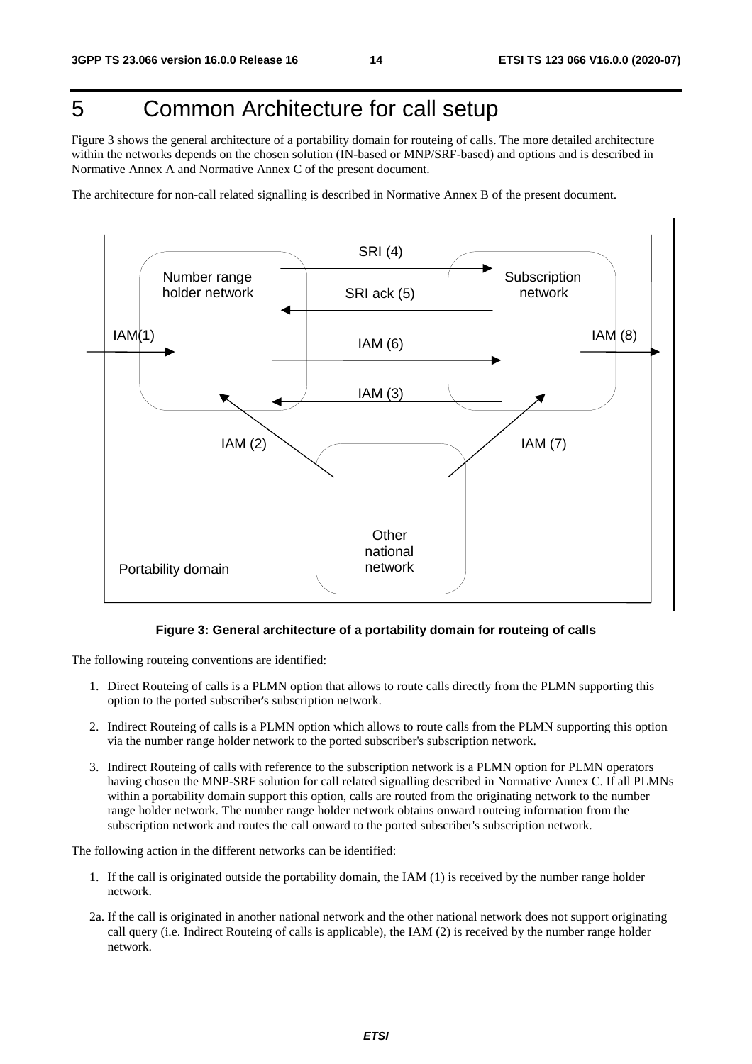# 5 Common Architecture for call setup

Figure 3 shows the general architecture of a portability domain for routeing of calls. The more detailed architecture within the networks depends on the chosen solution (IN-based or MNP/SRF-based) and options and is described in Normative Annex A and Normative Annex C of the present document.

The architecture for non-call related signalling is described in Normative Annex B of the present document.

**Figure 3: General architecture of a portability domain for routeing of calls**

The following routeing conventions are identified:

1. Direct Routeing of calls is a PLMN option that allows to route calls directly from the PLMN supporting this option to the ported subscriber's subscription network.
2. Indirect Routeing of calls is a PLMN option which allows to route calls from the PLMN supporting this option via the number range holder network to the ported subscriber's subscription network.
3. Indirect Routeing of calls with reference to the subscription network is a PLMN option for PLMN operators having chosen the MNP-SRF solution for call related signalling described in Normative Annex C. If all PLMNs within a portability domain support this option, calls are routed from the originating network to the number range holder network. The number range holder network obtains onward routeing information from the subscription network and routes the call onward to the ported subscriber's subscription network.

The following action in the different networks can be identified:

1. If the call is originated outside the portability domain, the IAM (1) is received by the number range holder network.

2a. If the call is originated in another national network and the other national network does not support originating call query (i.e. Indirect Routeing of calls is applicable), the IAM (2) is received by the number range holder network.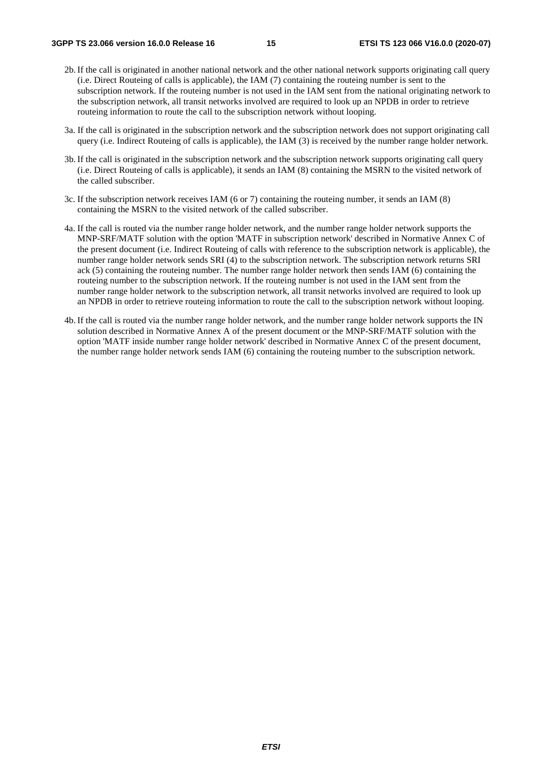2b. If the call is originated in another national network and the other national network supports originating call query (i.e. Direct Routeing of calls is applicable), the IAM (7) containing the routeing number is sent to the subscription network. If the routeing number is not used in the IAM sent from the national originating network to the subscription network, all transit networks involved are required to look up an NPDB in order to retrieve routeing information to route the call to the subscription network without looping.

3a. If the call is originated in the subscription network and the subscription network does not support originating call query (i.e. Indirect Routeing of calls is applicable), the IAM (3) is received by the number range holder network.

3b. If the call is originated in the subscription network and the subscription network supports originating call query (i.e. Direct Routeing of calls is applicable), it sends an IAM (8) containing the MSRN to the visited network of the called subscriber.

3c. If the subscription network receives IAM (6 or 7) containing the routeing number, it sends an IAM (8) containing the MSRN to the visited network of the called subscriber.

4a. If the call is routed via the number range holder network, and the number range holder network supports the MNP-SRF/MATF solution with the option 'MATF in subscription network' described in Normative Annex C of the present document (i.e. Indirect Routeing of calls with reference to the subscription network is applicable), the number range holder network sends SRI (4) to the subscription network. The subscription network returns SRI ack (5) containing the routeing number. The number range holder network then sends IAM (6) containing the routeing number to the subscription network. If the routeing number is not used in the IAM sent from the number range holder network to the subscription network, all transit networks involved are required to look up an NPDB in order to retrieve routeing information to route the call to the subscription network without looping.

4b. If the call is routed via the number range holder network, and the number range holder network supports the IN solution described in Normative Annex A of the present document or the MNP-SRF/MATF solution with the option 'MATF inside number range holder network' described in Normative Annex C of the present document, the number range holder network sends IAM (6) containing the routeing number to the subscription network.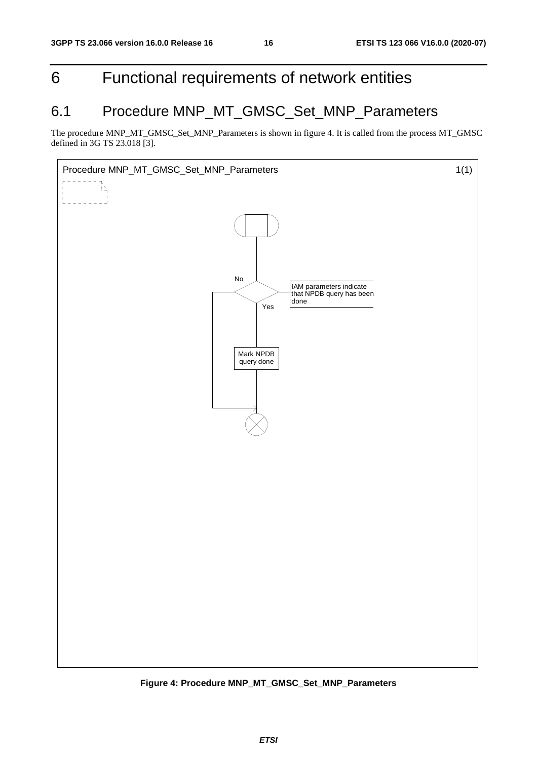# 6 Functional requirements of network entities

## 6.1 Procedure MNP_MT_GMSC_Set_MNP_Parameters

The procedure MNP_MT_GMSC_Set_MNP_Parameters is shown in figure 4. It is called from the process MT_GMSC defined in 3G TS 23.018 [3].

Procedure MNP_MT_GMSC_Set_MNP_Parameters 1(1)

IAM parameters indicate that NPDB query has been done

No

Yes

Mark NPDB query done

**Figure 4: Procedure MNP_MT_GMSC_Set_MNP_Parameters**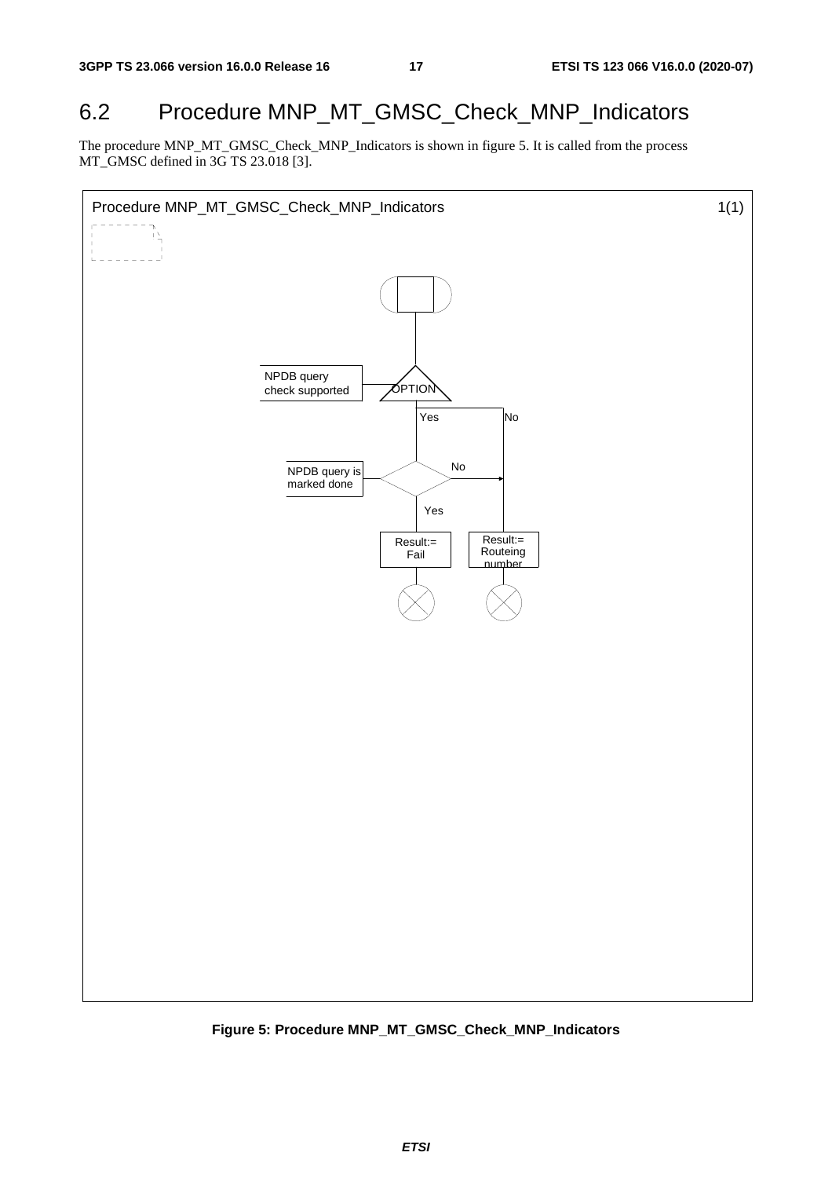## 6.2 Procedure MNP_MT_GMSC_Check_MNP_Indicators

The procedure MNP_MT_GMSC_Check_MNP_Indicators is shown in figure 5. It is called from the process MT_GMSC defined in 3G TS 23.018 [3].

Procedure MNP_MT_GMSC_Check_MNP_Indicators 1(1)

NPDB query check supported

OPTION

Yes No

NPDB query is marked done

No

Yes

Result:= Fail

Result:= Routeing number

**Figure 5: Procedure MNP_MT_GMSC_Check_MNP_Indicators**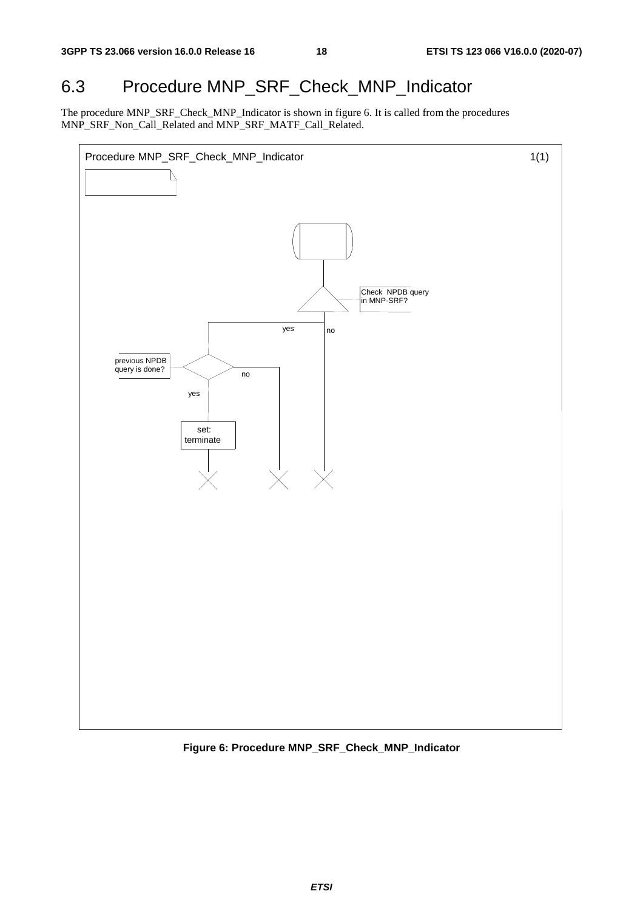## 6.3 Procedure MNP_SRF_Check_MNP_Indicator

The procedure MNP_SRF_Check_MNP_Indicator is shown in figure 6. It is called from the procedures MNP_SRF_Non_Call_Related and MNP_SRF_MATF_Call_Related.

Procedure MNP_SRF_Check_MNP_Indicator 1(1)

Check NPDB query in MNP-SRF?

yes

no

previous NPDB query is done?

no

yes

set: terminate

**Figure 6: Procedure MNP_SRF_Check_MNP_Indicator**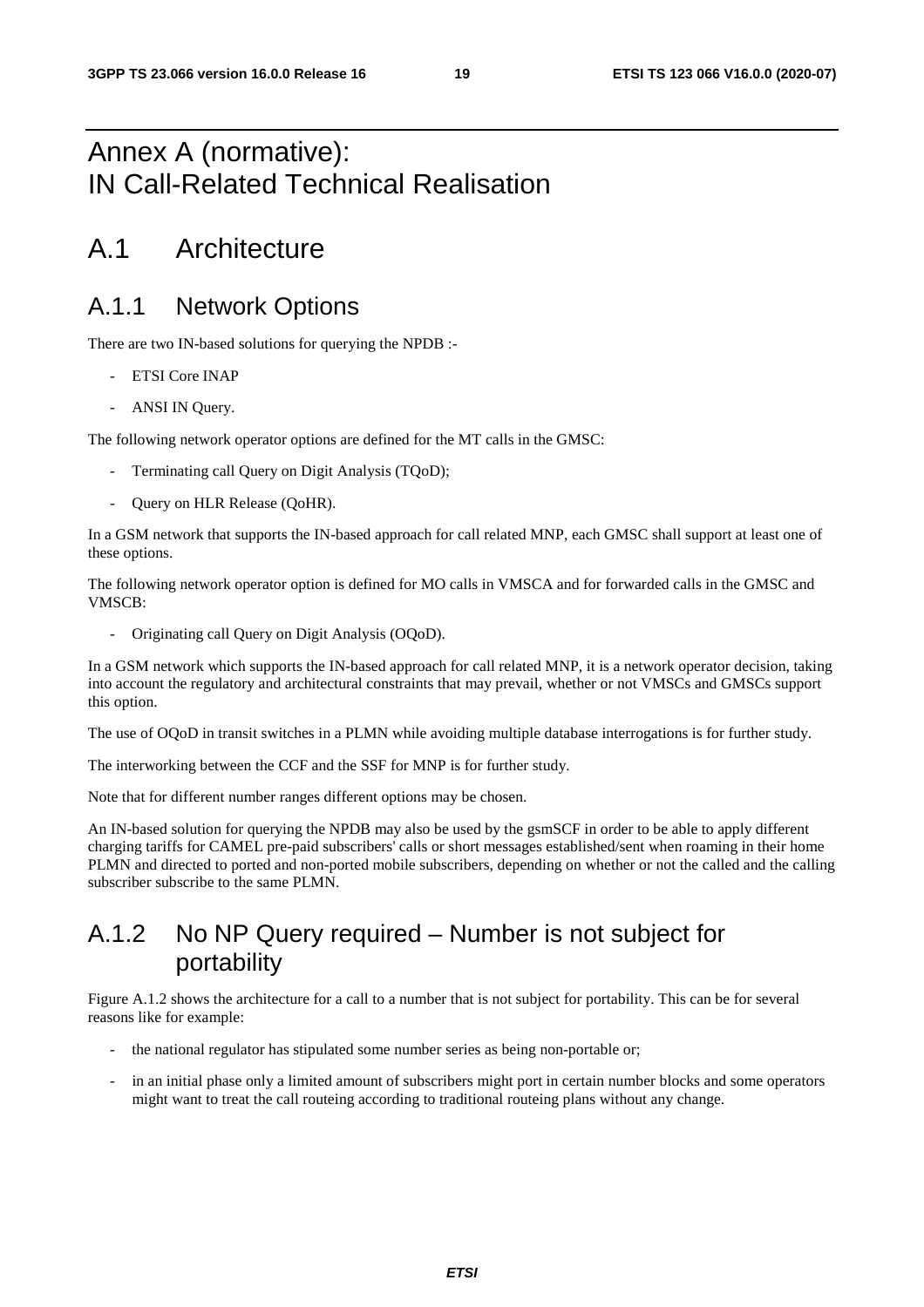# Annex A (normative): IN Call-Related Technical Realisation

# A.1 Architecture

## A.1.1 Network Options

There are two IN-based solutions for querying the NPDB :-

- ETSI Core INAP
- ANSI IN Query.

The following network operator options are defined for the MT calls in the GMSC:

- Terminating call Query on Digit Analysis (TQoD);
- Query on HLR Release (QoHR).

In a GSM network that supports the IN-based approach for call related MNP, each GMSC shall support at least one of these options.

The following network operator option is defined for MO calls in VMSCA and for forwarded calls in the GMSC and VMSCB:

- Originating call Query on Digit Analysis (OQoD).

In a GSM network which supports the IN-based approach for call related MNP, it is a network operator decision, taking into account the regulatory and architectural constraints that may prevail, whether or not VMSCs and GMSCs support this option.

The use of OQoD in transit switches in a PLMN while avoiding multiple database interrogations is for further study.

The interworking between the CCF and the SSF for MNP is for further study.

Note that for different number ranges different options may be chosen.

An IN-based solution for querying the NPDB may also be used by the gsmSCF in order to be able to apply different charging tariffs for CAMEL pre-paid subscribers' calls or short messages established/sent when roaming in their home PLMN and directed to ported and non-ported mobile subscribers, depending on whether or not the called and the calling subscriber subscribe to the same PLMN.

## A.1.2 No NP Query required – Number is not subject for portability

Figure A.1.2 shows the architecture for a call to a number that is not subject for portability. This can be for several reasons like for example:

- the national regulator has stipulated some number series as being non-portable or;
- in an initial phase only a limited amount of subscribers might port in certain number blocks and some operators might want to treat the call routeing according to traditional routeing plans without any change.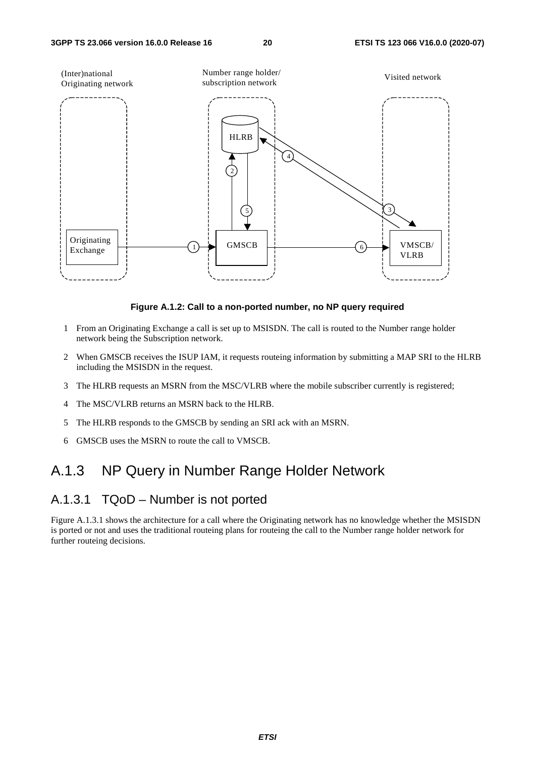**Figure A.1.2: Call to a non-ported number, no NP query required**

1 From an Originating Exchange a call is set up to MSISDN. The call is routed to the Number range holder network being the Subscription network.

2 When GMSCB receives the ISUP IAM, it requests routeing information by submitting a MAP SRI to the HLRB including the MSISDN in the request.

3 The HLRB requests an MSRN from the MSC/VLRB where the mobile subscriber currently is registered;

4 The MSC/VLRB returns an MSRN back to the HLRB.

5 The HLRB responds to the GMSCB by sending an SRI ack with an MSRN.

6 GMSCB uses the MSRN to route the call to VMSCB.

## A.1.3 NP Query in Number Range Holder Network

### A.1.3.1 TQoD – Number is not ported

Figure A.1.3.1 shows the architecture for a call where the Originating network has no knowledge whether the MSISDN is ported or not and uses the traditional routeing plans for routeing the call to the Number range holder network for further routeing decisions.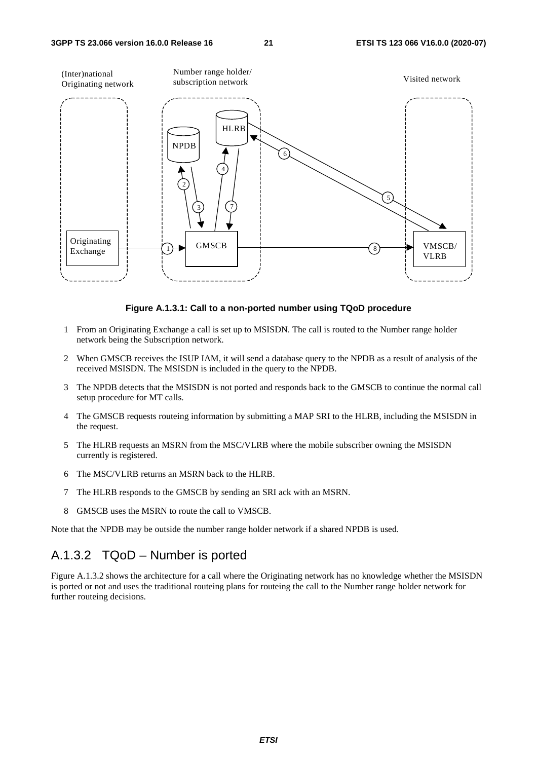**Figure A.1.3.1: Call to a non-ported number using TQoD procedure**

1 From an Originating Exchange a call is set up to MSISDN. The call is routed to the Number range holder network being the Subscription network.

2 When GMSCB receives the ISUP IAM, it will send a database query to the NPDB as a result of analysis of the received MSISDN. The MSISDN is included in the query to the NPDB.

3 The NPDB detects that the MSISDN is not ported and responds back to the GMSCB to continue the normal call setup procedure for MT calls.

4 The GMSCB requests routeing information by submitting a MAP SRI to the HLRB, including the MSISDN in the request.

5 The HLRB requests an MSRN from the MSC/VLRB where the mobile subscriber owning the MSISDN currently is registered.

6 The MSC/VLRB returns an MSRN back to the HLRB.

7 The HLRB responds to the GMSCB by sending an SRI ack with an MSRN.

8 GMSCB uses the MSRN to route the call to VMSCB.

Note that the NPDB may be outside the number range holder network if a shared NPDB is used.

### A.1.3.2 TQoD – Number is ported

Figure A.1.3.2 shows the architecture for a call where the Originating network has no knowledge whether the MSISDN is ported or not and uses the traditional routeing plans for routeing the call to the Number range holder network for further routeing decisions.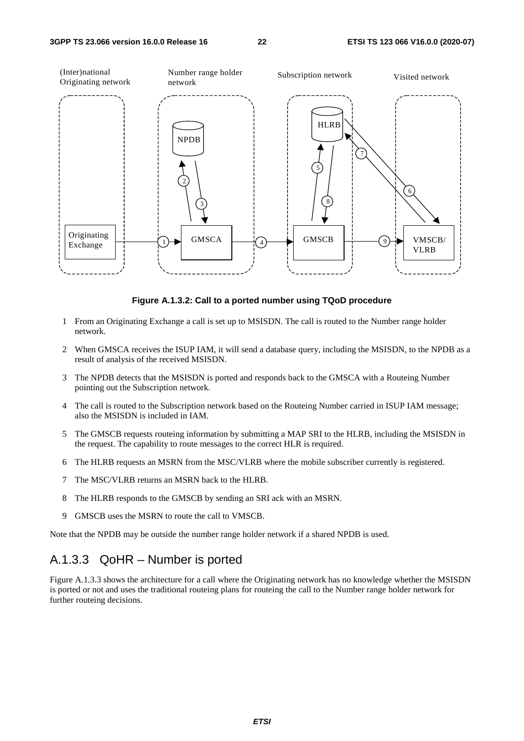**Figure A.1.3.2: Call to a ported number using TQoD procedure**

1 From an Originating Exchange a call is set up to MSISDN. The call is routed to the Number range holder network.

2 When GMSCA receives the ISUP IAM, it will send a database query, including the MSISDN, to the NPDB as a result of analysis of the received MSISDN.

3 The NPDB detects that the MSISDN is ported and responds back to the GMSCA with a Routeing Number pointing out the Subscription network.

4 The call is routed to the Subscription network based on the Routeing Number carried in ISUP IAM message; also the MSISDN is included in IAM.

5 The GMSCB requests routeing information by submitting a MAP SRI to the HLRB, including the MSISDN in the request. The capability to route messages to the correct HLR is required.

6 The HLRB requests an MSRN from the MSC/VLRB where the mobile subscriber currently is registered.

7 The MSC/VLRB returns an MSRN back to the HLRB.

8 The HLRB responds to the GMSCB by sending an SRI ack with an MSRN.

9 GMSCB uses the MSRN to route the call to VMSCB.

Note that the NPDB may be outside the number range holder network if a shared NPDB is used.

## A.1.3.3 QoHR – Number is ported

Figure A.1.3.3 shows the architecture for a call where the Originating network has no knowledge whether the MSISDN is ported or not and uses the traditional routeing plans for routeing the call to the Number range holder network for further routeing decisions.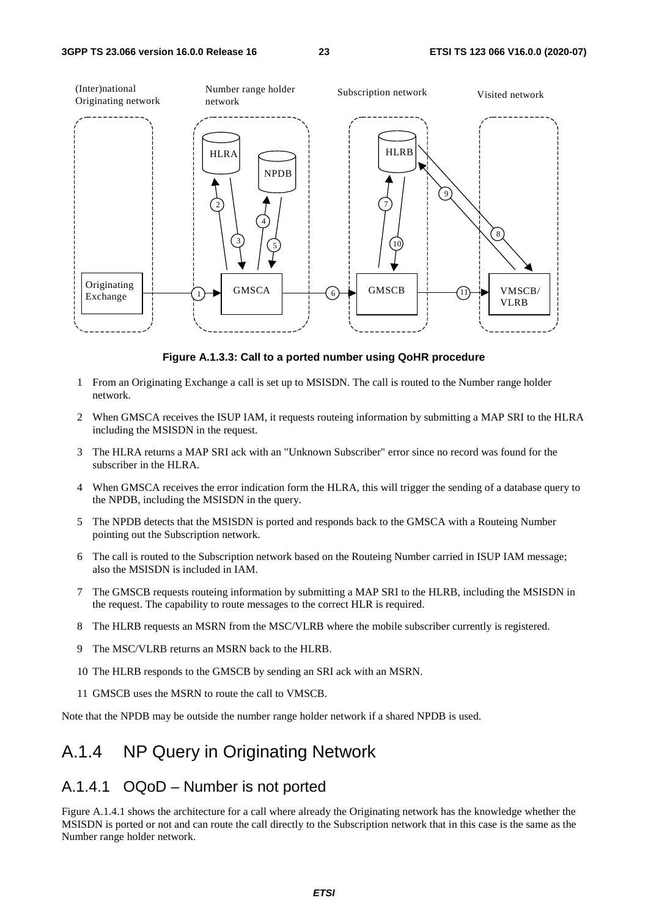**Figure A.1.3.3: Call to a ported number using QoHR procedure**

1 From an Originating Exchange a call is set up to MSISDN. The call is routed to the Number range holder network.

2 When GMSCA receives the ISUP IAM, it requests routeing information by submitting a MAP SRI to the HLRA including the MSISDN in the request.

3 The HLRA returns a MAP SRI ack with an "Unknown Subscriber" error since no record was found for the subscriber in the HLRA.

4 When GMSCA receives the error indication form the HLRA, this will trigger the sending of a database query to the NPDB, including the MSISDN in the query.

5 The NPDB detects that the MSISDN is ported and responds back to the GMSCA with a Routeing Number pointing out the Subscription network.

6 The call is routed to the Subscription network based on the Routeing Number carried in ISUP IAM message; also the MSISDN is included in IAM.

7 The GMSCB requests routeing information by submitting a MAP SRI to the HLRB, including the MSISDN in the request. The capability to route messages to the correct HLR is required.

8 The HLRB requests an MSRN from the MSC/VLRB where the mobile subscriber currently is registered.

9 The MSC/VLRB returns an MSRN back to the HLRB.

10 The HLRB responds to the GMSCB by sending an SRI ack with an MSRN.

11 GMSCB uses the MSRN to route the call to VMSCB.

Note that the NPDB may be outside the number range holder network if a shared NPDB is used.

## A.1.4 NP Query in Originating Network

### A.1.4.1 OQoD – Number is not ported

Figure A.1.4.1 shows the architecture for a call where already the Originating network has the knowledge whether the MSISDN is ported or not and can route the call directly to the Subscription network that in this case is the same as the Number range holder network.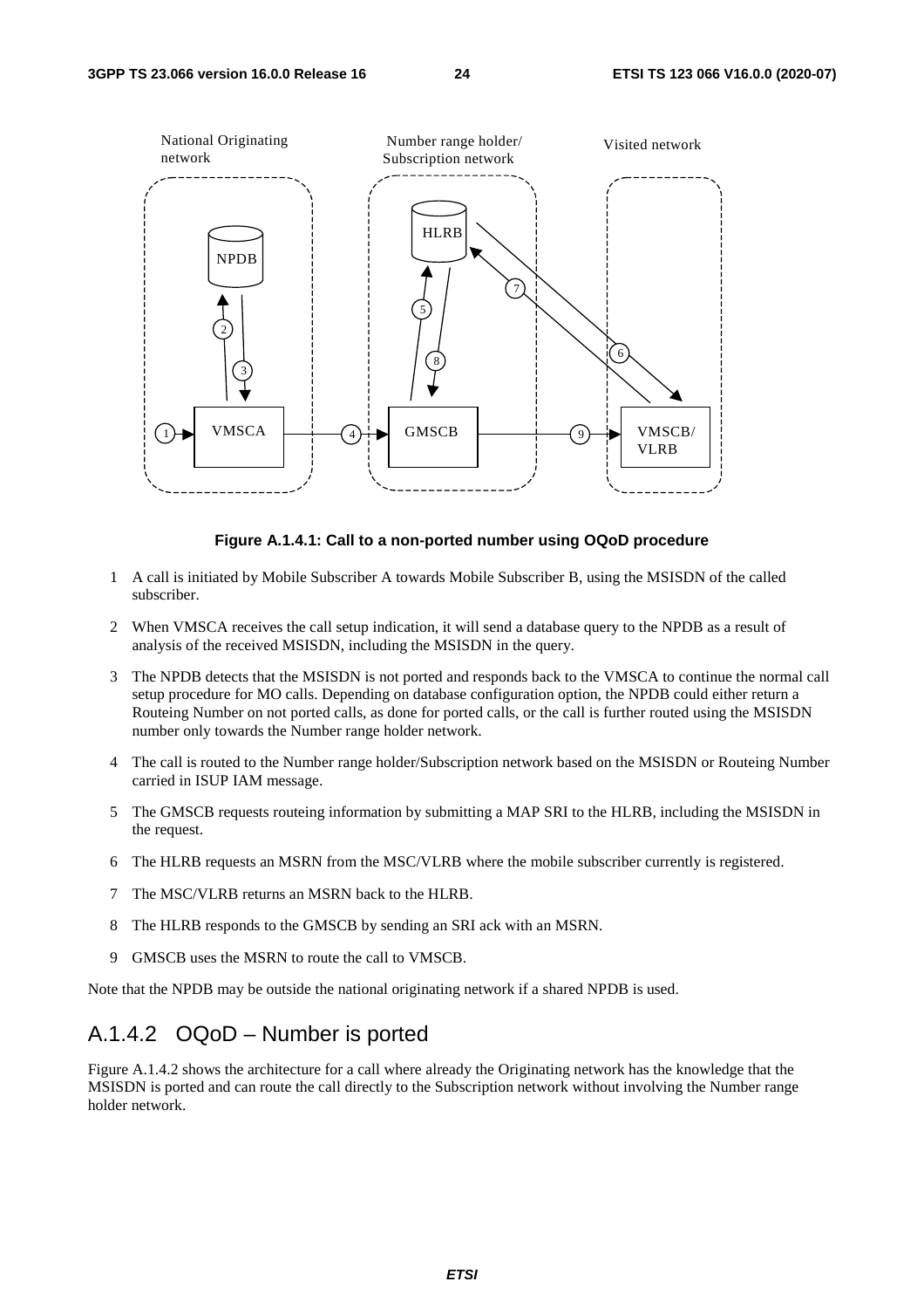**Figure A.1.4.1: Call to a non-ported number using OQoD procedure**

1 A call is initiated by Mobile Subscriber A towards Mobile Subscriber B, using the MSISDN of the called subscriber.

2 When VMSCA receives the call setup indication, it will send a database query to the NPDB as a result of analysis of the received MSISDN, including the MSISDN in the query.

3 The NPDB detects that the MSISDN is not ported and responds back to the VMSCA to continue the normal call setup procedure for MO calls. Depending on database configuration option, the NPDB could either return a Routeing Number on not ported calls, as done for ported calls, or the call is further routed using the MSISDN number only towards the Number range holder network.

4 The call is routed to the Number range holder/Subscription network based on the MSISDN or Routeing Number carried in ISUP IAM message.

5 The GMSCB requests routeing information by submitting a MAP SRI to the HLRB, including the MSISDN in the request.

6 The HLRB requests an MSRN from the MSC/VLRB where the mobile subscriber currently is registered.

7 The MSC/VLRB returns an MSRN back to the HLRB.

8 The HLRB responds to the GMSCB by sending an SRI ack with an MSRN.

9 GMSCB uses the MSRN to route the call to VMSCB.

Note that the NPDB may be outside the national originating network if a shared NPDB is used.

## A.1.4.2 OQoD – Number is ported

Figure A.1.4.2 shows the architecture for a call where already the Originating network has the knowledge that the MSISDN is ported and can route the call directly to the Subscription network without involving the Number range holder network.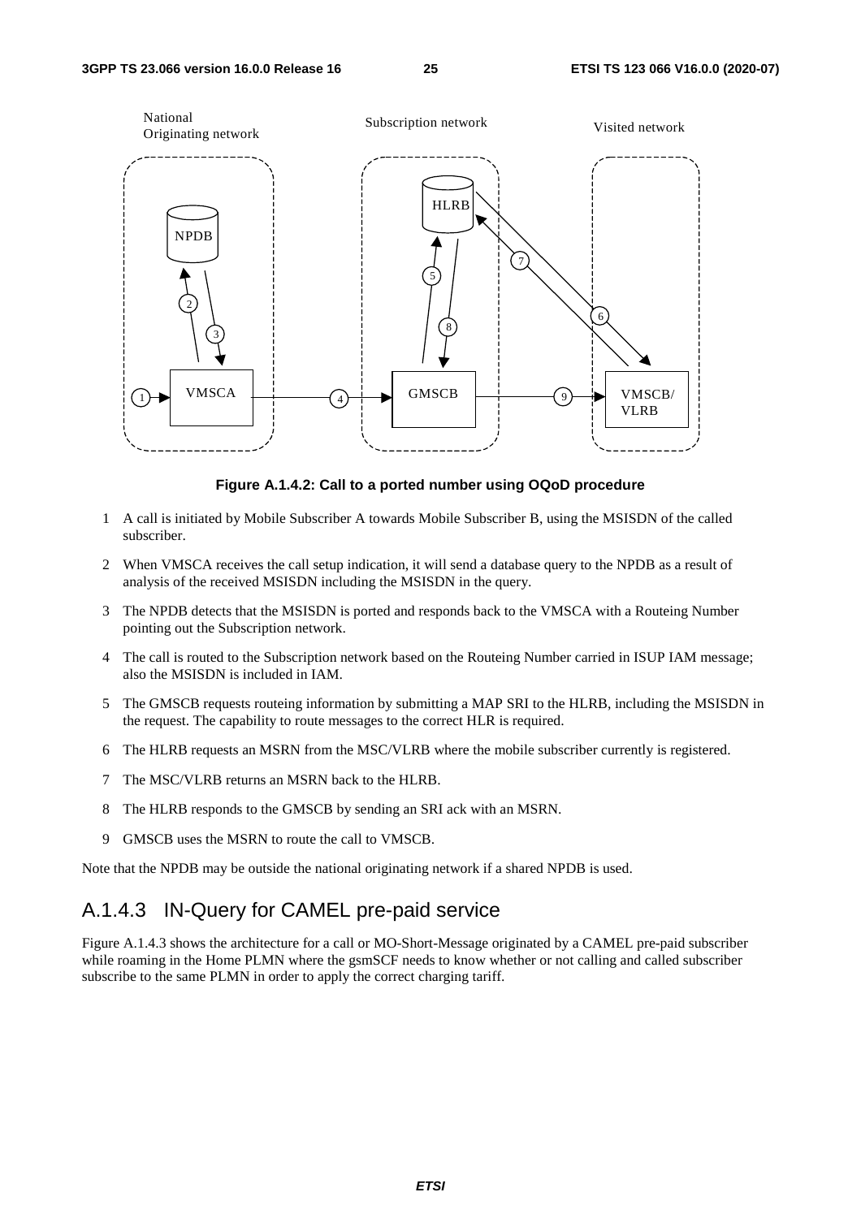**Figure A.1.4.2: Call to a ported number using OQoD procedure**

1 A call is initiated by Mobile Subscriber A towards Mobile Subscriber B, using the MSISDN of the called subscriber.

2 When VMSCA receives the call setup indication, it will send a database query to the NPDB as a result of analysis of the received MSISDN including the MSISDN in the query.

3 The NPDB detects that the MSISDN is ported and responds back to the VMSCA with a Routeing Number pointing out the Subscription network.

4 The call is routed to the Subscription network based on the Routeing Number carried in ISUP IAM message; also the MSISDN is included in IAM.

5 The GMSCB requests routeing information by submitting a MAP SRI to the HLRB, including the MSISDN in the request. The capability to route messages to the correct HLR is required.

6 The HLRB requests an MSRN from the MSC/VLRB where the mobile subscriber currently is registered.

7 The MSC/VLRB returns an MSRN back to the HLRB.

8 The HLRB responds to the GMSCB by sending an SRI ack with an MSRN.

9 GMSCB uses the MSRN to route the call to VMSCB.

Note that the NPDB may be outside the national originating network if a shared NPDB is used.

## A.1.4.3 IN-Query for CAMEL pre-paid service

Figure A.1.4.3 shows the architecture for a call or MO-Short-Message originated by a CAMEL pre-paid subscriber while roaming in the Home PLMN where the gsmSCF needs to know whether or not calling and called subscriber subscribe to the same PLMN in order to apply the correct charging tariff.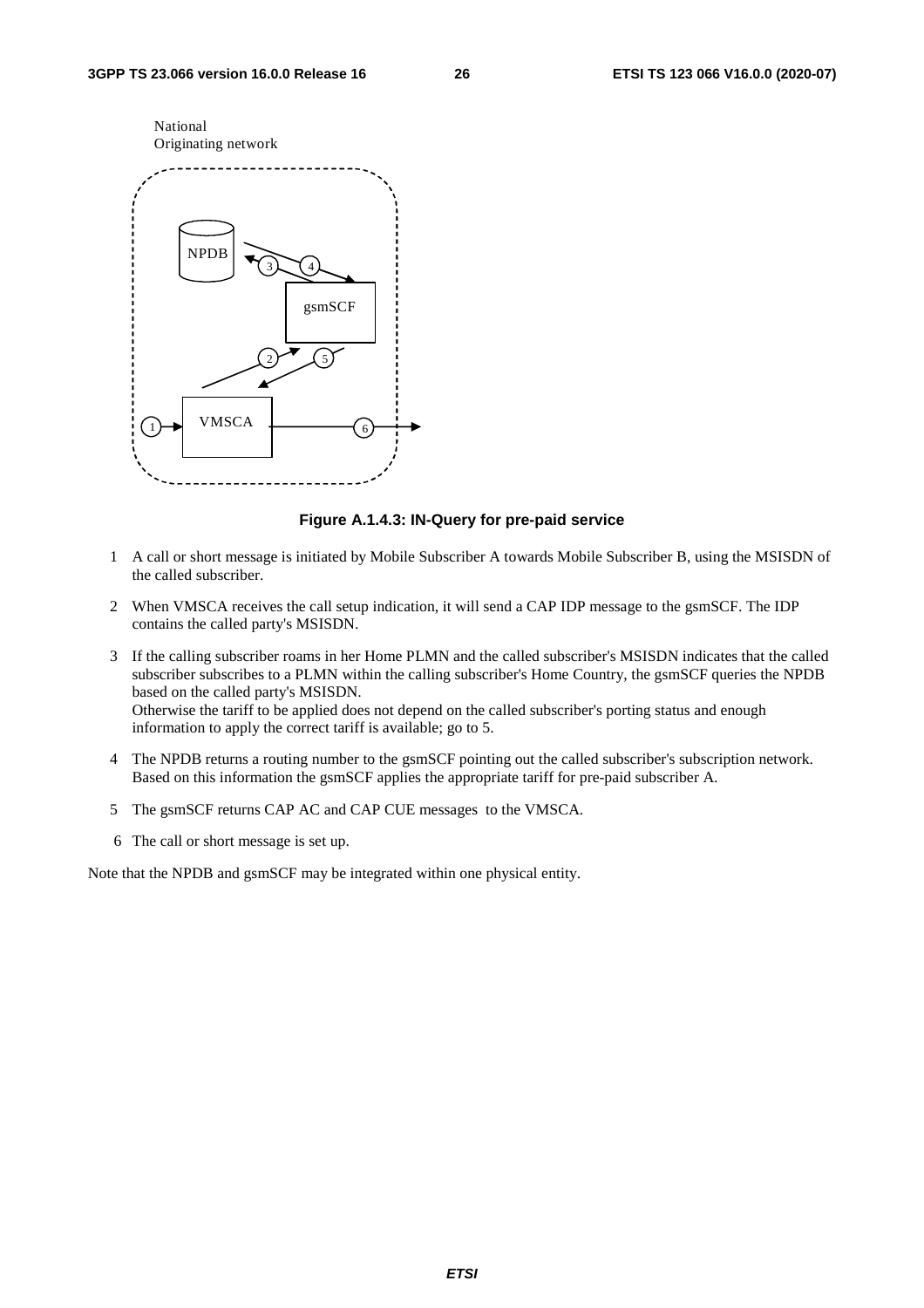National
Originating network

NPDB

gsmSCF

VMSCA

**Figure A.1.4.3: IN-Query for pre-paid service**

1 A call or short message is initiated by Mobile Subscriber A towards Mobile Subscriber B, using the MSISDN of the called subscriber.

2 When VMSCA receives the call setup indication, it will send a CAP IDP message to the gsmSCF. The IDP contains the called party's MSISDN.

3 If the calling subscriber roams in her Home PLMN and the called subscriber's MSISDN indicates that the called subscriber subscribes to a PLMN within the calling subscriber's Home Country, the gsmSCF queries the NPDB based on the called party's MSISDN.
Otherwise the tariff to be applied does not depend on the called subscriber's porting status and enough information to apply the correct tariff is available; go to 5.

4 The NPDB returns a routing number to the gsmSCF pointing out the called subscriber's subscription network. Based on this information the gsmSCF applies the appropriate tariff for pre-paid subscriber A.

5 The gsmSCF returns CAP AC and CAP CUE messages to the VMSCA.

6 The call or short message is set up.

Note that the NPDB and gsmSCF may be integrated within one physical entity.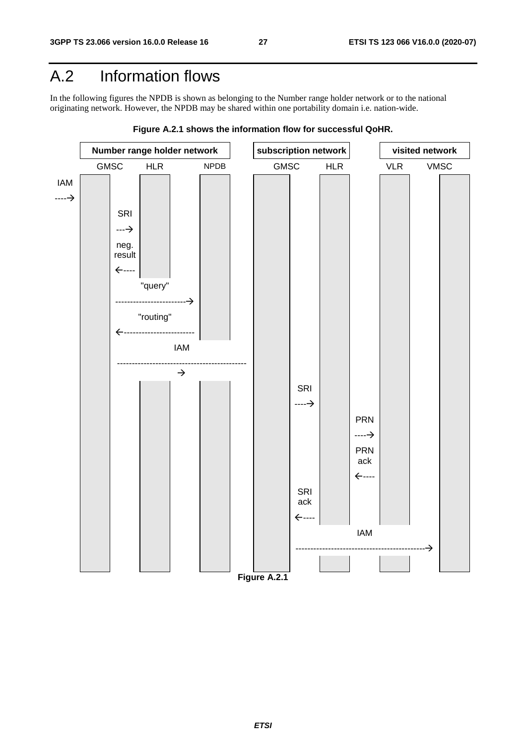# A.2 Information flows

In the following figures the NPDB is shown as belonging to the Number range holder network or to the national originating network. However, the NPDB may be shared within one portability domain i.e. nation-wide.

**Figure A.2.1 shows the information flow for successful QoHR.**

| Number range holder network | | | subscription network | | visited network | |
|---|---|---|---|---|---|---|
| GMSC | HLR | NPDB | GMSC | HLR | VLR | VMSC |

IAM ----→

SRI ---→ (GMSC → HLR)

neg. result ←---- (HLR → GMSC)

"query" ------------------------→ (GMSC → NPDB)

"routing" ←------------------------ (NPDB → GMSC)

IAM --------------------------------------------→ (Number range holder GMSC → subscription network GMSC)

SRI ----→ (GMSC → HLR)

PRN ----→ (HLR → VLR)

PRN ack ←---- (VLR → HLR)

SRI ack ←---- (HLR → GMSC)

IAM --------------------------------------------→ (subscription network GMSC → VMSC)

**Figure A.2.1**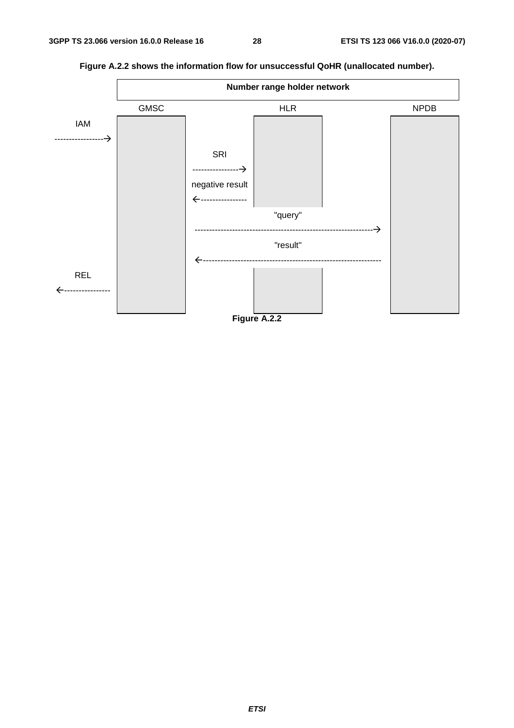**Figure A.2.2 shows the information flow for unsuccessful QoHR (unallocated number).**

```
                              Number range holder network

                  GMSC                    HLR                       NPDB
IAM
----------------->
                          SRI
                          ---------------->
                          negative result
                          <----------------
                                          "query"
                          ---------------------------------------------->
                                          "result"
                          <----------------------------------------------
REL
<----------------
```

**Figure A.2.2**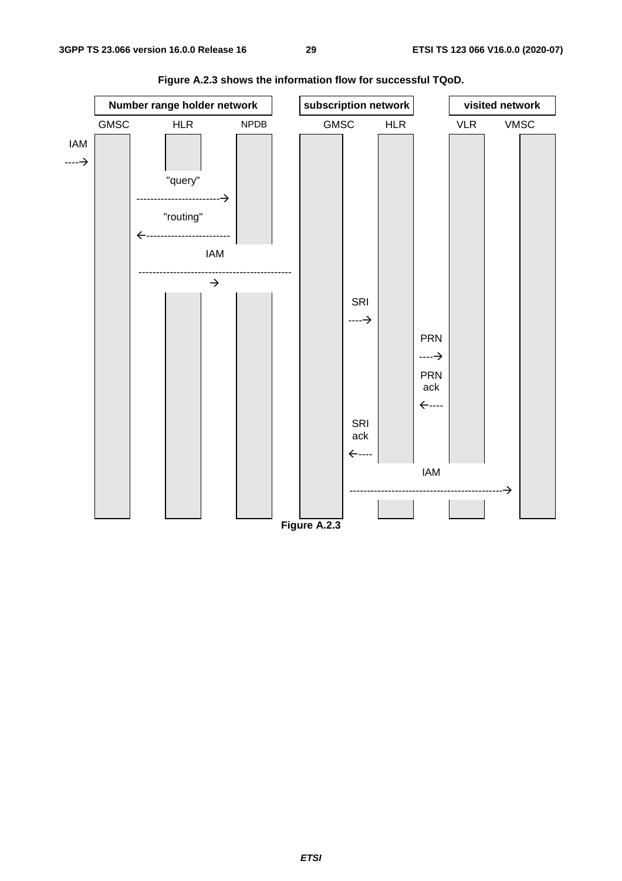**Figure A.2.3 shows the information flow for successful TQoD.**

| Number range holder network | | | subscription network | | visited network | |
|---|---|---|---|---|---|---|
| GMSC | HLR | NPDB | GMSC | HLR | VLR | VMSC |

IAM ---->

"query" ------------------------>

"routing" <------------------------

IAM -------------------------------------------->

SRI ---->

PRN ---->

PRN ack <----

SRI ack <----

IAM -------------------------------------------->

**Figure A.2.3**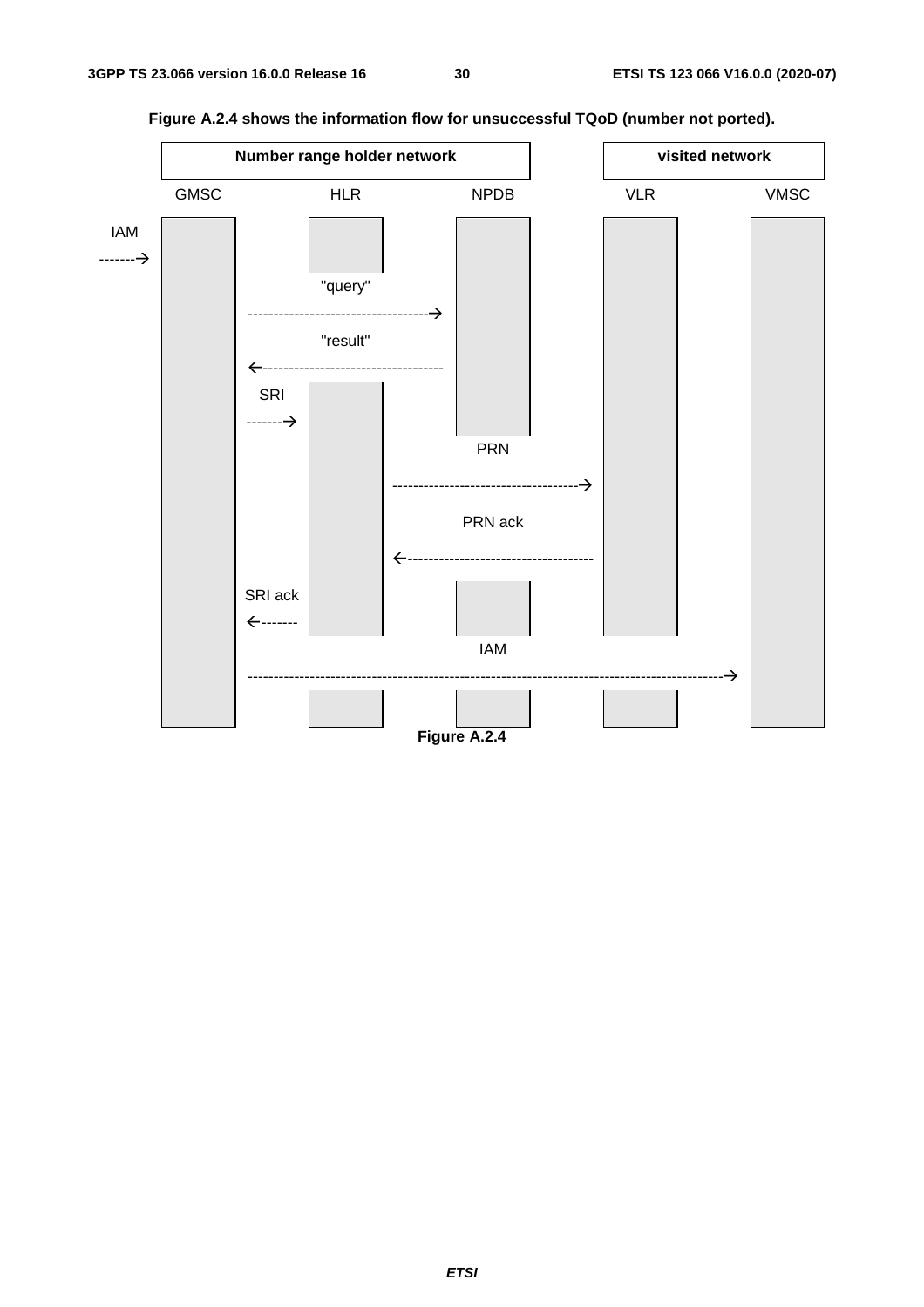**Figure A.2.4 shows the information flow for unsuccessful TQoD (number not ported).**

```
        Number range holder network                 visited network
   GMSC            HLR            NPDB              VLR            VMSC

IAM
------->
                "query"
          ------------------------------->
                "result"
          <-------------------------------
          SRI
          ------->
                                 PRN
                          ------------------------------->
                                 PRN ack
                          <-------------------------------
          SRI ack
          <-------
                                 IAM
          ------------------------------------------------------------->
```

**Figure A.2.4**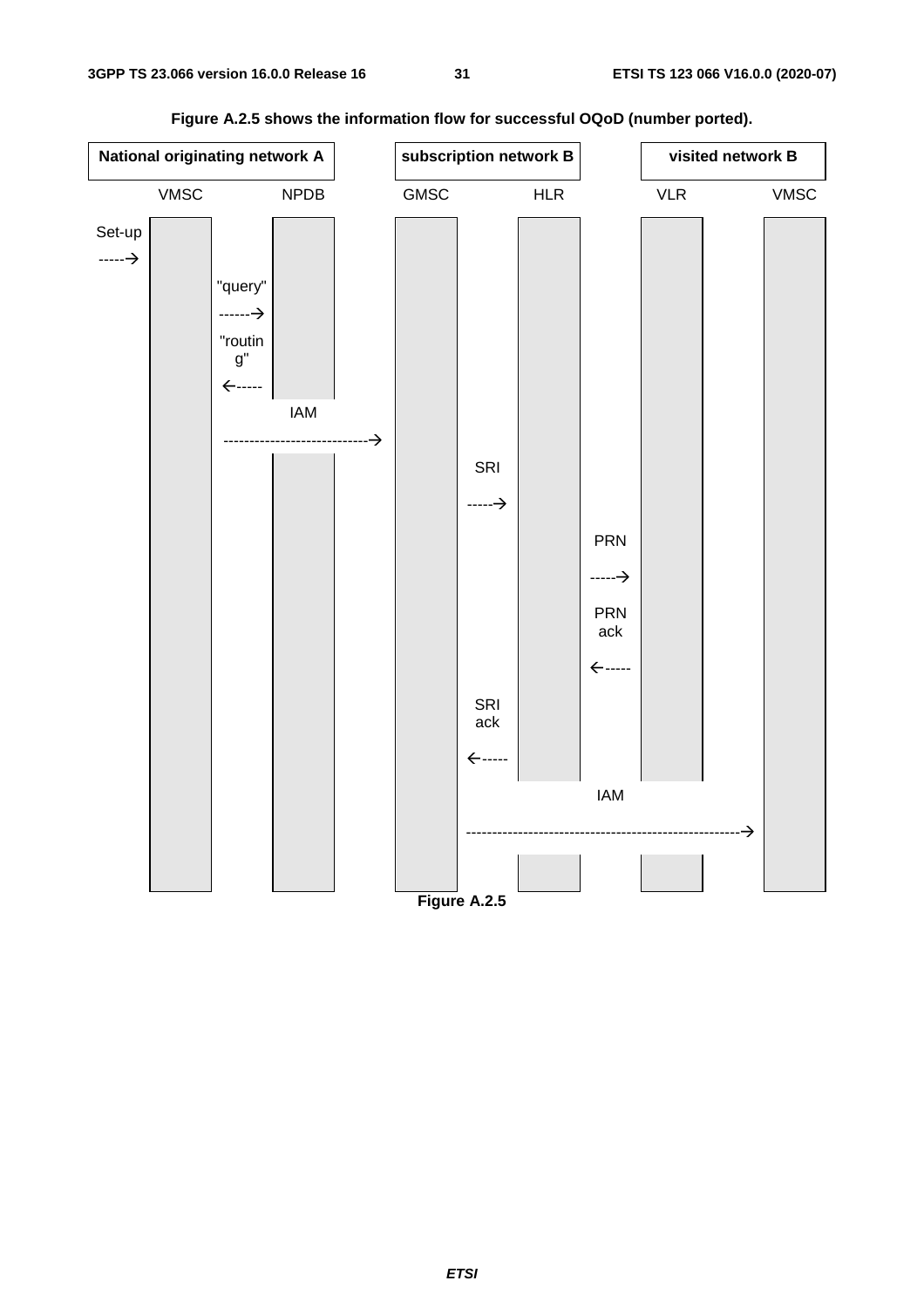**Figure A.2.5 shows the information flow for successful OQoD (number ported).**

| National originating network A | | subscription network B | | visited network B | |
|---|---|---|---|---|---|
| VMSC | NPDB | GMSC | HLR | VLR | VMSC |

Set-up -----→ (VMSC)

"query" ------→ (VMSC → NPDB)

"routing" ←----- (NPDB → VMSC)

IAM ----------------------------→ (VMSC → GMSC)

SRI -----→ (GMSC → HLR)

PRN -----→ (HLR → VLR)

PRN ack ←----- (VLR → HLR)

SRI ack ←----- (HLR → GMSC)

IAM ----------------------------------------------------→ (GMSC → VMSC)

**Figure A.2.5**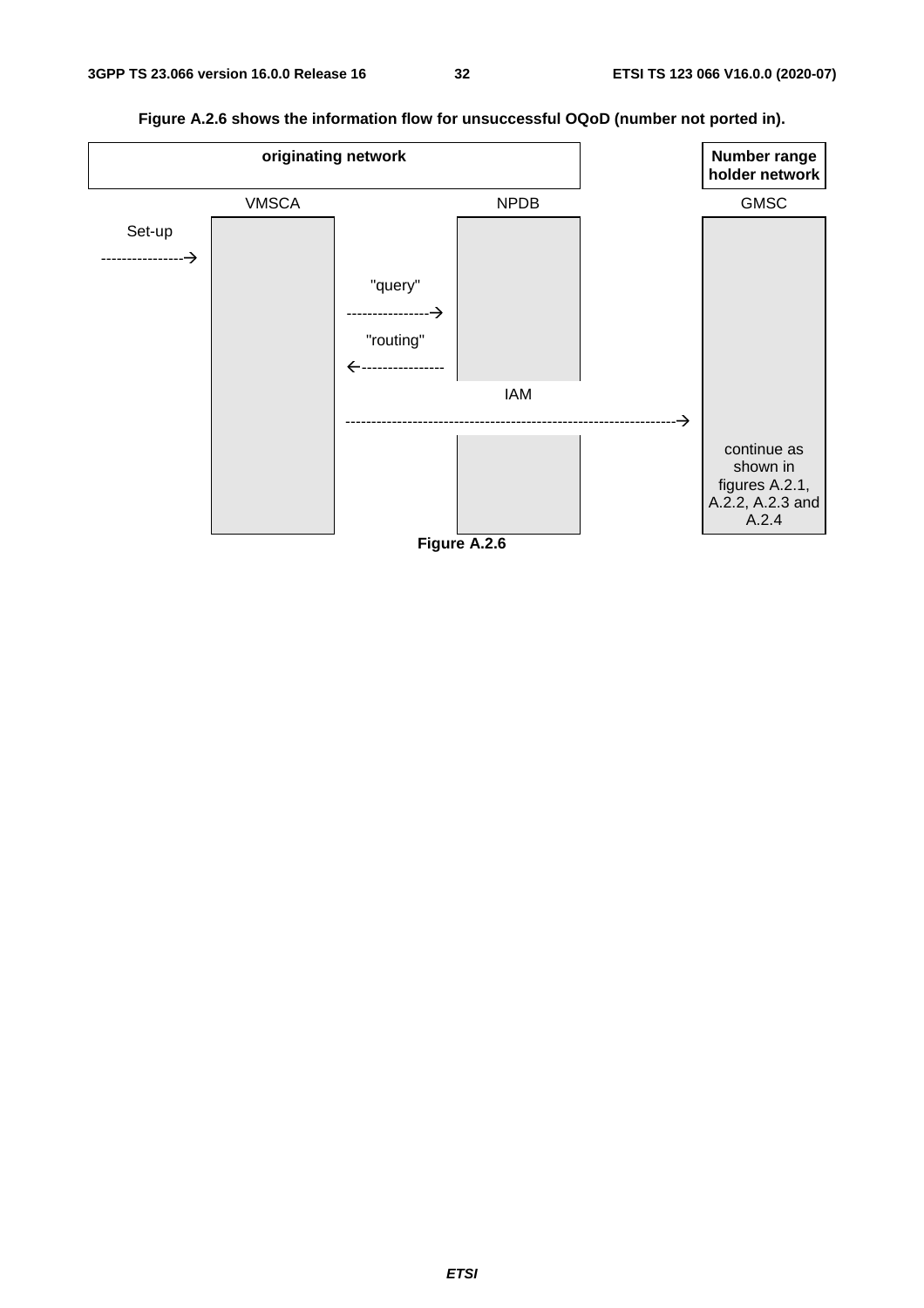**Figure A.2.6 shows the information flow for unsuccessful OQoD (number not ported in).**

| originating network | | Number range holder network |
|---|---|---|
| VMSCA | NPDB | GMSC |

```
Set-up
---------------->  VMSCA
                   VMSCA  --- "query" --->  NPDB
                   VMSCA  <-- "routing" --  NPDB
                   VMSCA  -------------------------- IAM ---------------------------> GMSC
                                                                                      continue as
                                                                                      shown in
                                                                                      figures A.2.1,
                                                                                      A.2.2, A.2.3 and
                                                                                      A.2.4
```

**Figure A.2.6**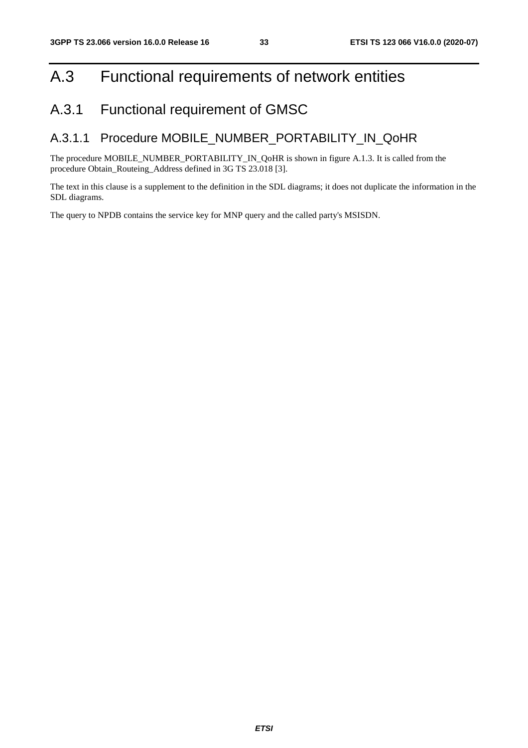# A.3 Functional requirements of network entities

## A.3.1 Functional requirement of GMSC

### A.3.1.1 Procedure MOBILE_NUMBER_PORTABILITY_IN_QoHR

The procedure MOBILE_NUMBER_PORTABILITY_IN_QoHR is shown in figure A.1.3. It is called from the procedure Obtain_Routeing_Address defined in 3G TS 23.018 [3].

The text in this clause is a supplement to the definition in the SDL diagrams; it does not duplicate the information in the SDL diagrams.

The query to NPDB contains the service key for MNP query and the called party's MSISDN.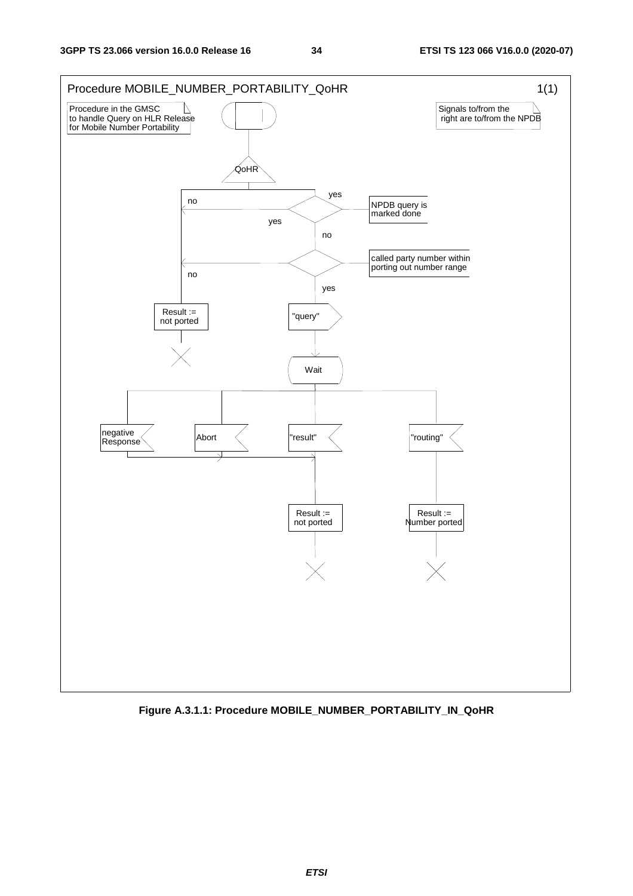Procedure MOBILE_NUMBER_PORTABILITY_QoHR

1(1)

Procedure in the GMSC to handle Query on HLR Release for Mobile Number Portability

Signals to/from the right are to/from the NPDB

QoHR

NPDB query is marked done

yes

no

called party number within porting out number range

no

yes

Result := not ported

"query"

Wait

negative Response

Abort

"result"

"routing"

Result := not ported

Result := Number ported

**Figure A.3.1.1: Procedure MOBILE_NUMBER_PORTABILITY_IN_QoHR**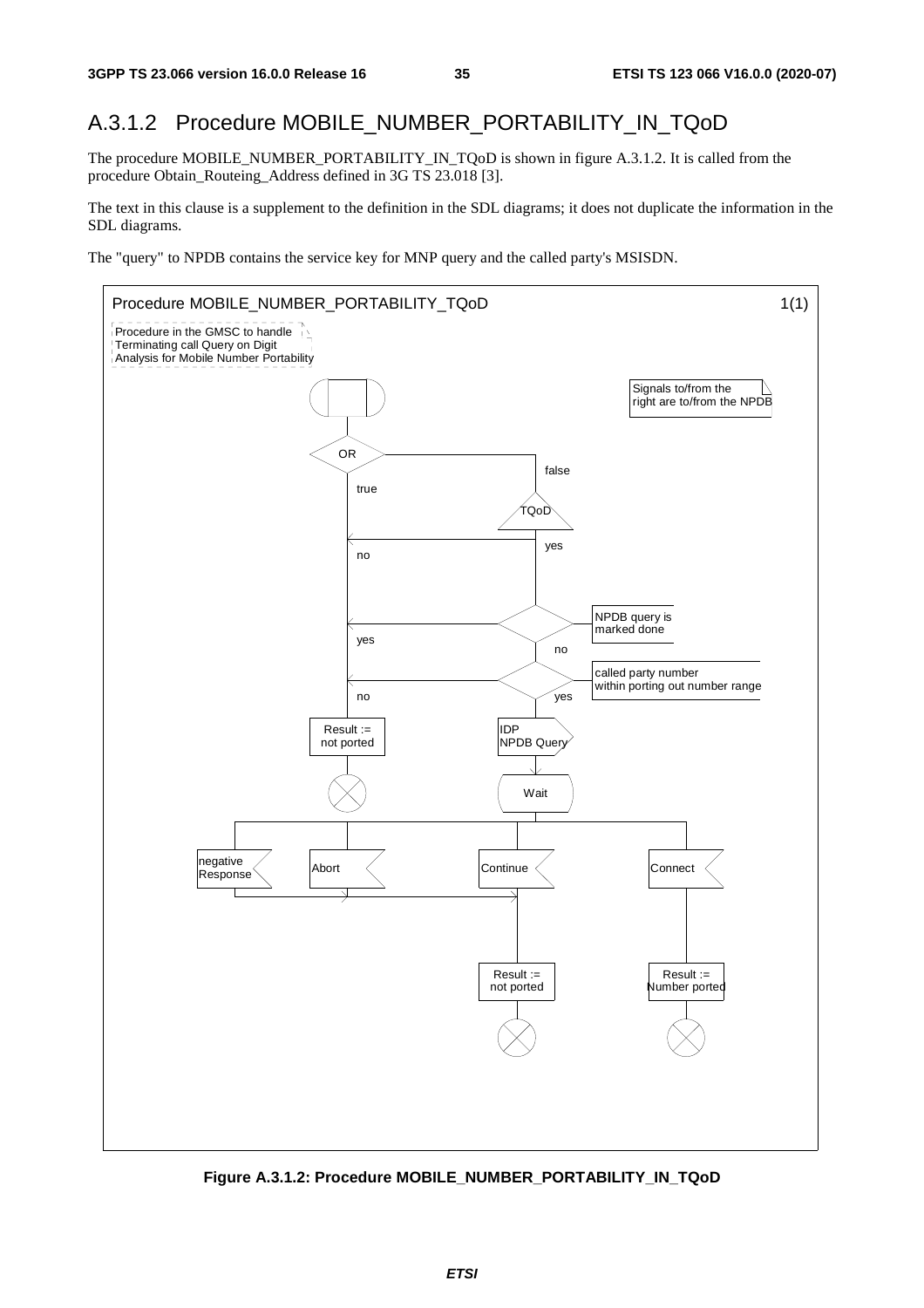## A.3.1.2 Procedure MOBILE_NUMBER_PORTABILITY_IN_TQoD

The procedure MOBILE_NUMBER_PORTABILITY_IN_TQoD is shown in figure A.3.1.2. It is called from the procedure Obtain_Routeing_Address defined in 3G TS 23.018 [3].

The text in this clause is a supplement to the definition in the SDL diagrams; it does not duplicate the information in the SDL diagrams.

The "query" to NPDB contains the service key for MNP query and the called party's MSISDN.

Procedure MOBILE_NUMBER_PORTABILITY_TQoD 1(1)

Procedure in the GMSC to handle Terminating call Query on Digit Analysis for Mobile Number Portability

Signals to/from the right are to/from the NPDB

OR

false

true

TQoD

yes

no

NPDB query is marked done

yes

no

called party number within porting out number range

no

yes

Result := not ported

IDP NPDB Query

Wait

negative Response

Abort

Continue

Connect

Result := not ported

Result := Number ported

**Figure A.3.1.2: Procedure MOBILE_NUMBER_PORTABILITY_IN_TQoD**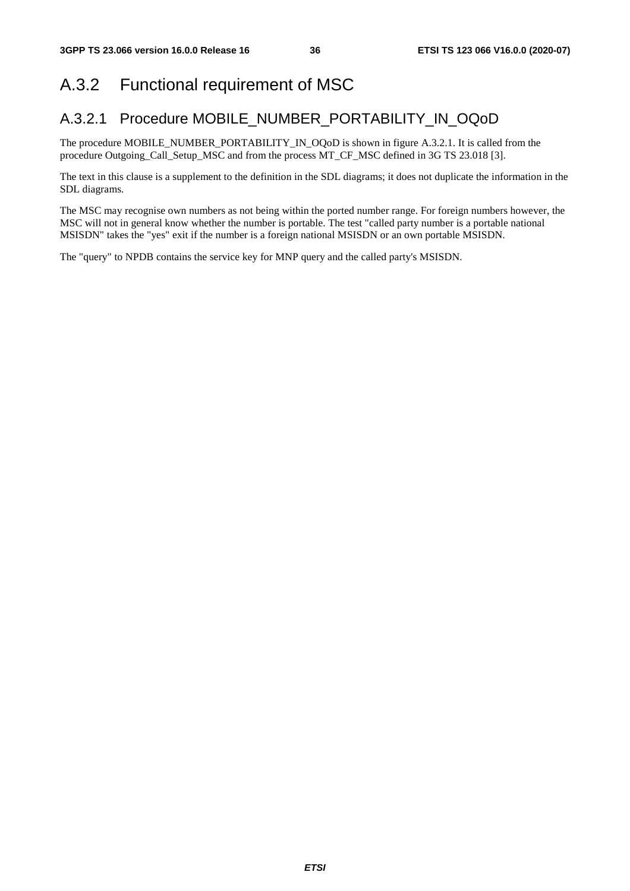## A.3.2 Functional requirement of MSC

### A.3.2.1 Procedure MOBILE_NUMBER_PORTABILITY_IN_OQoD

The procedure MOBILE_NUMBER_PORTABILITY_IN_OQoD is shown in figure A.3.2.1. It is called from the procedure Outgoing_Call_Setup_MSC and from the process MT_CF_MSC defined in 3G TS 23.018 [3].

The text in this clause is a supplement to the definition in the SDL diagrams; it does not duplicate the information in the SDL diagrams.

The MSC may recognise own numbers as not being within the ported number range. For foreign numbers however, the MSC will not in general know whether the number is portable. The test "called party number is a portable national MSISDN" takes the "yes" exit if the number is a foreign national MSISDN or an own portable MSISDN.

The "query" to NPDB contains the service key for MNP query and the called party's MSISDN.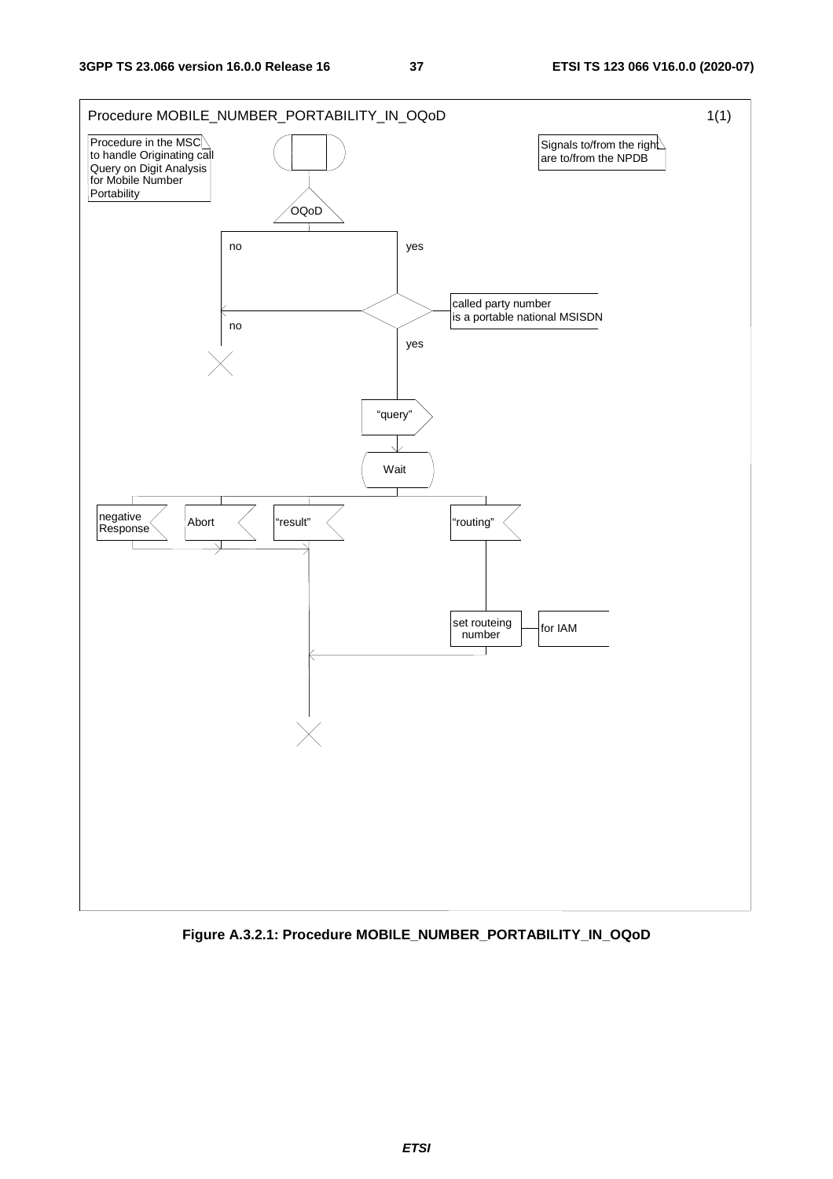Procedure MOBILE_NUMBER_PORTABILITY_IN_OQoD 1(1)

Procedure in the MSC to handle Originating call Query on Digit Analysis for Mobile Number Portability

Signals to/from the right are to/from the NPDB

OQoD

no

yes

called party number is a portable national MSISDN

no

yes

"query"

Wait

negative Response

Abort

"result"

"routing"

set routeing number

for IAM

**Figure A.3.2.1: Procedure MOBILE_NUMBER_PORTABILITY_IN_OQoD**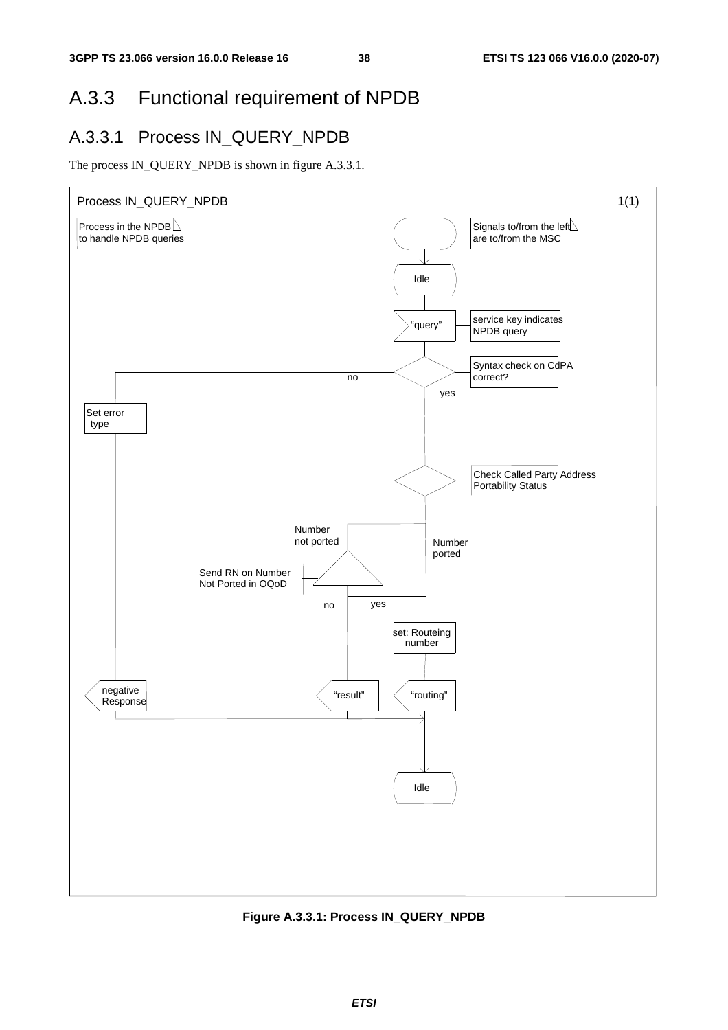## A.3.3 Functional requirement of NPDB

### A.3.3.1 Process IN_QUERY_NPDB

The process IN_QUERY_NPDB is shown in figure A.3.3.1.

**Figure A.3.3.1: Process IN_QUERY_NPDB**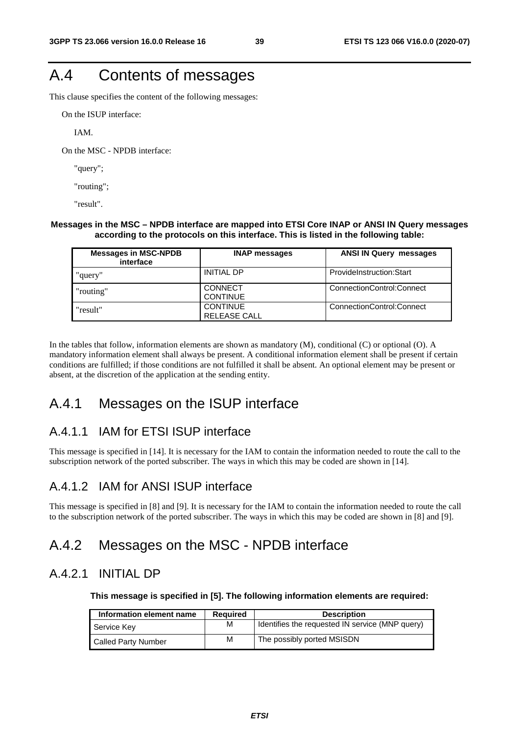# A.4 Contents of messages

This clause specifies the content of the following messages:

On the ISUP interface:

IAM.

On the MSC - NPDB interface:

"query";

"routing";

"result".

**Messages in the MSC – NPDB interface are mapped into ETSI Core INAP or ANSI IN Query messages according to the protocols on this interface. This is listed in the following table:**

| Messages in MSC-NPDB interface | INAP messages | ANSI IN Query messages |
|---|---|---|
| "query" | INITIAL DP | ProvideInstruction:Start |
| "routing" | CONNECT<br>CONTINUE | ConnectionControl:Connect |
| "result" | CONTINUE<br>RELEASE CALL | ConnectionControl:Connect |

In the tables that follow, information elements are shown as mandatory (M), conditional (C) or optional (O). A mandatory information element shall always be present. A conditional information element shall be present if certain conditions are fulfilled; if those conditions are not fulfilled it shall be absent. An optional element may be present or absent, at the discretion of the application at the sending entity.

## A.4.1 Messages on the ISUP interface

### A.4.1.1 IAM for ETSI ISUP interface

This message is specified in [14]. It is necessary for the IAM to contain the information needed to route the call to the subscription network of the ported subscriber. The ways in which this may be coded are shown in [14].

### A.4.1.2 IAM for ANSI ISUP interface

This message is specified in [8] and [9]. It is necessary for the IAM to contain the information needed to route the call to the subscription network of the ported subscriber. The ways in which this may be coded are shown in [8] and [9].

## A.4.2 Messages on the MSC - NPDB interface

### A.4.2.1 INITIAL DP

**This message is specified in [5]. The following information elements are required:**

| Information element name | Required | Description |
|---|---|---|
| Service Key | M | Identifies the requested IN service (MNP query) |
| Called Party Number | M | The possibly ported MSISDN |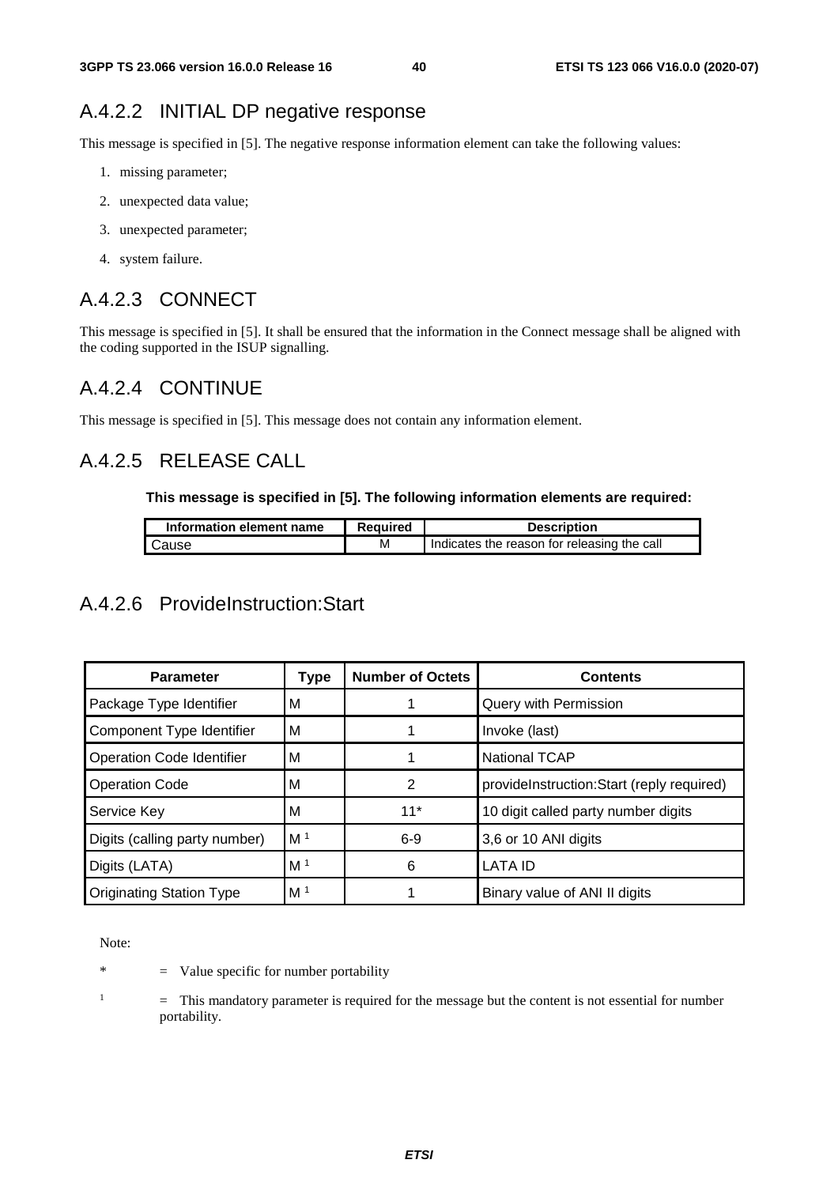## A.4.2.2 INITIAL DP negative response

This message is specified in [5]. The negative response information element can take the following values:

1. missing parameter;
2. unexpected data value;
3. unexpected parameter;
4. system failure.

## A.4.2.3 CONNECT

This message is specified in [5]. It shall be ensured that the information in the Connect message shall be aligned with the coding supported in the ISUP signalling.

## A.4.2.4 CONTINUE

This message is specified in [5]. This message does not contain any information element.

## A.4.2.5 RELEASE CALL

**This message is specified in [5]. The following information elements are required:**

| Information element name | Required | Description |
|---|---|---|
| Cause | M | Indicates the reason for releasing the call |

## A.4.2.6 ProvideInstruction:Start

| Parameter | Type | Number of Octets | Contents |
|---|---|---|---|
| Package Type Identifier | M | 1 | Query with Permission |
| Component Type Identifier | M | 1 | Invoke (last) |
| Operation Code Identifier | M | 1 | National TCAP |
| Operation Code | M | 2 | provideInstruction:Start (reply required) |
| Service Key | M | 11* | 10 digit called party number digits |
| Digits (calling party number) | M [1] | 6-9 | 3,6 or 10 ANI digits |
| Digits (LATA) | M [1] | 6 | LATA ID |
| Originating Station Type | M [1] | 1 | Binary value of ANI II digits |

Note:

\* = Value specific for number portability

[1] = This mandatory parameter is required for the message but the content is not essential for number portability.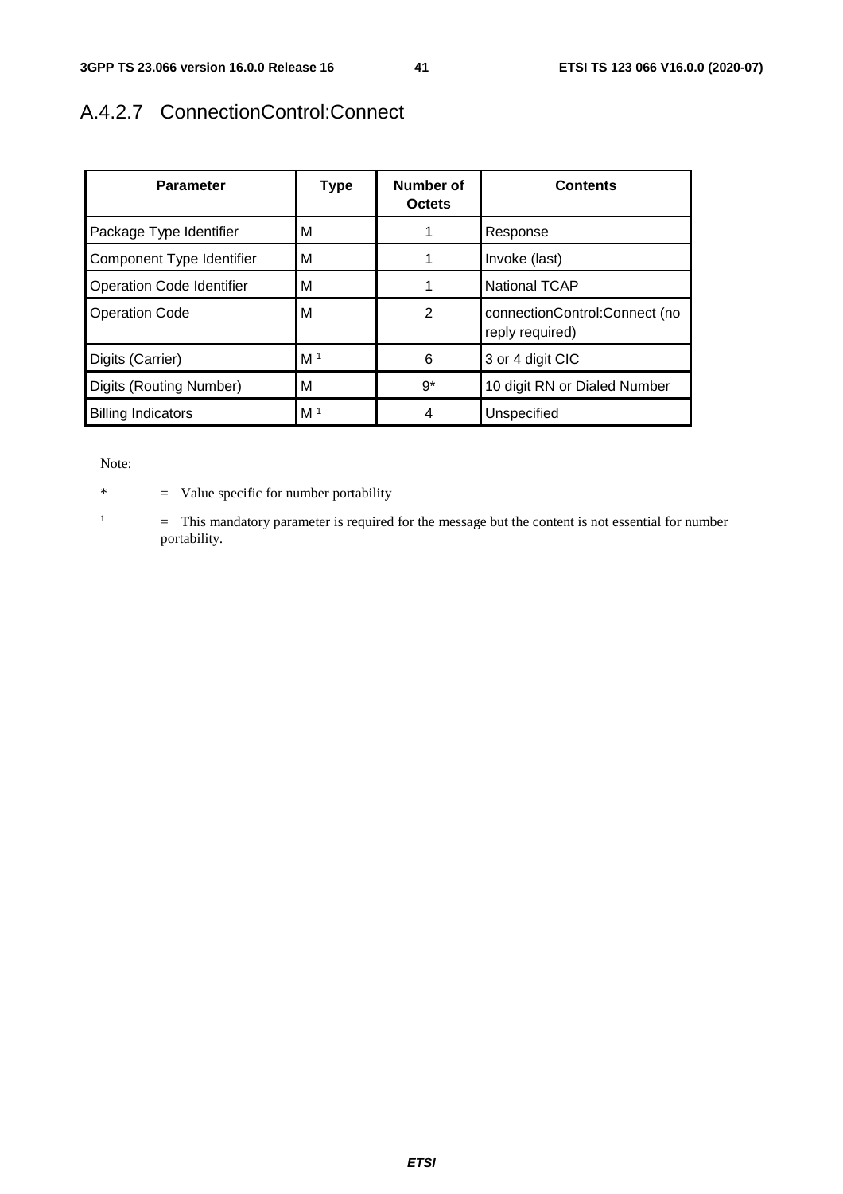### A.4.2.7 ConnectionControl:Connect

| Parameter | Type | Number of Octets | Contents |
|---|---|---|---|
| Package Type Identifier | M | 1 | Response |
| Component Type Identifier | M | 1 | Invoke (last) |
| Operation Code Identifier | M | 1 | National TCAP |
| Operation Code | M | 2 | connectionControl:Connect (no reply required) |
| Digits (Carrier) | M [1] | 6 | 3 or 4 digit CIC |
| Digits (Routing Number) | M | 9* | 10 digit RN or Dialed Number |
| Billing Indicators | M [1] | 4 | Unspecified |

Note:

\* = Value specific for number portability

[1] = This mandatory parameter is required for the message but the content is not essential for number portability.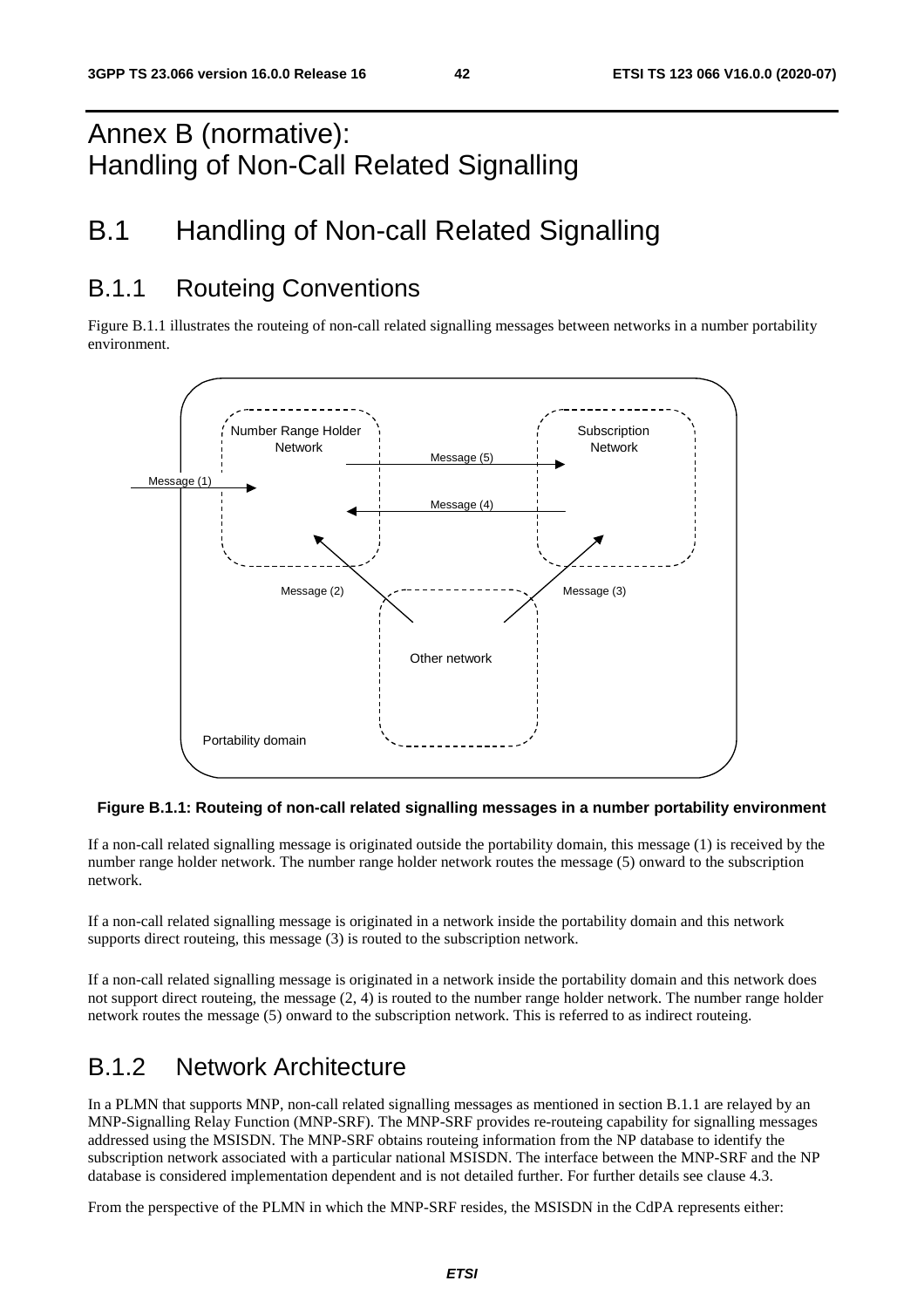# Annex B (normative): Handling of Non-Call Related Signalling

# B.1 Handling of Non-call Related Signalling

## B.1.1 Routeing Conventions

Figure B.1.1 illustrates the routeing of non-call related signalling messages between networks in a number portability environment.

**Figure B.1.1: Routeing of non-call related signalling messages in a number portability environment**

If a non-call related signalling message is originated outside the portability domain, this message (1) is received by the number range holder network. The number range holder network routes the message (5) onward to the subscription network.

If a non-call related signalling message is originated in a network inside the portability domain and this network supports direct routeing, this message (3) is routed to the subscription network.

If a non-call related signalling message is originated in a network inside the portability domain and this network does not support direct routeing, the message (2, 4) is routed to the number range holder network. The number range holder network routes the message (5) onward to the subscription network. This is referred to as indirect routeing.

## B.1.2 Network Architecture

In a PLMN that supports MNP, non-call related signalling messages as mentioned in section B.1.1 are relayed by an MNP-Signalling Relay Function (MNP-SRF). The MNP-SRF provides re-routeing capability for signalling messages addressed using the MSISDN. The MNP-SRF obtains routeing information from the NP database to identify the subscription network associated with a particular national MSISDN. The interface between the MNP-SRF and the NP database is considered implementation dependent and is not detailed further. For further details see clause 4.3.

From the perspective of the PLMN in which the MNP-SRF resides, the MSISDN in the CdPA represents either: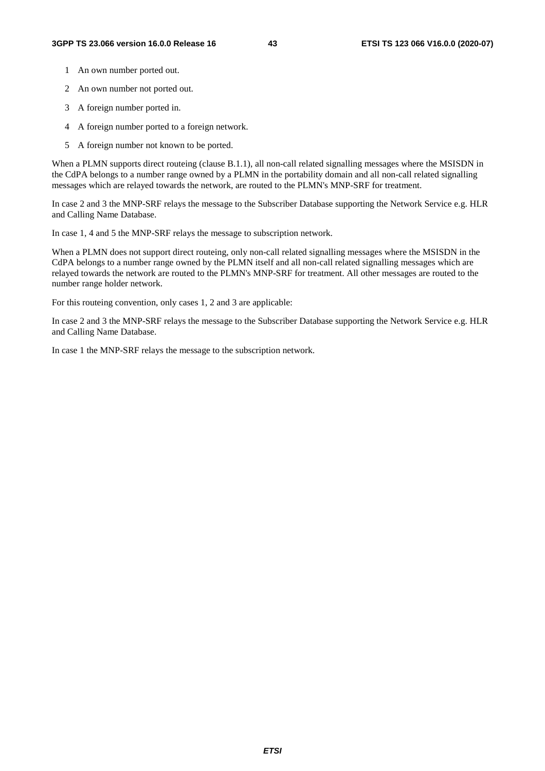1 An own number ported out.

2 An own number not ported out.

3 A foreign number ported in.

4 A foreign number ported to a foreign network.

5 A foreign number not known to be ported.

When a PLMN supports direct routeing (clause B.1.1), all non-call related signalling messages where the MSISDN in the CdPA belongs to a number range owned by a PLMN in the portability domain and all non-call related signalling messages which are relayed towards the network, are routed to the PLMN's MNP-SRF for treatment.

In case 2 and 3 the MNP-SRF relays the message to the Subscriber Database supporting the Network Service e.g. HLR and Calling Name Database.

In case 1, 4 and 5 the MNP-SRF relays the message to subscription network.

When a PLMN does not support direct routeing, only non-call related signalling messages where the MSISDN in the CdPA belongs to a number range owned by the PLMN itself and all non-call related signalling messages which are relayed towards the network are routed to the PLMN's MNP-SRF for treatment. All other messages are routed to the number range holder network.

For this routeing convention, only cases 1, 2 and 3 are applicable:

In case 2 and 3 the MNP-SRF relays the message to the Subscriber Database supporting the Network Service e.g. HLR and Calling Name Database.

In case 1 the MNP-SRF relays the message to the subscription network.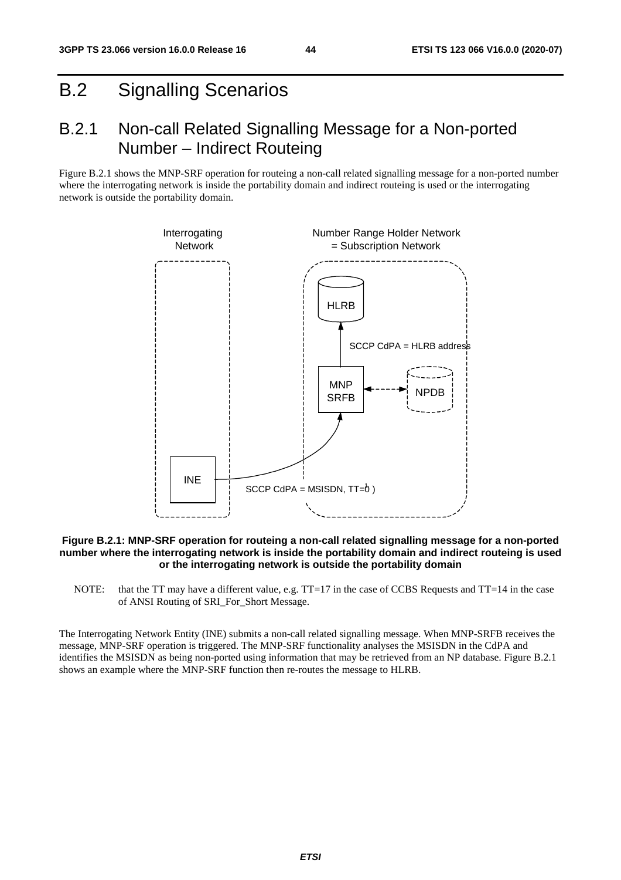# B.2 Signalling Scenarios

## B.2.1 Non-call Related Signalling Message for a Non-ported Number – Indirect Routeing

Figure B.2.1 shows the MNP-SRF operation for routeing a non-call related signalling message for a non-ported number where the interrogating network is inside the portability domain and indirect routeing is used or the interrogating network is outside the portability domain.

Interrogating Network

Number Range Holder Network = Subscription Network

HLRB

SCCP CdPA = HLRB address

MNP SRFB

NPDB

INE

SCCP CdPA = MSISDN, TT=0 [1] )

**Figure B.2.1: MNP-SRF operation for routeing a non-call related signalling message for a non-ported number where the interrogating network is inside the portability domain and indirect routeing is used or the interrogating network is outside the portability domain**

NOTE: that the TT may have a different value, e.g. TT=17 in the case of CCBS Requests and TT=14 in the case of ANSI Routing of SRI_For_Short Message.

The Interrogating Network Entity (INE) submits a non-call related signalling message. When MNP-SRFB receives the message, MNP-SRF operation is triggered. The MNP-SRF functionality analyses the MSISDN in the CdPA and identifies the MSISDN as being non-ported using information that may be retrieved from an NP database. Figure B.2.1 shows an example where the MNP-SRF function then re-routes the message to HLRB.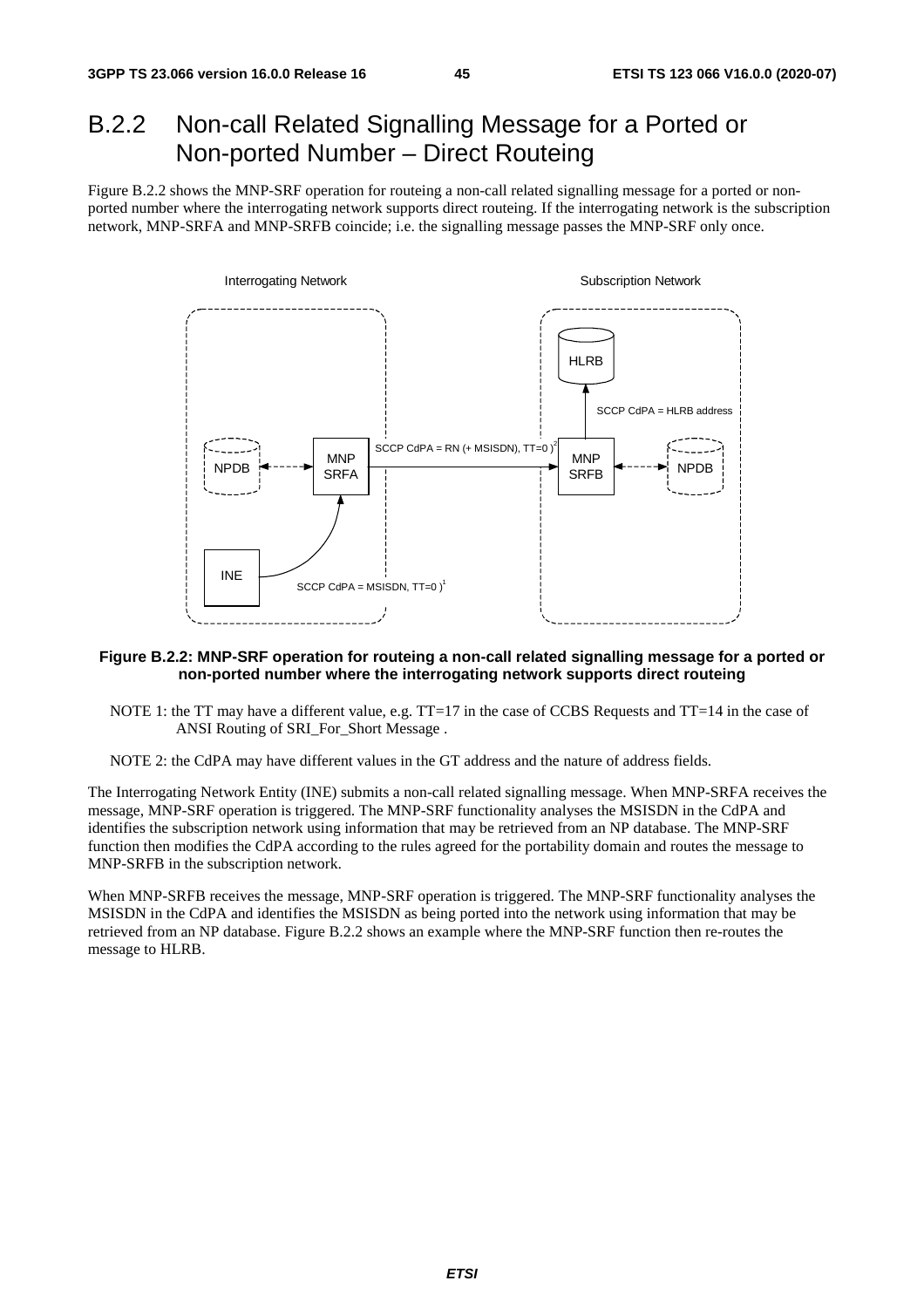## B.2.2 Non-call Related Signalling Message for a Ported or Non-ported Number – Direct Routeing

Figure B.2.2 shows the MNP-SRF operation for routeing a non-call related signalling message for a ported or non-ported number where the interrogating network supports direct routeing. If the interrogating network is the subscription network, MNP-SRFA and MNP-SRFB coincide; i.e. the signalling message passes the MNP-SRF only once.

**Figure B.2.2: MNP-SRF operation for routeing a non-call related signalling message for a ported or non-ported number where the interrogating network supports direct routeing**

NOTE 1: the TT may have a different value, e.g. TT=17 in the case of CCBS Requests and TT=14 in the case of ANSI Routing of SRI_For_Short Message .

NOTE 2: the CdPA may have different values in the GT address and the nature of address fields.

The Interrogating Network Entity (INE) submits a non-call related signalling message. When MNP-SRFA receives the message, MNP-SRF operation is triggered. The MNP-SRF functionality analyses the MSISDN in the CdPA and identifies the subscription network using information that may be retrieved from an NP database. The MNP-SRF function then modifies the CdPA according to the rules agreed for the portability domain and routes the message to MNP-SRFB in the subscription network.

When MNP-SRFB receives the message, MNP-SRF operation is triggered. The MNP-SRF functionality analyses the MSISDN in the CdPA and identifies the MSISDN as being ported into the network using information that may be retrieved from an NP database. Figure B.2.2 shows an example where the MNP-SRF function then re-routes the message to HLRB.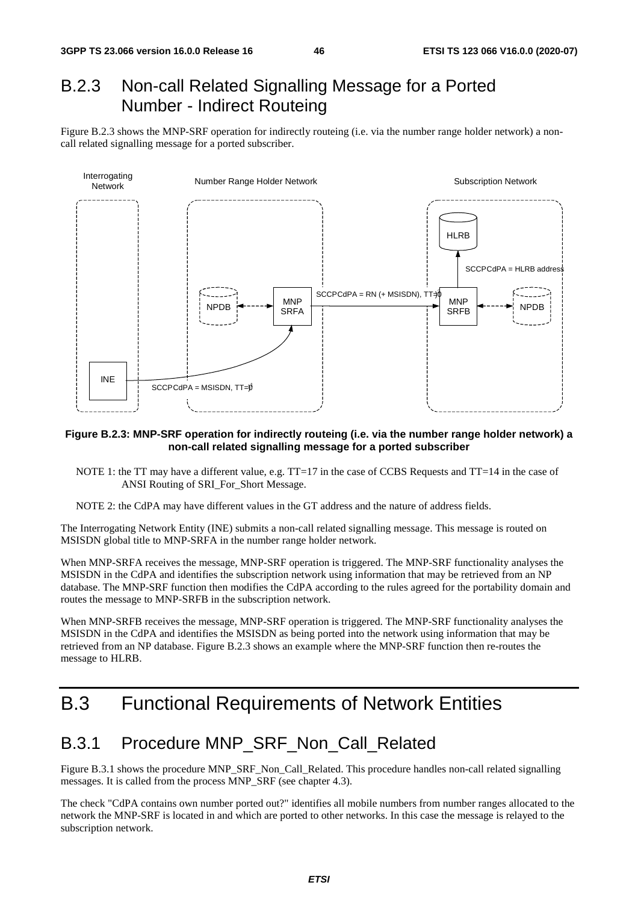## B.2.3 Non-call Related Signalling Message for a Ported Number - Indirect Routeing

Figure B.2.3 shows the MNP-SRF operation for indirectly routeing (i.e. via the number range holder network) a non-call related signalling message for a ported subscriber.

**Figure B.2.3: MNP-SRF operation for indirectly routeing (i.e. via the number range holder network) a non-call related signalling message for a ported subscriber**

NOTE 1: the TT may have a different value, e.g. TT=17 in the case of CCBS Requests and TT=14 in the case of ANSI Routing of SRI_For_Short Message.

NOTE 2: the CdPA may have different values in the GT address and the nature of address fields.

The Interrogating Network Entity (INE) submits a non-call related signalling message. This message is routed on MSISDN global title to MNP-SRFA in the number range holder network.

When MNP-SRFA receives the message, MNP-SRF operation is triggered. The MNP-SRF functionality analyses the MSISDN in the CdPA and identifies the subscription network using information that may be retrieved from an NP database. The MNP-SRF function then modifies the CdPA according to the rules agreed for the portability domain and routes the message to MNP-SRFB in the subscription network.

When MNP-SRFB receives the message, MNP-SRF operation is triggered. The MNP-SRF functionality analyses the MSISDN in the CdPA and identifies the MSISDN as being ported into the network using information that may be retrieved from an NP database. Figure B.2.3 shows an example where the MNP-SRF function then re-routes the message to HLRB.

# B.3 Functional Requirements of Network Entities

## B.3.1 Procedure MNP_SRF_Non_Call_Related

Figure B.3.1 shows the procedure MNP_SRF_Non_Call_Related. This procedure handles non-call related signalling messages. It is called from the process MNP_SRF (see chapter 4.3).

The check "CdPA contains own number ported out?" identifies all mobile numbers from number ranges allocated to the network the MNP-SRF is located in and which are ported to other networks. In this case the message is relayed to the subscription network.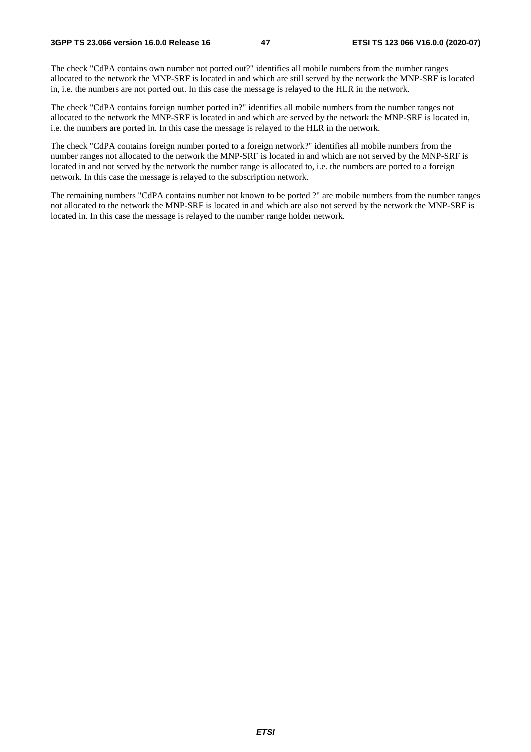The check "CdPA contains own number not ported out?" identifies all mobile numbers from the number ranges allocated to the network the MNP-SRF is located in and which are still served by the network the MNP-SRF is located in, i.e. the numbers are not ported out. In this case the message is relayed to the HLR in the network.

The check "CdPA contains foreign number ported in?" identifies all mobile numbers from the number ranges not allocated to the network the MNP-SRF is located in and which are served by the network the MNP-SRF is located in, i.e. the numbers are ported in. In this case the message is relayed to the HLR in the network.

The check "CdPA contains foreign number ported to a foreign network?" identifies all mobile numbers from the number ranges not allocated to the network the MNP-SRF is located in and which are not served by the MNP-SRF is located in and not served by the network the number range is allocated to, i.e. the numbers are ported to a foreign network. In this case the message is relayed to the subscription network.

The remaining numbers "CdPA contains number not known to be ported ?" are mobile numbers from the number ranges not allocated to the network the MNP-SRF is located in and which are also not served by the network the MNP-SRF is located in. In this case the message is relayed to the number range holder network.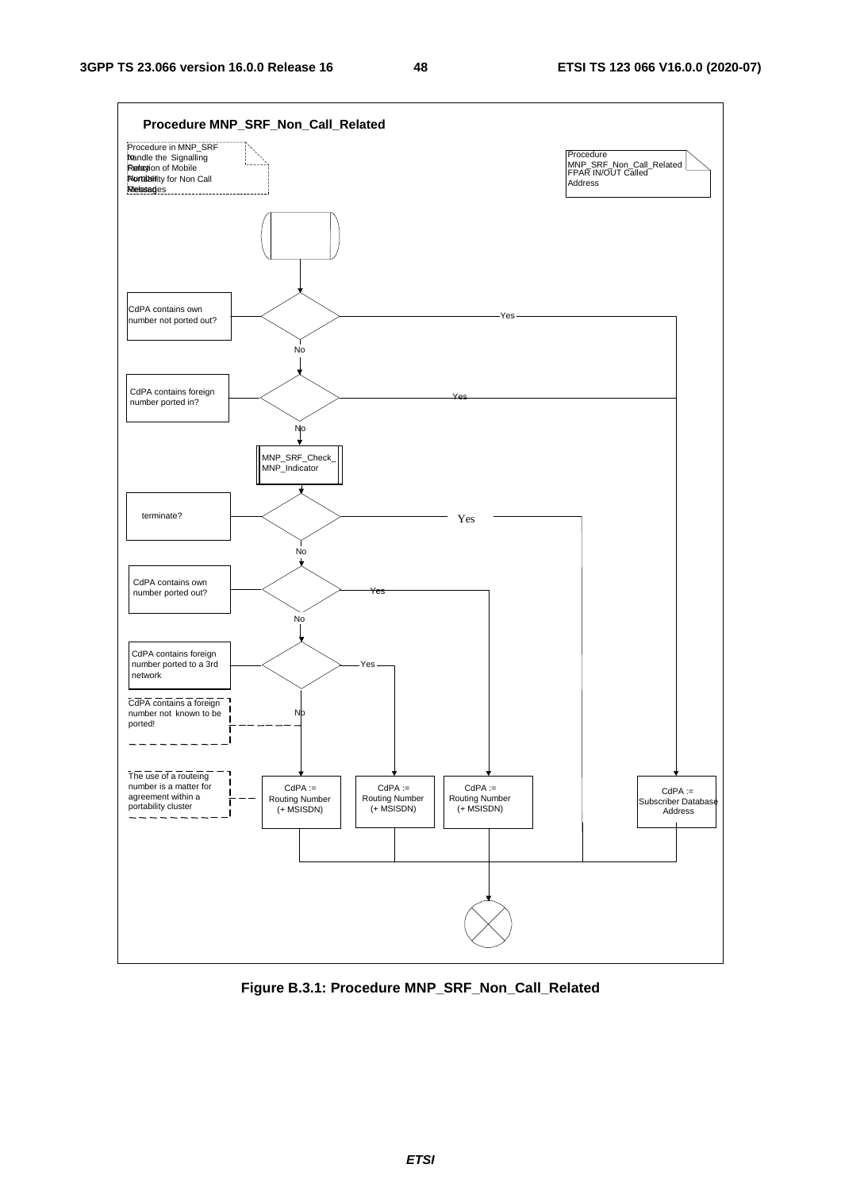**Procedure MNP_SRF_Non_Call_Related**

Procedure in MNP_SRF to handle the Signalling Relay Function of Mobile Number Portability for Non Call Related Messages

Procedure MNP_SRF_Non_Call_Related FPAR IN/OUT Called Address

CdPA contains own number not ported out?

Yes

No

CdPA contains foreign number ported in?

Yes

No

MNP_SRF_Check_MNP_Indicator

terminate?

Yes

No

CdPA contains own number ported out?

Yes

No

CdPA contains foreign number ported to a 3rd network

Yes

No

CdPA contains a foreign number not known to be ported!

The use of a routeing number is a matter for agreement within a portability cluster

CdPA := Routing Number (+ MSISDN)

CdPA := Routing Number (+ MSISDN)

CdPA := Routing Number (+ MSISDN)

CdPA := Subscriber Database Address

**Figure B.3.1: Procedure MNP_SRF_Non_Call_Related**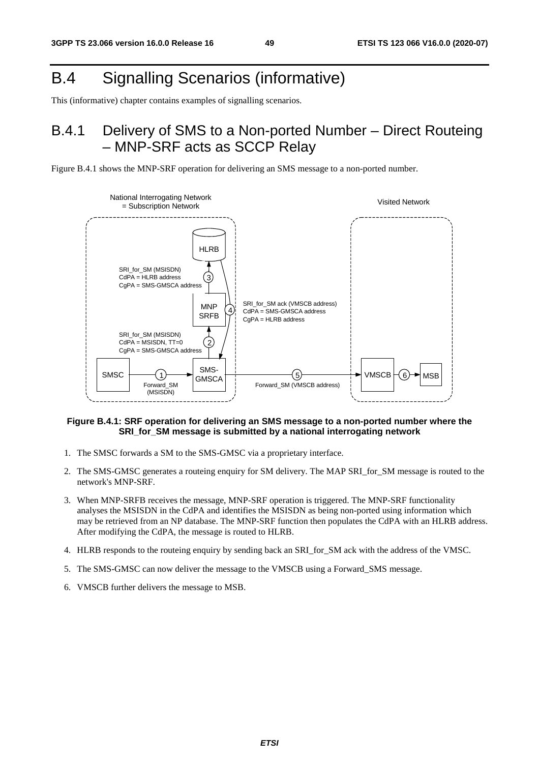# B.4 Signalling Scenarios (informative)

This (informative) chapter contains examples of signalling scenarios.

## B.4.1 Delivery of SMS to a Non-ported Number – Direct Routeing – MNP-SRF acts as SCCP Relay

Figure B.4.1 shows the MNP-SRF operation for delivering an SMS message to a non-ported number.

**Figure B.4.1: SRF operation for delivering an SMS message to a non-ported number where the SRI_for_SM message is submitted by a national interrogating network**

1. The SMSC forwards a SM to the SMS-GMSC via a proprietary interface.
2. The SMS-GMSC generates a routeing enquiry for SM delivery. The MAP SRI_for_SM message is routed to the network's MNP-SRF.
3. When MNP-SRFB receives the message, MNP-SRF operation is triggered. The MNP-SRF functionality analyses the MSISDN in the CdPA and identifies the MSISDN as being non-ported using information which may be retrieved from an NP database. The MNP-SRF function then populates the CdPA with an HLRB address. After modifying the CdPA, the message is routed to HLRB.
4. HLRB responds to the routeing enquiry by sending back an SRI_for_SM ack with the address of the VMSC.
5. The SMS-GMSC can now deliver the message to the VMSCB using a Forward_SMS message.
6. VMSCB further delivers the message to MSB.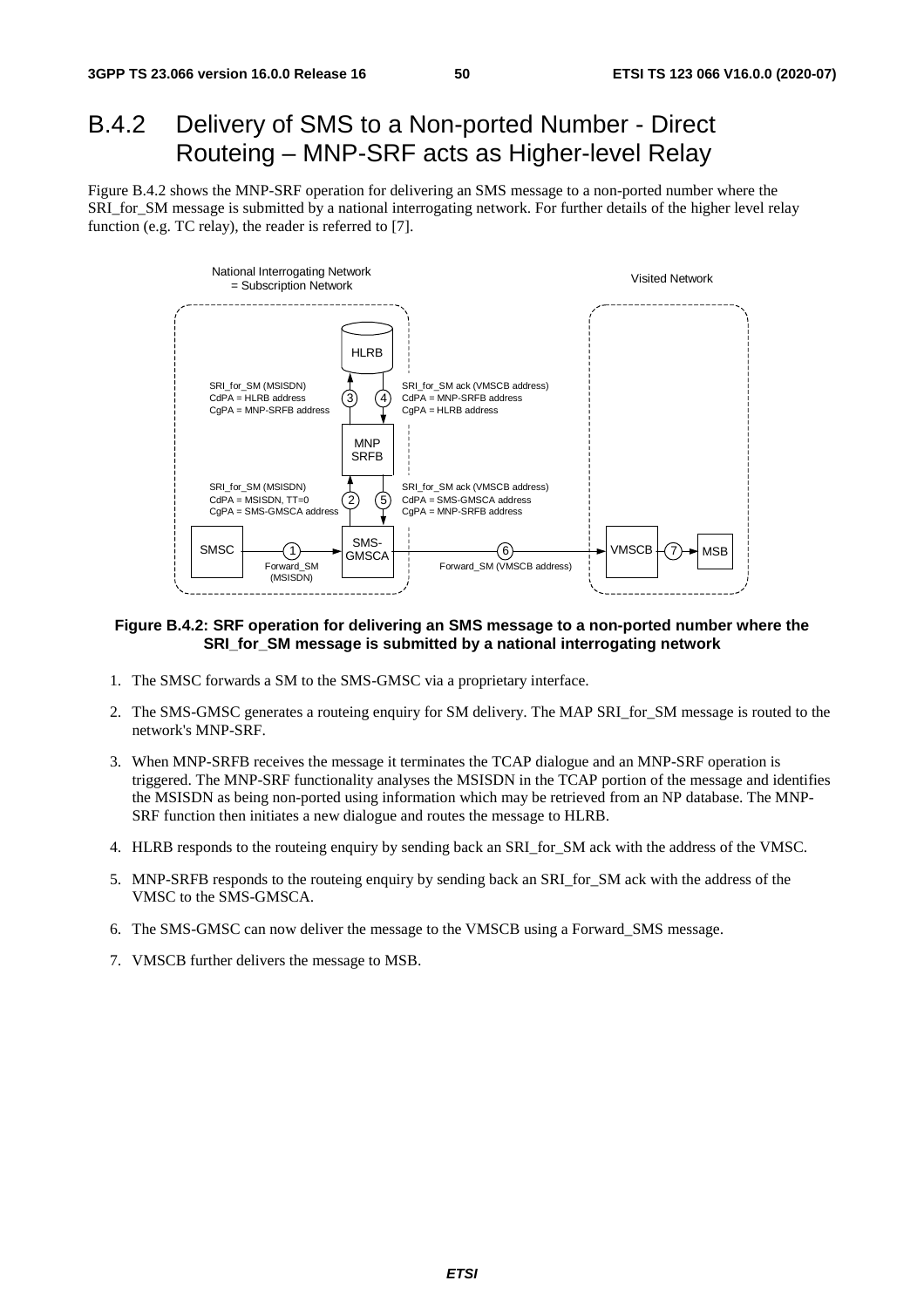## B.4.2 Delivery of SMS to a Non-ported Number - Direct Routeing – MNP-SRF acts as Higher-level Relay

Figure B.4.2 shows the MNP-SRF operation for delivering an SMS message to a non-ported number where the SRI_for_SM message is submitted by a national interrogating network. For further details of the higher level relay function (e.g. TC relay), the reader is referred to [7].

**Figure B.4.2: SRF operation for delivering an SMS message to a non-ported number where the SRI_for_SM message is submitted by a national interrogating network**

1. The SMSC forwards a SM to the SMS-GMSC via a proprietary interface.
2. The SMS-GMSC generates a routeing enquiry for SM delivery. The MAP SRI_for_SM message is routed to the network's MNP-SRF.
3. When MNP-SRFB receives the message it terminates the TCAP dialogue and an MNP-SRF operation is triggered. The MNP-SRF functionality analyses the MSISDN in the TCAP portion of the message and identifies the MSISDN as being non-ported using information which may be retrieved from an NP database. The MNP-SRF function then initiates a new dialogue and routes the message to HLRB.
4. HLRB responds to the routeing enquiry by sending back an SRI_for_SM ack with the address of the VMSC.
5. MNP-SRFB responds to the routeing enquiry by sending back an SRI_for_SM ack with the address of the VMSC to the SMS-GMSCA.
6. The SMS-GMSC can now deliver the message to the VMSCB using a Forward_SMS message.
7. VMSCB further delivers the message to MSB.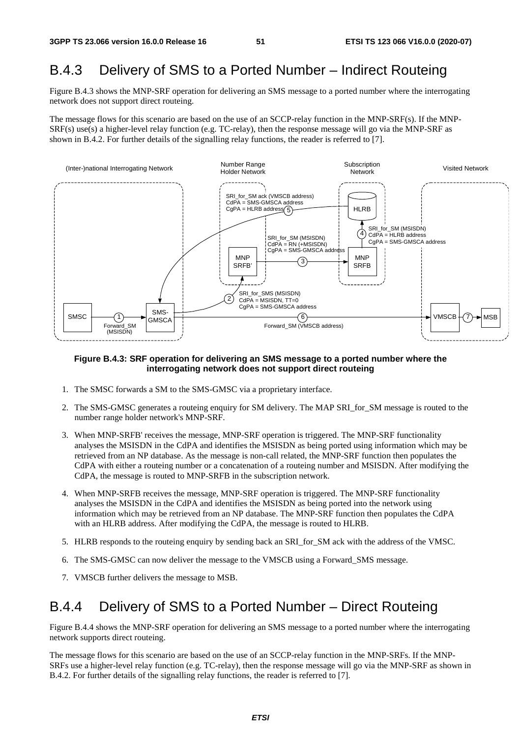## B.4.3 Delivery of SMS to a Ported Number – Indirect Routeing

Figure B.4.3 shows the MNP-SRF operation for delivering an SMS message to a ported number where the interrogating network does not support direct routeing.

The message flows for this scenario are based on the use of an SCCP-relay function in the MNP-SRF(s). If the MNP-SRF(s) use(s) a higher-level relay function (e.g. TC-relay), then the response message will go via the MNP-SRF as shown in B.4.2. For further details of the signalling relay functions, the reader is referred to [7].

**Figure B.4.3: SRF operation for delivering an SMS message to a ported number where the interrogating network does not support direct routeing**

1. The SMSC forwards a SM to the SMS-GMSC via a proprietary interface.
2. The SMS-GMSC generates a routeing enquiry for SM delivery. The MAP SRI_for_SM message is routed to the number range holder network's MNP-SRF.
3. When MNP-SRFB' receives the message, MNP-SRF operation is triggered. The MNP-SRF functionality analyses the MSISDN in the CdPA and identifies the MSISDN as being ported using information which may be retrieved from an NP database. As the message is non-call related, the MNP-SRF function then populates the CdPA with either a routeing number or a concatenation of a routeing number and MSISDN. After modifying the CdPA, the message is routed to MNP-SRFB in the subscription network.
4. When MNP-SRFB receives the message, MNP-SRF operation is triggered. The MNP-SRF functionality analyses the MSISDN in the CdPA and identifies the MSISDN as being ported into the network using information which may be retrieved from an NP database. The MNP-SRF function then populates the CdPA with an HLRB address. After modifying the CdPA, the message is routed to HLRB.
5. HLRB responds to the routeing enquiry by sending back an SRI_for_SM ack with the address of the VMSC.
6. The SMS-GMSC can now deliver the message to the VMSCB using a Forward_SMS message.
7. VMSCB further delivers the message to MSB.

## B.4.4 Delivery of SMS to a Ported Number – Direct Routeing

Figure B.4.4 shows the MNP-SRF operation for delivering an SMS message to a ported number where the interrogating network supports direct routeing.

The message flows for this scenario are based on the use of an SCCP-relay function in the MNP-SRFs. If the MNP-SRFs use a higher-level relay function (e.g. TC-relay), then the response message will go via the MNP-SRF as shown in B.4.2. For further details of the signalling relay functions, the reader is referred to [7].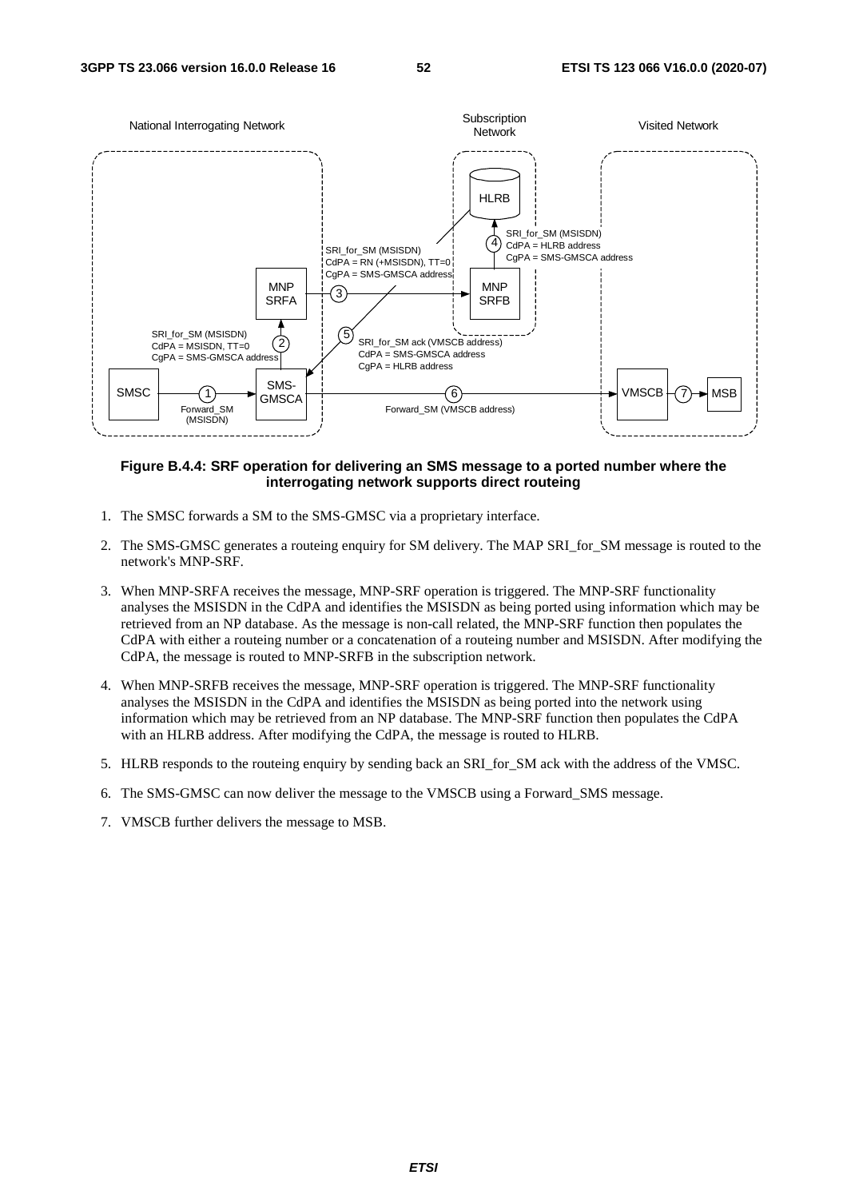**Figure B.4.4: SRF operation for delivering an SMS message to a ported number where the interrogating network supports direct routeing**

1. The SMSC forwards a SM to the SMS-GMSC via a proprietary interface.
2. The SMS-GMSC generates a routeing enquiry for SM delivery. The MAP SRI_for_SM message is routed to the network's MNP-SRF.
3. When MNP-SRFA receives the message, MNP-SRF operation is triggered. The MNP-SRF functionality analyses the MSISDN in the CdPA and identifies the MSISDN as being ported using information which may be retrieved from an NP database. As the message is non-call related, the MNP-SRF function then populates the CdPA with either a routeing number or a concatenation of a routeing number and MSISDN. After modifying the CdPA, the message is routed to MNP-SRFB in the subscription network.
4. When MNP-SRFB receives the message, MNP-SRF operation is triggered. The MNP-SRF functionality analyses the MSISDN in the CdPA and identifies the MSISDN as being ported into the network using information which may be retrieved from an NP database. The MNP-SRF function then populates the CdPA with an HLRB address. After modifying the CdPA, the message is routed to HLRB.
5. HLRB responds to the routeing enquiry by sending back an SRI_for_SM ack with the address of the VMSC.
6. The SMS-GMSC can now deliver the message to the VMSCB using a Forward_SMS message.
7. VMSCB further delivers the message to MSB.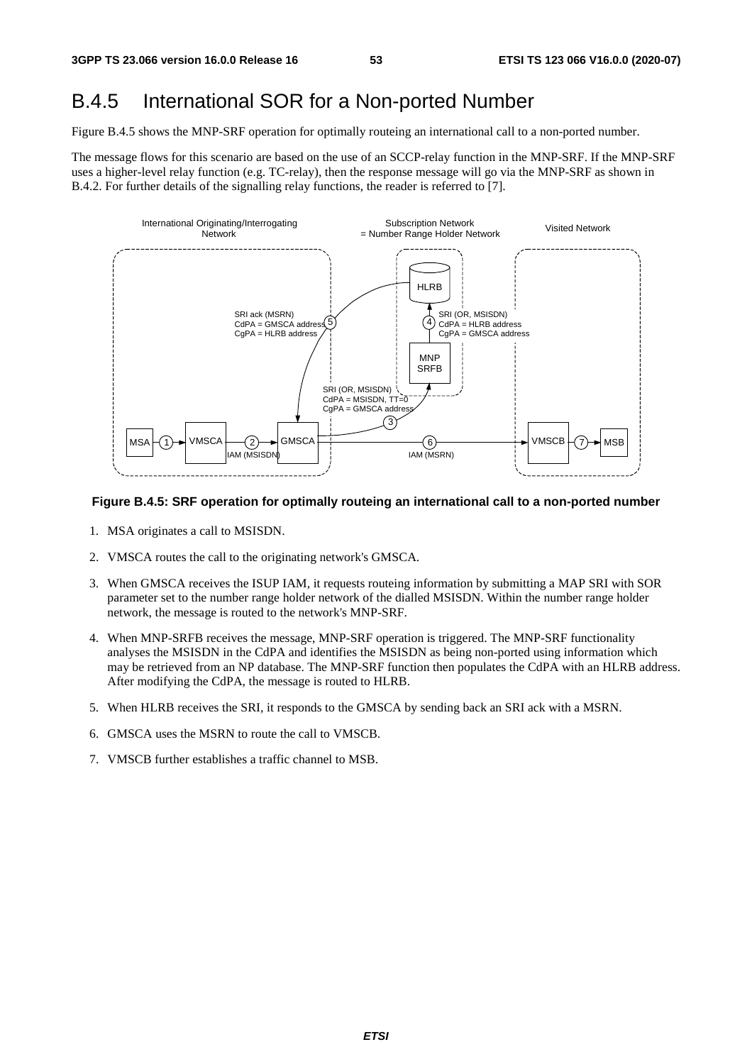## B.4.5 International SOR for a Non-ported Number

Figure B.4.5 shows the MNP-SRF operation for optimally routeing an international call to a non-ported number.

The message flows for this scenario are based on the use of an SCCP-relay function in the MNP-SRF. If the MNP-SRF uses a higher-level relay function (e.g. TC-relay), then the response message will go via the MNP-SRF as shown in B.4.2. For further details of the signalling relay functions, the reader is referred to [7].

**Figure B.4.5: SRF operation for optimally routeing an international call to a non-ported number**

1. MSA originates a call to MSISDN.
2. VMSCA routes the call to the originating network's GMSCA.
3. When GMSCA receives the ISUP IAM, it requests routeing information by submitting a MAP SRI with SOR parameter set to the number range holder network of the dialled MSISDN. Within the number range holder network, the message is routed to the network's MNP-SRF.
4. When MNP-SRFB receives the message, MNP-SRF operation is triggered. The MNP-SRF functionality analyses the MSISDN in the CdPA and identifies the MSISDN as being non-ported using information which may be retrieved from an NP database. The MNP-SRF function then populates the CdPA with an HLRB address. After modifying the CdPA, the message is routed to HLRB.
5. When HLRB receives the SRI, it responds to the GMSCA by sending back an SRI ack with a MSRN.
6. GMSCA uses the MSRN to route the call to VMSCB.
7. VMSCB further establishes a traffic channel to MSB.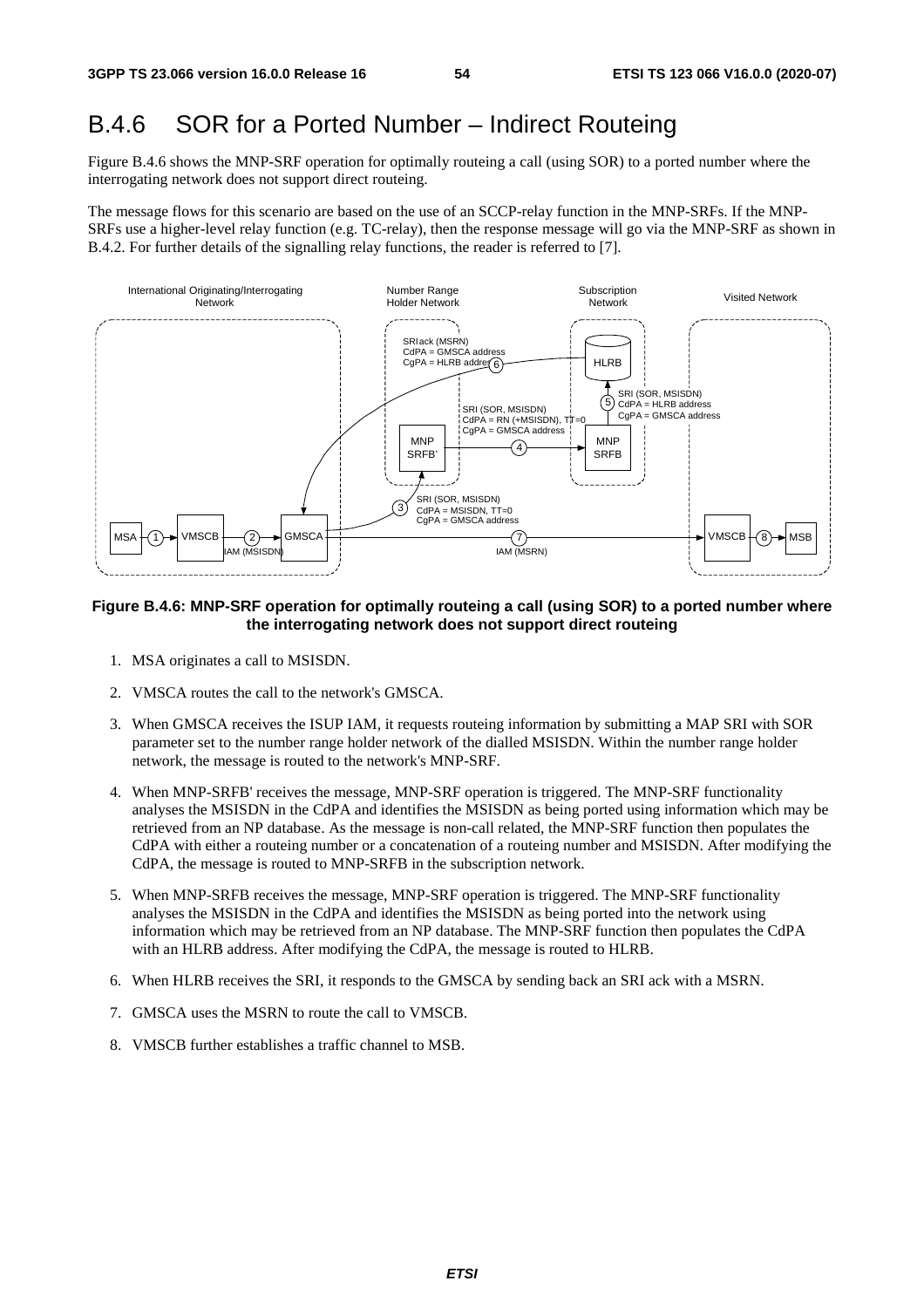# B.4.6 SOR for a Ported Number – Indirect Routeing

Figure B.4.6 shows the MNP-SRF operation for optimally routeing a call (using SOR) to a ported number where the interrogating network does not support direct routeing.

The message flows for this scenario are based on the use of an SCCP-relay function in the MNP-SRFs. If the MNP-SRFs use a higher-level relay function (e.g. TC-relay), then the response message will go via the MNP-SRF as shown in B.4.2. For further details of the signalling relay functions, the reader is referred to [7].

**Figure B.4.6: MNP-SRF operation for optimally routeing a call (using SOR) to a ported number where the interrogating network does not support direct routeing**

1. MSA originates a call to MSISDN.
2. VMSCA routes the call to the network's GMSCA.
3. When GMSCA receives the ISUP IAM, it requests routeing information by submitting a MAP SRI with SOR parameter set to the number range holder network of the dialled MSISDN. Within the number range holder network, the message is routed to the network's MNP-SRF.
4. When MNP-SRFB' receives the message, MNP-SRF operation is triggered. The MNP-SRF functionality analyses the MSISDN in the CdPA and identifies the MSISDN as being ported using information which may be retrieved from an NP database. As the message is non-call related, the MNP-SRF function then populates the CdPA with either a routeing number or a concatenation of a routeing number and MSISDN. After modifying the CdPA, the message is routed to MNP-SRFB in the subscription network.
5. When MNP-SRFB receives the message, MNP-SRF operation is triggered. The MNP-SRF functionality analyses the MSISDN in the CdPA and identifies the MSISDN as being ported into the network using information which may be retrieved from an NP database. The MNP-SRF function then populates the CdPA with an HLRB address. After modifying the CdPA, the message is routed to HLRB.
6. When HLRB receives the SRI, it responds to the GMSCA by sending back an SRI ack with a MSRN.
7. GMSCA uses the MSRN to route the call to VMSCB.
8. VMSCB further establishes a traffic channel to MSB.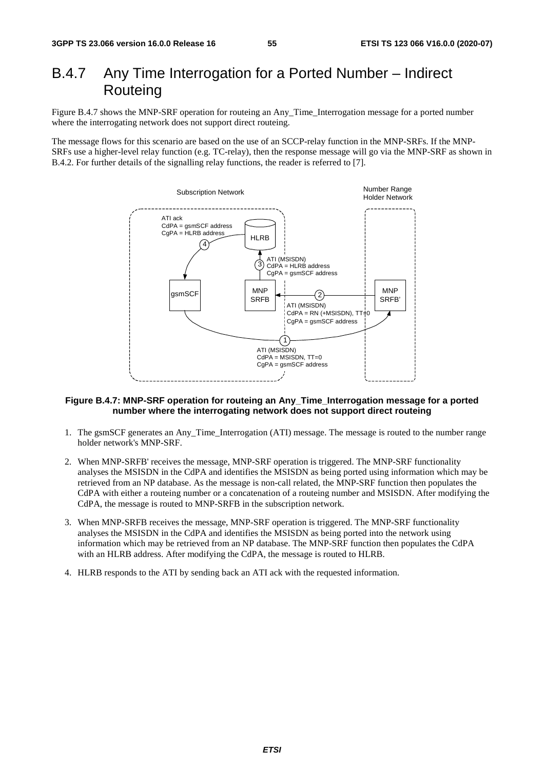# B.4.7 Any Time Interrogation for a Ported Number – Indirect Routeing

Figure B.4.7 shows the MNP-SRF operation for routeing an Any_Time_Interrogation message for a ported number where the interrogating network does not support direct routeing.

The message flows for this scenario are based on the use of an SCCP-relay function in the MNP-SRFs. If the MNP-SRFs use a higher-level relay function (e.g. TC-relay), then the response message will go via the MNP-SRF as shown in B.4.2. For further details of the signalling relay functions, the reader is referred to [7].

**Figure B.4.7: MNP-SRF operation for routeing an Any_Time_Interrogation message for a ported number where the interrogating network does not support direct routeing**

1. The gsmSCF generates an Any_Time_Interrogation (ATI) message. The message is routed to the number range holder network's MNP-SRF.
2. When MNP-SRFB' receives the message, MNP-SRF operation is triggered. The MNP-SRF functionality analyses the MSISDN in the CdPA and identifies the MSISDN as being ported using information which may be retrieved from an NP database. As the message is non-call related, the MNP-SRF function then populates the CdPA with either a routeing number or a concatenation of a routeing number and MSISDN. After modifying the CdPA, the message is routed to MNP-SRFB in the subscription network.
3. When MNP-SRFB receives the message, MNP-SRF operation is triggered. The MNP-SRF functionality analyses the MSISDN in the CdPA and identifies the MSISDN as being ported into the network using information which may be retrieved from an NP database. The MNP-SRF function then populates the CdPA with an HLRB address. After modifying the CdPA, the message is routed to HLRB.
4. HLRB responds to the ATI by sending back an ATI ack with the requested information.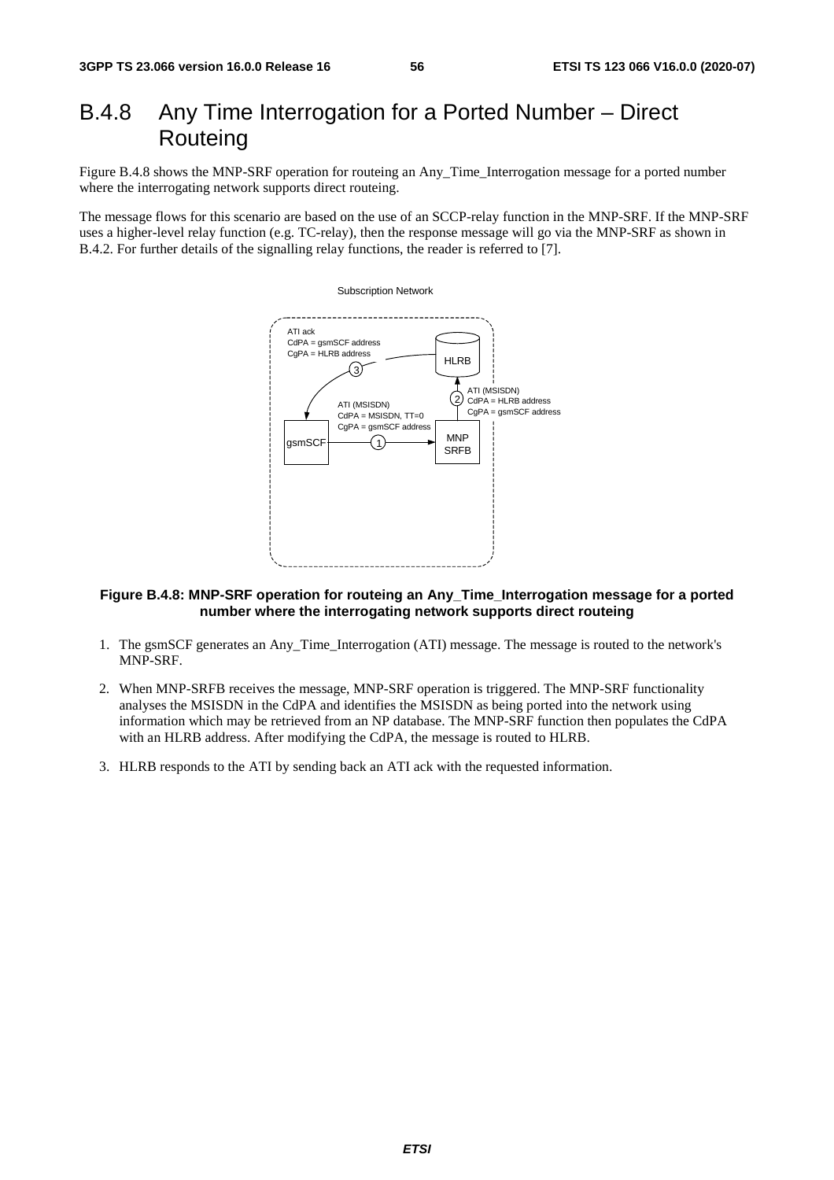## B.4.8 Any Time Interrogation for a Ported Number – Direct Routeing

Figure B.4.8 shows the MNP-SRF operation for routeing an Any_Time_Interrogation message for a ported number where the interrogating network supports direct routeing.

The message flows for this scenario are based on the use of an SCCP-relay function in the MNP-SRF. If the MNP-SRF uses a higher-level relay function (e.g. TC-relay), then the response message will go via the MNP-SRF as shown in B.4.2. For further details of the signalling relay functions, the reader is referred to [7].

Subscription Network

ATI ack
CdPA = gsmSCF address
CgPA = HLRB address

HLRB

3

ATI (MSISDN)
CdPA = HLRB address
CgPA = gsmSCF address

2

ATI (MSISDN)
CdPA = MSISDN, TT=0
CgPA = gsmSCF address

gsmSCF

1

MNP SRFB

**Figure B.4.8: MNP-SRF operation for routeing an Any_Time_Interrogation message for a ported number where the interrogating network supports direct routeing**

1. The gsmSCF generates an Any_Time_Interrogation (ATI) message. The message is routed to the network's MNP-SRF.
2. When MNP-SRFB receives the message, MNP-SRF operation is triggered. The MNP-SRF functionality analyses the MSISDN in the CdPA and identifies the MSISDN as being ported into the network using information which may be retrieved from an NP database. The MNP-SRF function then populates the CdPA with an HLRB address. After modifying the CdPA, the message is routed to HLRB.
3. HLRB responds to the ATI by sending back an ATI ack with the requested information.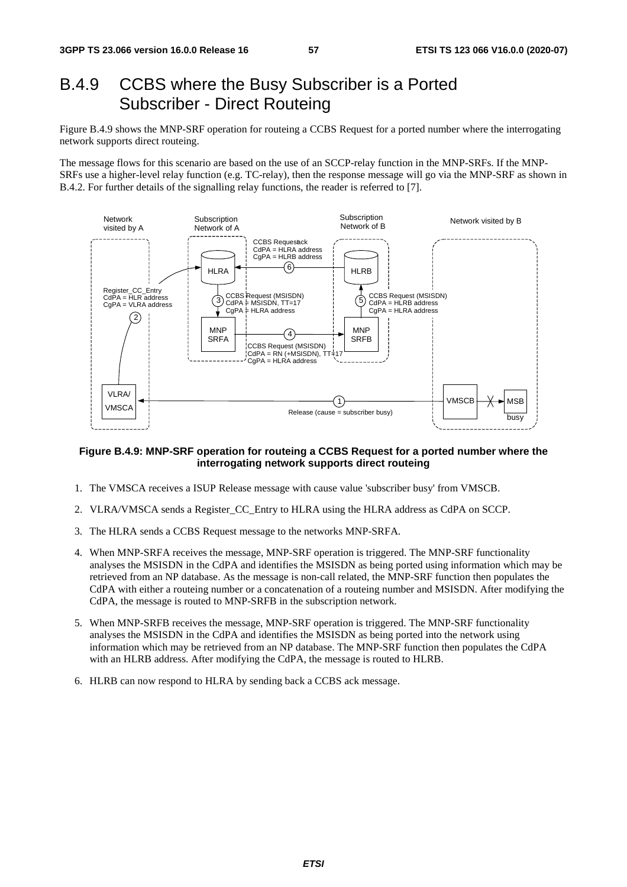## B.4.9 CCBS where the Busy Subscriber is a Ported Subscriber - Direct Routeing

Figure B.4.9 shows the MNP-SRF operation for routeing a CCBS Request for a ported number where the interrogating network supports direct routeing.

The message flows for this scenario are based on the use of an SCCP-relay function in the MNP-SRFs. If the MNP-SRFs use a higher-level relay function (e.g. TC-relay), then the response message will go via the MNP-SRF as shown in B.4.2. For further details of the signalling relay functions, the reader is referred to [7].

**Figure B.4.9: MNP-SRF operation for routeing a CCBS Request for a ported number where the interrogating network supports direct routeing**

1. The VMSCA receives a ISUP Release message with cause value 'subscriber busy' from VMSCB.
2. VLRA/VMSCA sends a Register_CC_Entry to HLRA using the HLRA address as CdPA on SCCP.
3. The HLRA sends a CCBS Request message to the networks MNP-SRFA.
4. When MNP-SRFA receives the message, MNP-SRF operation is triggered. The MNP-SRF functionality analyses the MSISDN in the CdPA and identifies the MSISDN as being ported using information which may be retrieved from an NP database. As the message is non-call related, the MNP-SRF function then populates the CdPA with either a routeing number or a concatenation of a routeing number and MSISDN. After modifying the CdPA, the message is routed to MNP-SRFB in the subscription network.
5. When MNP-SRFB receives the message, MNP-SRF operation is triggered. The MNP-SRF functionality analyses the MSISDN in the CdPA and identifies the MSISDN as being ported into the network using information which may be retrieved from an NP database. The MNP-SRF function then populates the CdPA with an HLRB address. After modifying the CdPA, the message is routed to HLRB.
6. HLRB can now respond to HLRA by sending back a CCBS ack message.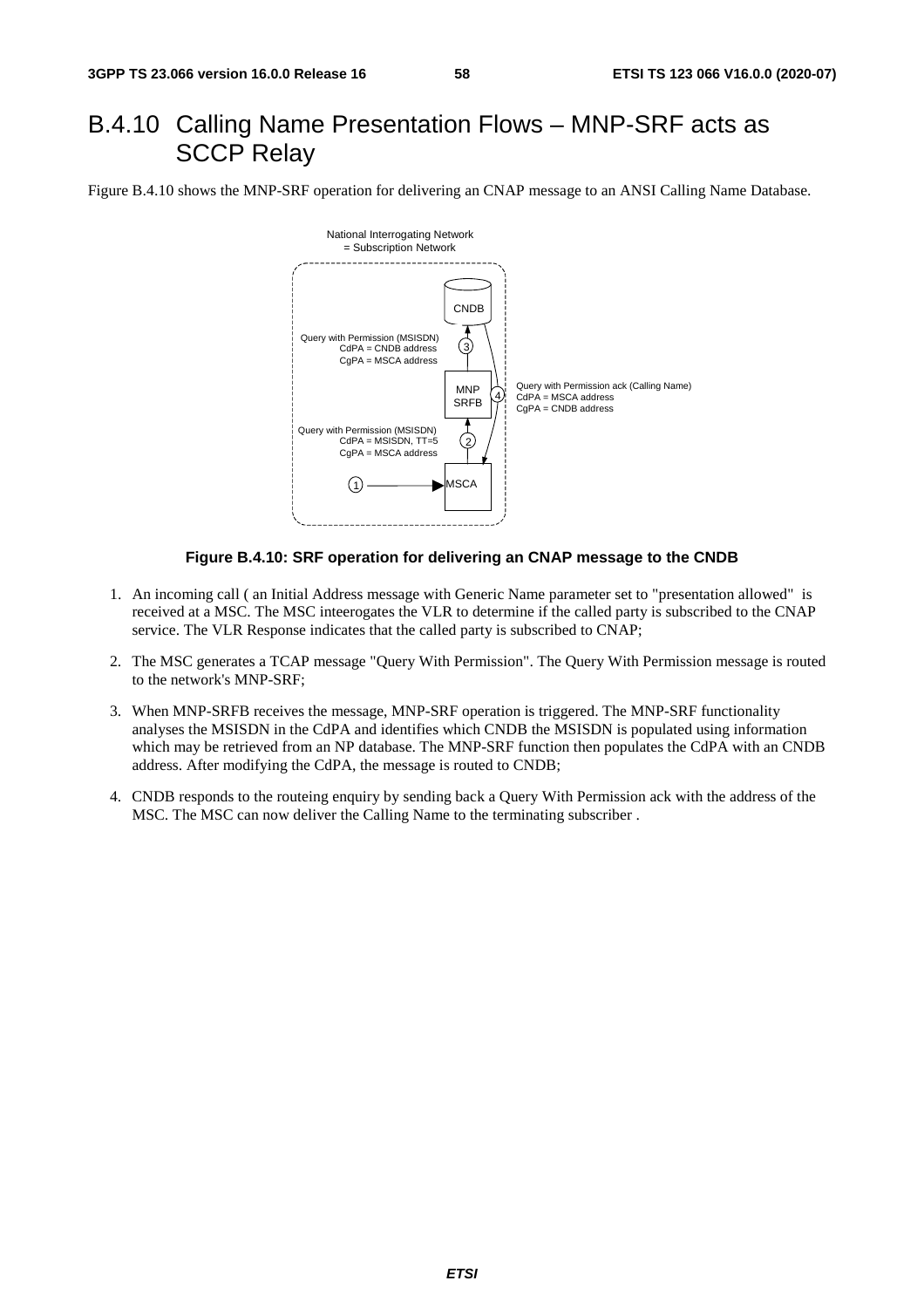## B.4.10 Calling Name Presentation Flows – MNP-SRF acts as SCCP Relay

Figure B.4.10 shows the MNP-SRF operation for delivering an CNAP message to an ANSI Calling Name Database.

National Interrogating Network = Subscription Network

CNDB

Query with Permission (MSISDN)
CdPA = CNDB address
CgPA = MSCA address

MNP SRFB

Query with Permission ack (Calling Name)
CdPA = MSCA address
CgPA = CNDB address

Query with Permission (MSISDN)
CdPA = MSISDN, TT=5
CgPA = MSCA address

MSCA

**Figure B.4.10: SRF operation for delivering an CNAP message to the CNDB**

1. An incoming call ( an Initial Address message with Generic Name parameter set to "presentation allowed" is received at a MSC. The MSC inteerogates the VLR to determine if the called party is subscribed to the CNAP service. The VLR Response indicates that the called party is subscribed to CNAP;

2. The MSC generates a TCAP message "Query With Permission". The Query With Permission message is routed to the network's MNP-SRF;

3. When MNP-SRFB receives the message, MNP-SRF operation is triggered. The MNP-SRF functionality analyses the MSISDN in the CdPA and identifies which CNDB the MSISDN is populated using information which may be retrieved from an NP database. The MNP-SRF function then populates the CdPA with an CNDB address. After modifying the CdPA, the message is routed to CNDB;

4. CNDB responds to the routeing enquiry by sending back a Query With Permission ack with the address of the MSC. The MSC can now deliver the Calling Name to the terminating subscriber .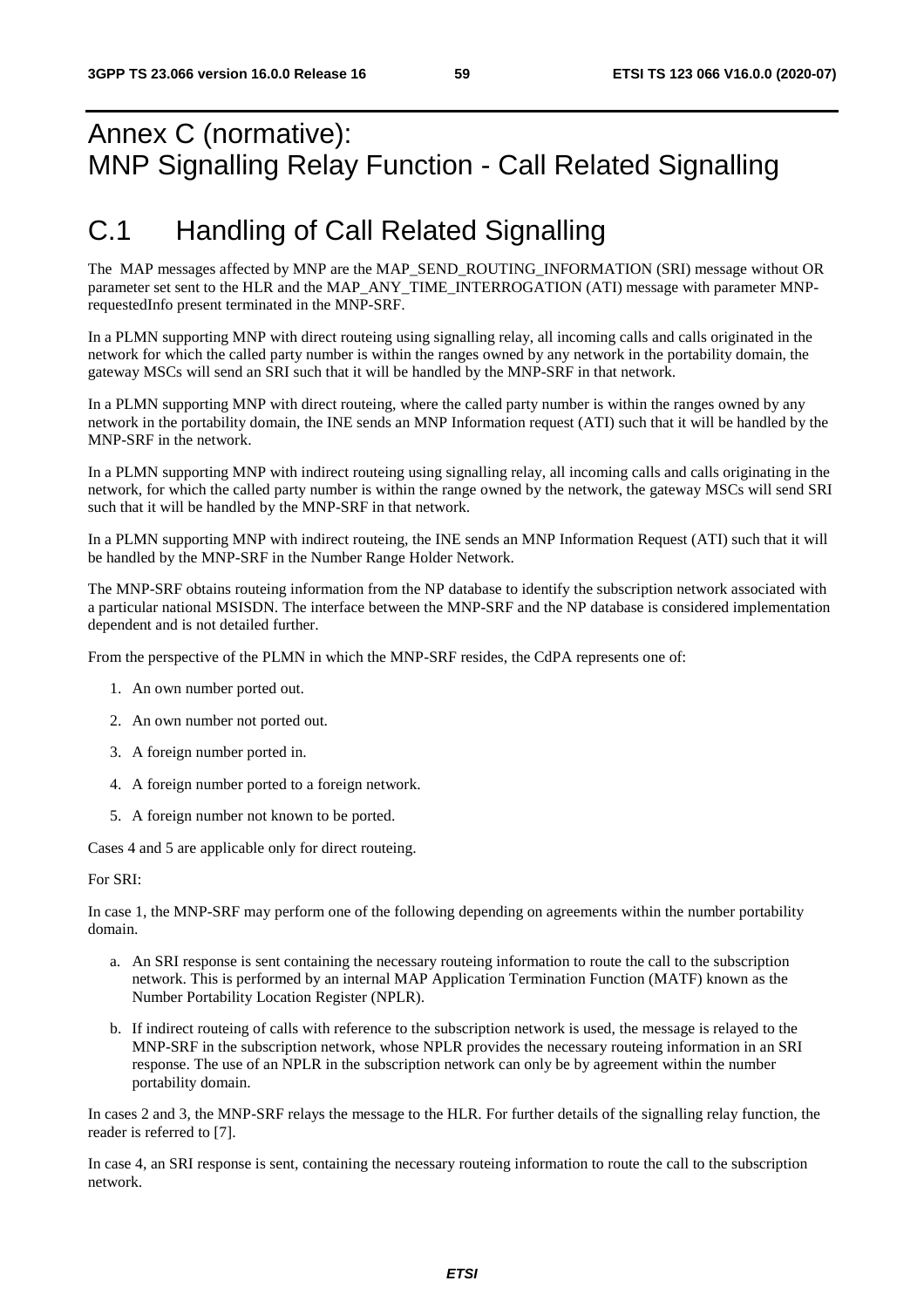# Annex C (normative): MNP Signalling Relay Function - Call Related Signalling

## C.1 Handling of Call Related Signalling

The MAP messages affected by MNP are the MAP_SEND_ROUTING_INFORMATION (SRI) message without OR parameter set sent to the HLR and the MAP_ANY_TIME_INTERROGATION (ATI) message with parameter MNP-requestedInfo present terminated in the MNP-SRF.

In a PLMN supporting MNP with direct routeing using signalling relay, all incoming calls and calls originated in the network for which the called party number is within the ranges owned by any network in the portability domain, the gateway MSCs will send an SRI such that it will be handled by the MNP-SRF in that network.

In a PLMN supporting MNP with direct routeing, where the called party number is within the ranges owned by any network in the portability domain, the INE sends an MNP Information request (ATI) such that it will be handled by the MNP-SRF in the network.

In a PLMN supporting MNP with indirect routeing using signalling relay, all incoming calls and calls originating in the network, for which the called party number is within the range owned by the network, the gateway MSCs will send SRI such that it will be handled by the MNP-SRF in that network.

In a PLMN supporting MNP with indirect routeing, the INE sends an MNP Information Request (ATI) such that it will be handled by the MNP-SRF in the Number Range Holder Network.

The MNP-SRF obtains routeing information from the NP database to identify the subscription network associated with a particular national MSISDN. The interface between the MNP-SRF and the NP database is considered implementation dependent and is not detailed further.

From the perspective of the PLMN in which the MNP-SRF resides, the CdPA represents one of:

1. An own number ported out.
2. An own number not ported out.
3. A foreign number ported in.
4. A foreign number ported to a foreign network.
5. A foreign number not known to be ported.

Cases 4 and 5 are applicable only for direct routeing.

For SRI:

In case 1, the MNP-SRF may perform one of the following depending on agreements within the number portability domain.

a. An SRI response is sent containing the necessary routeing information to route the call to the subscription network. This is performed by an internal MAP Application Termination Function (MATF) known as the Number Portability Location Register (NPLR).
b. If indirect routeing of calls with reference to the subscription network is used, the message is relayed to the MNP-SRF in the subscription network, whose NPLR provides the necessary routeing information in an SRI response. The use of an NPLR in the subscription network can only be by agreement within the number portability domain.

In cases 2 and 3, the MNP-SRF relays the message to the HLR. For further details of the signalling relay function, the reader is referred to [7].

In case 4, an SRI response is sent, containing the necessary routeing information to route the call to the subscription network.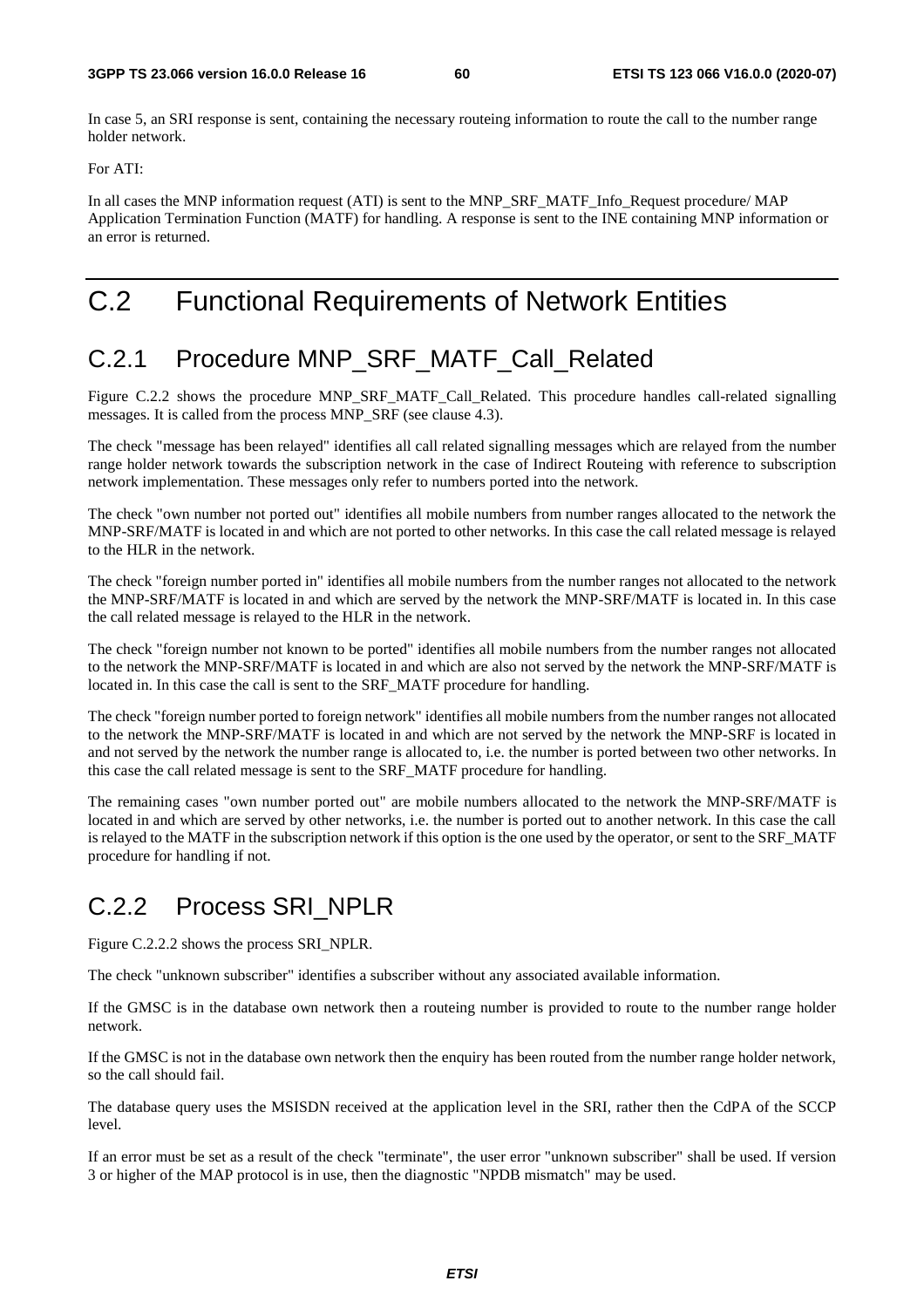In case 5, an SRI response is sent, containing the necessary routeing information to route the call to the number range holder network.

For ATI:

In all cases the MNP information request (ATI) is sent to the MNP_SRF_MATF_Info_Request procedure/ MAP Application Termination Function (MATF) for handling. A response is sent to the INE containing MNP information or an error is returned.

# C.2 Functional Requirements of Network Entities

## C.2.1 Procedure MNP_SRF_MATF_Call_Related

Figure C.2.2 shows the procedure MNP_SRF_MATF_Call_Related. This procedure handles call-related signalling messages. It is called from the process MNP_SRF (see clause 4.3).

The check "message has been relayed" identifies all call related signalling messages which are relayed from the number range holder network towards the subscription network in the case of Indirect Routeing with reference to subscription network implementation. These messages only refer to numbers ported into the network.

The check "own number not ported out" identifies all mobile numbers from number ranges allocated to the network the MNP-SRF/MATF is located in and which are not ported to other networks. In this case the call related message is relayed to the HLR in the network.

The check "foreign number ported in" identifies all mobile numbers from the number ranges not allocated to the network the MNP-SRF/MATF is located in and which are served by the network the MNP-SRF/MATF is located in. In this case the call related message is relayed to the HLR in the network.

The check "foreign number not known to be ported" identifies all mobile numbers from the number ranges not allocated to the network the MNP-SRF/MATF is located in and which are also not served by the network the MNP-SRF/MATF is located in. In this case the call is sent to the SRF_MATF procedure for handling.

The check "foreign number ported to foreign network" identifies all mobile numbers from the number ranges not allocated to the network the MNP-SRF/MATF is located in and which are not served by the network the MNP-SRF is located in and not served by the network the number range is allocated to, i.e. the number is ported between two other networks. In this case the call related message is sent to the SRF_MATF procedure for handling.

The remaining cases "own number ported out" are mobile numbers allocated to the network the MNP-SRF/MATF is located in and which are served by other networks, i.e. the number is ported out to another network. In this case the call is relayed to the MATF in the subscription network if this option is the one used by the operator, or sent to the SRF_MATF procedure for handling if not.

## C.2.2 Process SRI_NPLR

Figure C.2.2.2 shows the process SRI_NPLR.

The check "unknown subscriber" identifies a subscriber without any associated available information.

If the GMSC is in the database own network then a routeing number is provided to route to the number range holder network.

If the GMSC is not in the database own network then the enquiry has been routed from the number range holder network, so the call should fail.

The database query uses the MSISDN received at the application level in the SRI, rather then the CdPA of the SCCP level.

If an error must be set as a result of the check "terminate", the user error "unknown subscriber" shall be used. If version 3 or higher of the MAP protocol is in use, then the diagnostic "NPDB mismatch" may be used.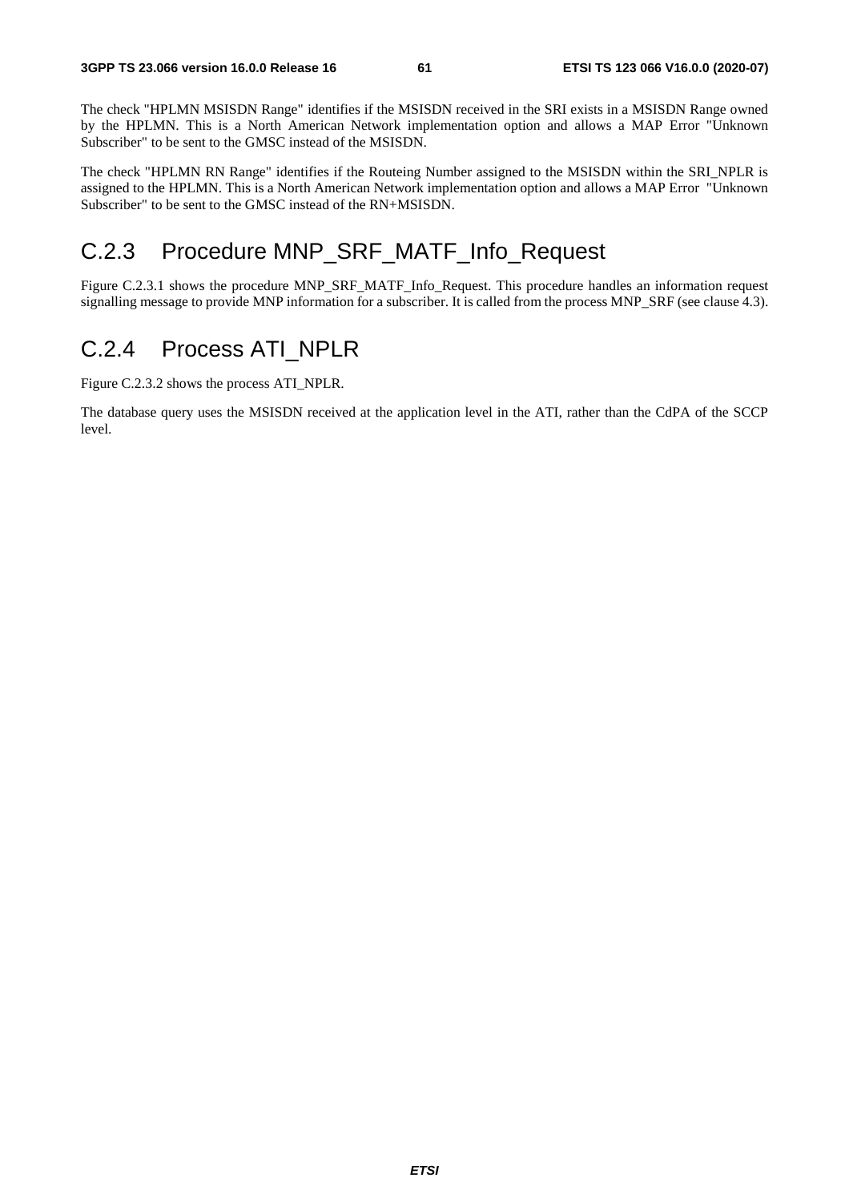The check "HPLMN MSISDN Range" identifies if the MSISDN received in the SRI exists in a MSISDN Range owned by the HPLMN. This is a North American Network implementation option and allows a MAP Error "Unknown Subscriber" to be sent to the GMSC instead of the MSISDN.

The check "HPLMN RN Range" identifies if the Routeing Number assigned to the MSISDN within the SRI_NPLR is assigned to the HPLMN. This is a North American Network implementation option and allows a MAP Error "Unknown Subscriber" to be sent to the GMSC instead of the RN+MSISDN.

## C.2.3 Procedure MNP_SRF_MATF_Info_Request

Figure C.2.3.1 shows the procedure MNP_SRF_MATF_Info_Request. This procedure handles an information request signalling message to provide MNP information for a subscriber. It is called from the process MNP_SRF (see clause 4.3).

## C.2.4 Process ATI_NPLR

Figure C.2.3.2 shows the process ATI_NPLR.

The database query uses the MSISDN received at the application level in the ATI, rather than the CdPA of the SCCP level.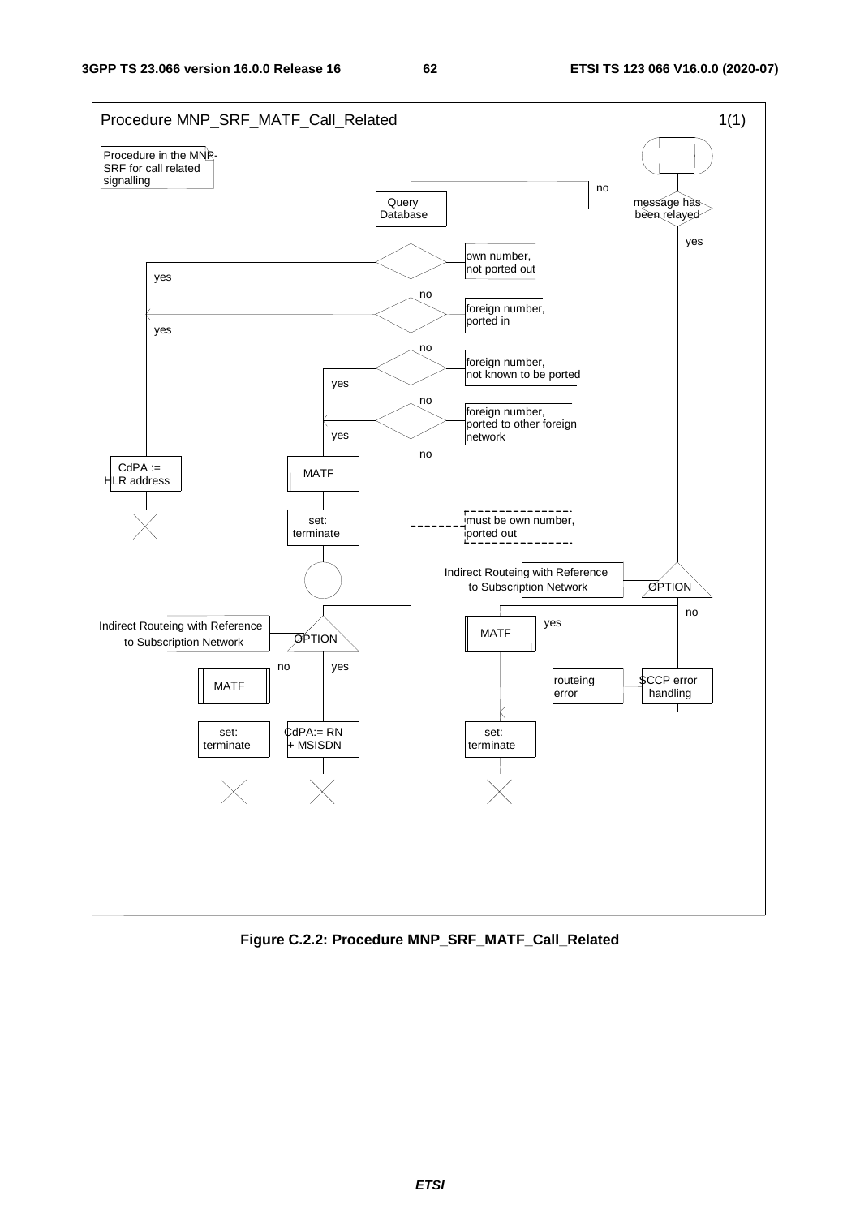Procedure MNP_SRF_MATF_Call_Related

1(1)

Procedure in the MNP-SRF for call related signalling

message has been relayed

no

yes

Query Database

own number, not ported out

yes

no

foreign number, ported in

yes

no

foreign number, not known to be ported

yes

no

foreign number, ported to other foreign network

yes

no

CdPA := HLR address

MATF

set: terminate

must be own number, ported out

Indirect Routeing with Reference to Subscription Network

OPTION

no

yes

MATF

routeing error

SCCP error handling

set: terminate

Indirect Routeing with Reference to Subscription Network

OPTION

no

yes

MATF

set: terminate

CdPA:= RN + MSISDN

**Figure C.2.2: Procedure MNP_SRF_MATF_Call_Related**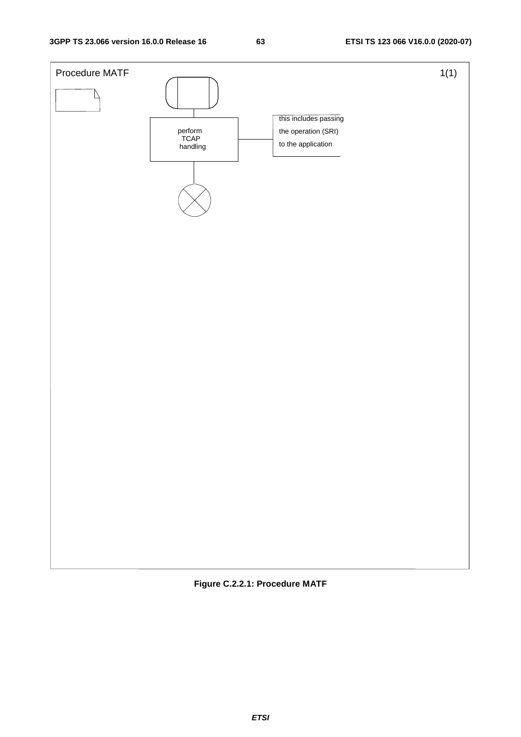Procedure MATF

1(1)

perform TCAP handling

this includes passing the operation (SRI) to the application

**Figure C.2.2.1: Procedure MATF**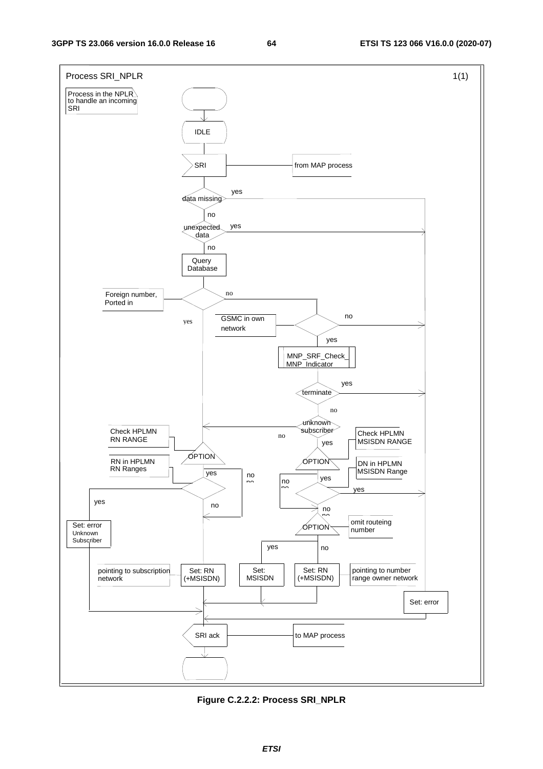Process SRI_NPLR 1(1)

Process in the NPLR to handle an incoming SRI

- IDLE
- SRI (from MAP process)
- data missing?
  - yes → Set: error
  - no → unexpected data?
    - yes → Set: error
    - no → Query Database
- Foreign number, Ported in?
  - yes → OPTION (Check HPLMN RN RANGE)
  - no → GSMC in own network?
    - no → Set: error
    - yes → MNP_SRF_Check_MNP_Indicator
      - terminate?
        - yes → Set: error
        - no → unknown subscriber?
          - no → OPTION (Check HPLMN RN RANGE)
          - yes → OPTION (Check HPLMN MSISDN RANGE)
- OPTION (Check HPLMN RN RANGE):
  - no → Set: RN (+MSISDN) (pointing to subscription network)
  - yes → RN in HPLMN RN Ranges?
    - yes → Set: error Unknown Subscriber
    - no → Set: RN (+MSISDN) (pointing to subscription network)
- OPTION (Check HPLMN MSISDN RANGE):
  - no → OPTION (omit routeing number)
  - yes → DN in HPLMN MSISDN Range?
    - yes → Set: error
    - no → OPTION (omit routeing number)
- OPTION (omit routeing number):
  - yes → Set: MSISDN
  - no → Set: RN (+MSISDN) (pointing to number range owner network)
- SRI ack (to MAP process)

Figure C.2.2.2: Process SRI_NPLR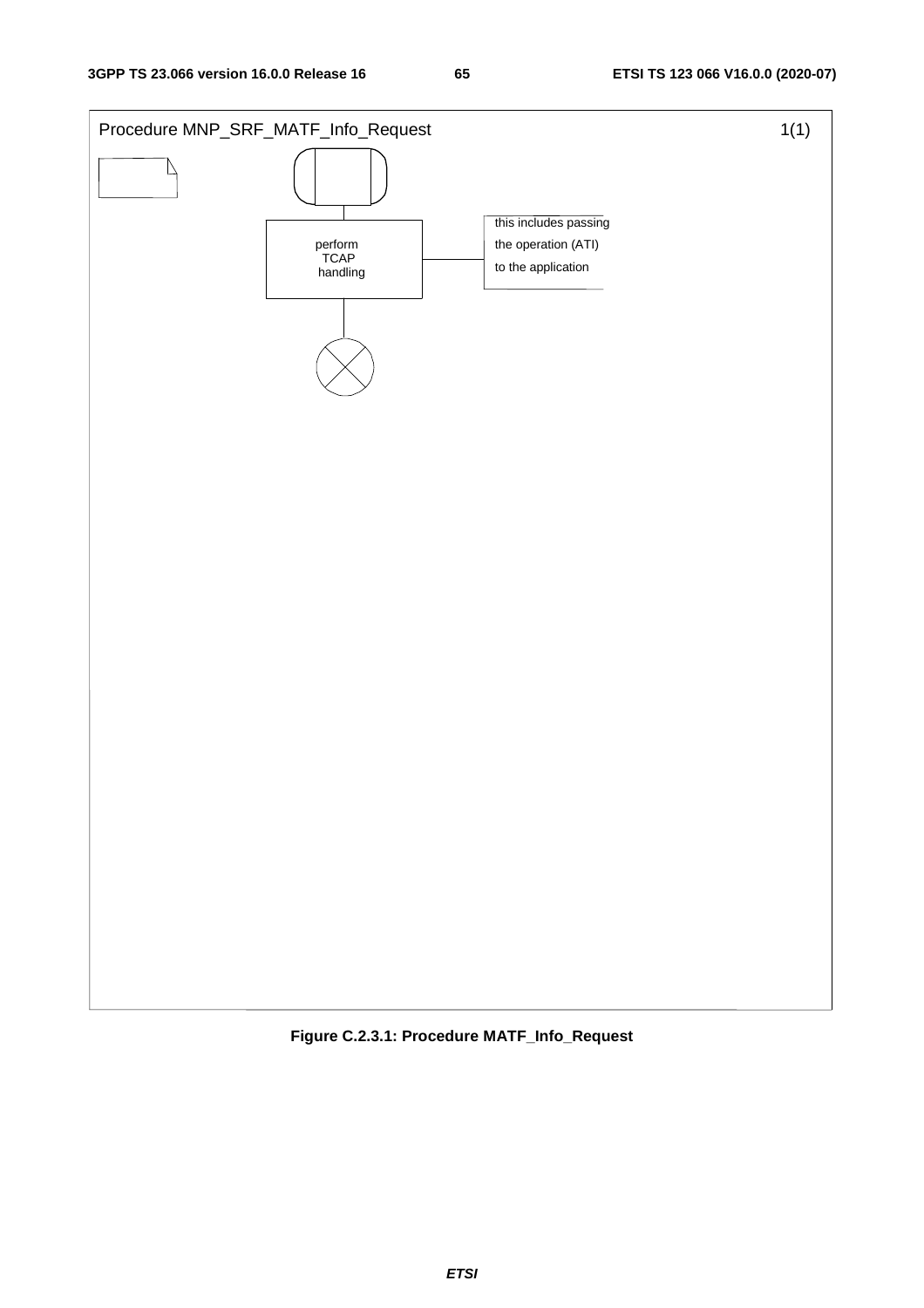Procedure MNP_SRF_MATF_Info_Request 1(1)

perform TCAP handling

this includes passing the operation (ATI) to the application

**Figure C.2.3.1: Procedure MATF_Info_Request**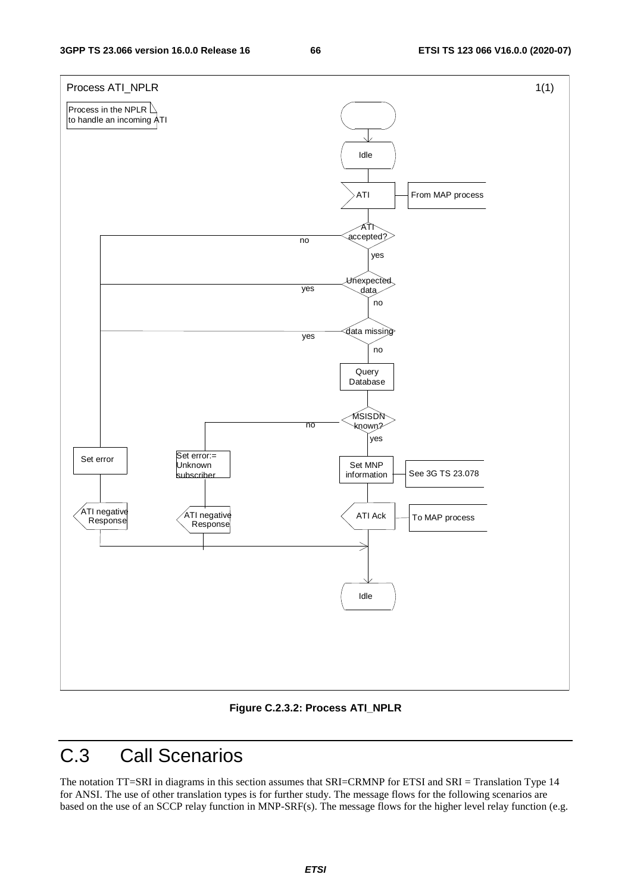Process ATI_NPLR 1(1)

Process in the NPLR to handle an incoming ATI

Idle

ATI — From MAP process

ATI accepted? — no / yes

Unexpected data — yes / no

data missing — yes / no

Query Database

MSISDN known? — no / yes

Set error

Set error:= Unknown subscriber

Set MNP information — See 3G TS 23.078

ATI negative Response

ATI negative Response

ATI Ack — To MAP process

Idle

**Figure C.2.3.2: Process ATI_NPLR**

# C.3 Call Scenarios

The notation TT=SRI in diagrams in this section assumes that SRI=CRMNP for ETSI and SRI = Translation Type 14 for ANSI. The use of other translation types is for further study. The message flows for the following scenarios are based on the use of an SCCP relay function in MNP-SRF(s). The message flows for the higher level relay function (e.g.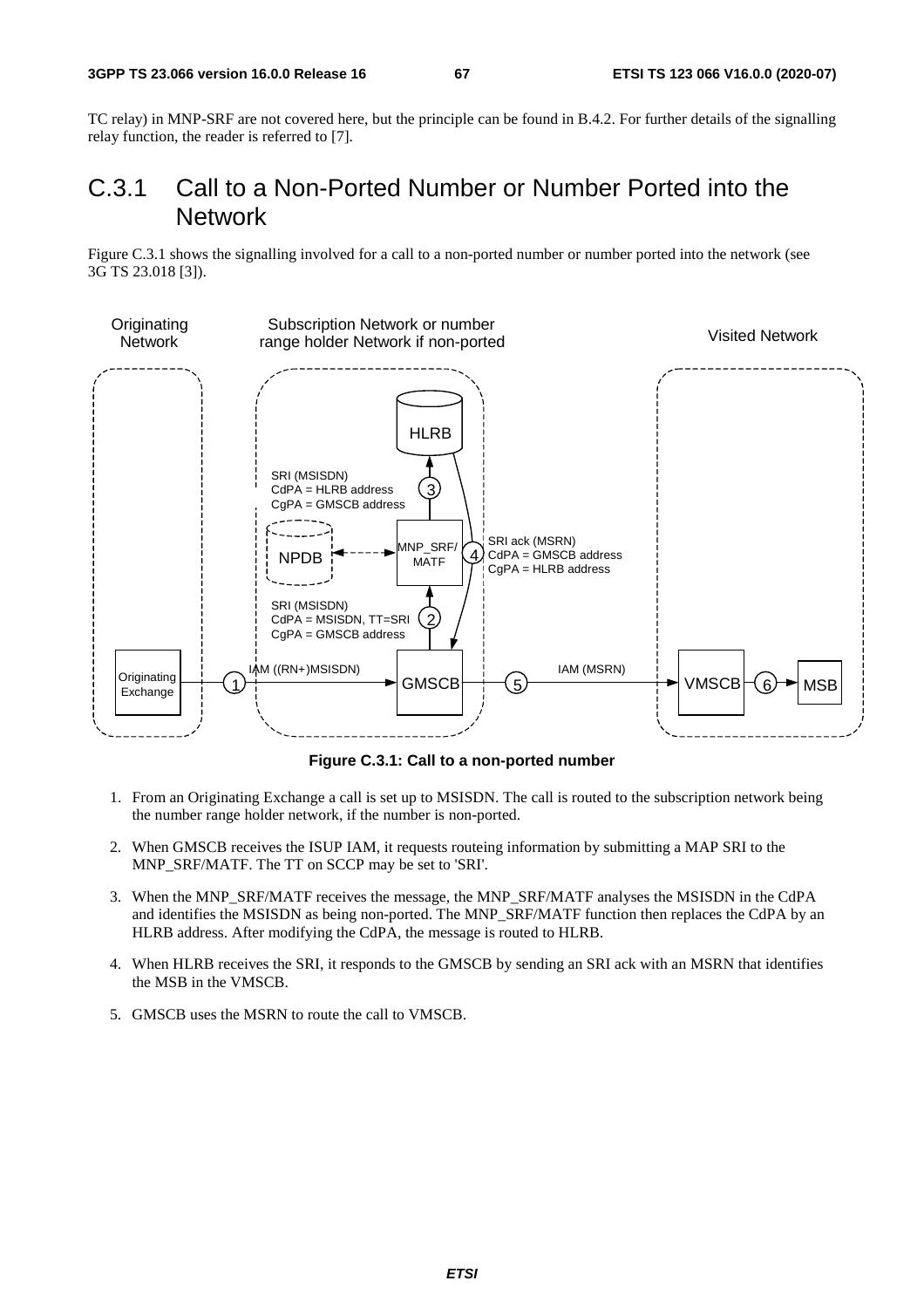TC relay) in MNP-SRF are not covered here, but the principle can be found in B.4.2. For further details of the signalling relay function, the reader is referred to [7].

## C.3.1 Call to a Non-Ported Number or Number Ported into the Network

Figure C.3.1 shows the signalling involved for a call to a non-ported number or number ported into the network (see 3G TS 23.018 [3]).

**Figure C.3.1: Call to a non-ported number**

1. From an Originating Exchange a call is set up to MSISDN. The call is routed to the subscription network being the number range holder network, if the number is non-ported.
2. When GMSCB receives the ISUP IAM, it requests routeing information by submitting a MAP SRI to the MNP_SRF/MATF. The TT on SCCP may be set to 'SRI'.
3. When the MNP_SRF/MATF receives the message, the MNP_SRF/MATF analyses the MSISDN in the CdPA and identifies the MSISDN as being non-ported. The MNP_SRF/MATF function then replaces the CdPA by an HLRB address. After modifying the CdPA, the message is routed to HLRB.
4. When HLRB receives the SRI, it responds to the GMSCB by sending an SRI ack with an MSRN that identifies the MSB in the VMSCB.
5. GMSCB uses the MSRN to route the call to VMSCB.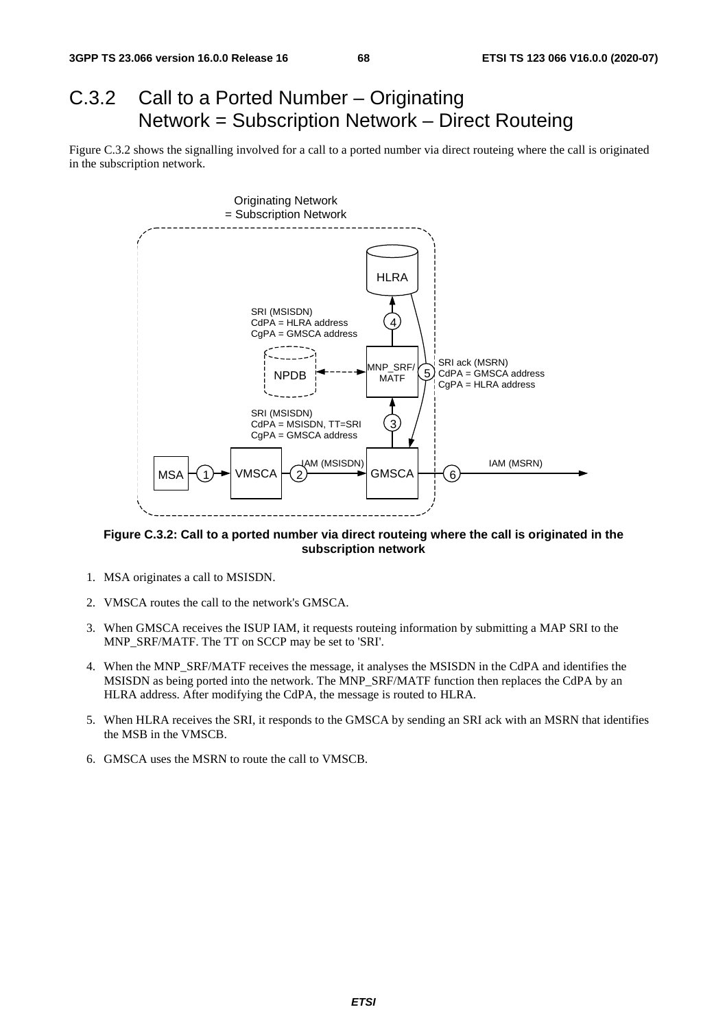## C.3.2 Call to a Ported Number – Originating Network = Subscription Network – Direct Routeing

Figure C.3.2 shows the signalling involved for a call to a ported number via direct routeing where the call is originated in the subscription network.

**Figure C.3.2: Call to a ported number via direct routeing where the call is originated in the subscription network**

1. MSA originates a call to MSISDN.
2. VMSCA routes the call to the network's GMSCA.
3. When GMSCA receives the ISUP IAM, it requests routeing information by submitting a MAP SRI to the MNP_SRF/MATF. The TT on SCCP may be set to 'SRI'.
4. When the MNP_SRF/MATF receives the message, it analyses the MSISDN in the CdPA and identifies the MSISDN as being ported into the network. The MNP_SRF/MATF function then replaces the CdPA by an HLRA address. After modifying the CdPA, the message is routed to HLRA.
5. When HLRA receives the SRI, it responds to the GMSCA by sending an SRI ack with an MSRN that identifies the MSB in the VMSCB.
6. GMSCA uses the MSRN to route the call to VMSCB.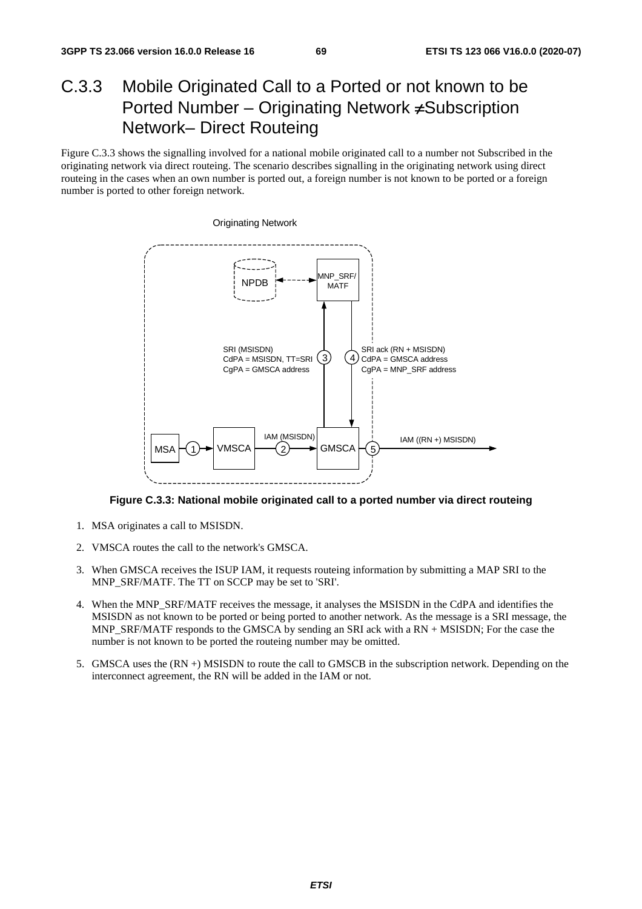# C.3.3 Mobile Originated Call to a Ported or not known to be Ported Number – Originating Network ≠Subscription Network– Direct Routeing

Figure C.3.3 shows the signalling involved for a national mobile originated call to a number not Subscribed in the originating network via direct routeing. The scenario describes signalling in the originating network using direct routeing in the cases when an own number is ported out, a foreign number is not known to be ported or a foreign number is ported to other foreign network.

**Figure C.3.3: National mobile originated call to a ported number via direct routeing**

1. MSA originates a call to MSISDN.
2. VMSCA routes the call to the network's GMSCA.
3. When GMSCA receives the ISUP IAM, it requests routeing information by submitting a MAP SRI to the MNP_SRF/MATF. The TT on SCCP may be set to 'SRI'.
4. When the MNP_SRF/MATF receives the message, it analyses the MSISDN in the CdPA and identifies the MSISDN as not known to be ported or being ported to another network. As the message is a SRI message, the MNP_SRF/MATF responds to the GMSCA by sending an SRI ack with a RN + MSISDN; For the case the number is not known to be ported the routeing number may be omitted.
5. GMSCA uses the (RN +) MSISDN to route the call to GMSCB in the subscription network. Depending on the interconnect agreement, the RN will be added in the IAM or not.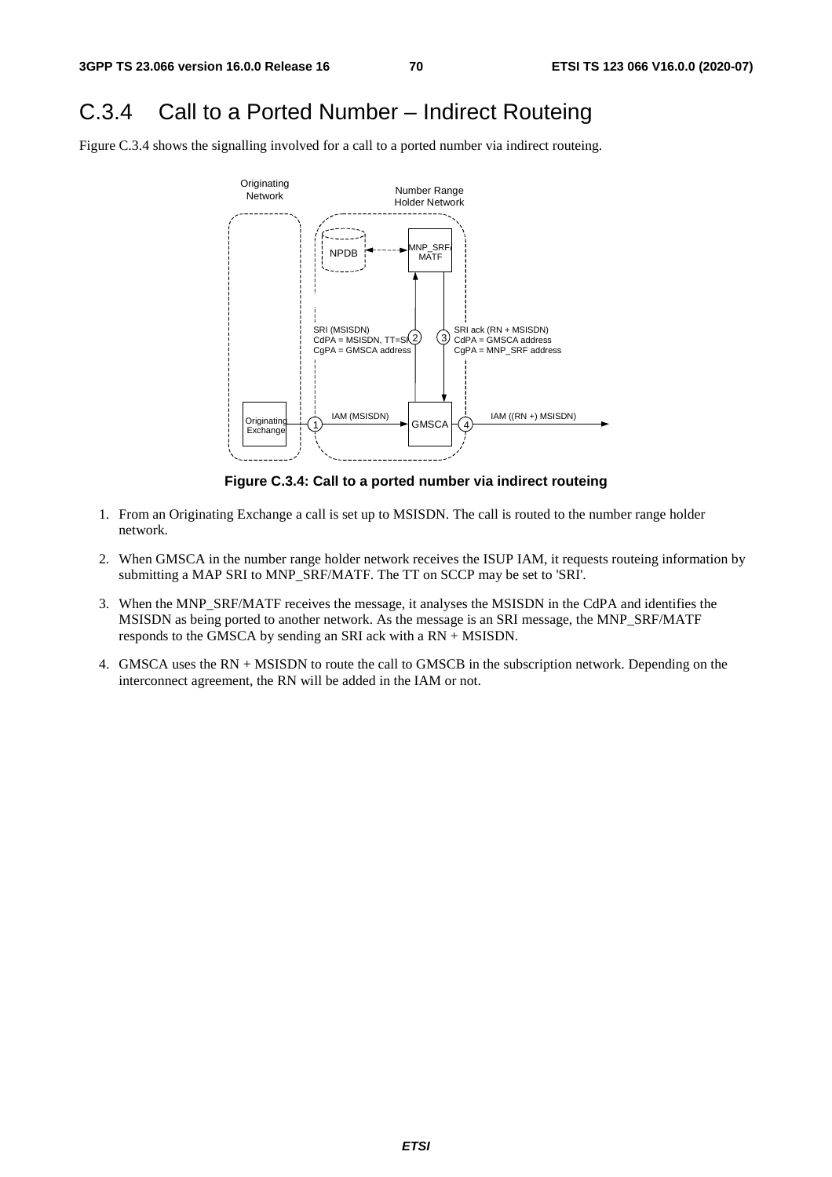# C.3.4 Call to a Ported Number – Indirect Routeing

Figure C.3.4 shows the signalling involved for a call to a ported number via indirect routeing.

**Figure C.3.4: Call to a ported number via indirect routeing**

1. From an Originating Exchange a call is set up to MSISDN. The call is routed to the number range holder network.

2. When GMSCA in the number range holder network receives the ISUP IAM, it requests routeing information by submitting a MAP SRI to MNP_SRF/MATF. The TT on SCCP may be set to 'SRI'.

3. When the MNP_SRF/MATF receives the message, it analyses the MSISDN in the CdPA and identifies the MSISDN as being ported to another network. As the message is an SRI message, the MNP_SRF/MATF responds to the GMSCA by sending an SRI ack with a RN + MSISDN.

4. GMSCA uses the RN + MSISDN to route the call to GMSCB in the subscription network. Depending on the interconnect agreement, the RN will be added in the IAM or not.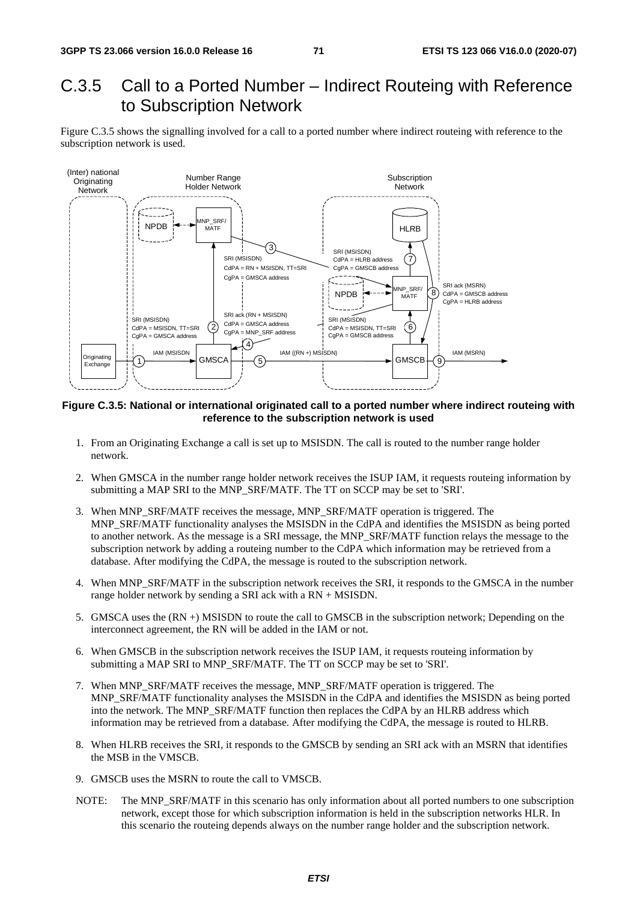# C.3.5 Call to a Ported Number – Indirect Routeing with Reference to Subscription Network

Figure C.3.5 shows the signalling involved for a call to a ported number where indirect routeing with reference to the subscription network is used.

**Figure C.3.5: National or international originated call to a ported number where indirect routeing with reference to the subscription network is used**

1. From an Originating Exchange a call is set up to MSISDN. The call is routed to the number range holder network.

2. When GMSCA in the number range holder network receives the ISUP IAM, it requests routeing information by submitting a MAP SRI to the MNP_SRF/MATF. The TT on SCCP may be set to 'SRI'.

3. When MNP_SRF/MATF receives the message, MNP_SRF/MATF operation is triggered. The MNP_SRF/MATF functionality analyses the MSISDN in the CdPA and identifies the MSISDN as being ported to another network. As the message is a SRI message, the MNP_SRF/MATF function relays the message to the subscription network by adding a routeing number to the CdPA which information may be retrieved from a database. After modifying the CdPA, the message is routed to the subscription network.

4. When MNP_SRF/MATF in the subscription network receives the SRI, it responds to the GMSCA in the number range holder network by sending a SRI ack with a RN + MSISDN.

5. GMSCA uses the (RN +) MSISDN to route the call to GMSCB in the subscription network; Depending on the interconnect agreement, the RN will be added in the IAM or not.

6. When GMSCB in the subscription network receives the ISUP IAM, it requests routeing information by submitting a MAP SRI to MNP_SRF/MATF. The TT on SCCP may be set to 'SRI'.

7. When MNP_SRF/MATF receives the message, MNP_SRF/MATF operation is triggered. The MNP_SRF/MATF functionality analyses the MSISDN in the CdPA and identifies the MSISDN as being ported into the network. The MNP_SRF/MATF function then replaces the CdPA by an HLRB address which information may be retrieved from a database. After modifying the CdPA, the message is routed to HLRB.

8. When HLRB receives the SRI, it responds to the GMSCB by sending an SRI ack with an MSRN that identifies the MSB in the VMSCB.

9. GMSCB uses the MSRN to route the call to VMSCB.

NOTE: The MNP_SRF/MATF in this scenario has only information about all ported numbers to one subscription network, except those for which subscription information is held in the subscription networks HLR. In this scenario the routeing depends always on the number range holder and the subscription network.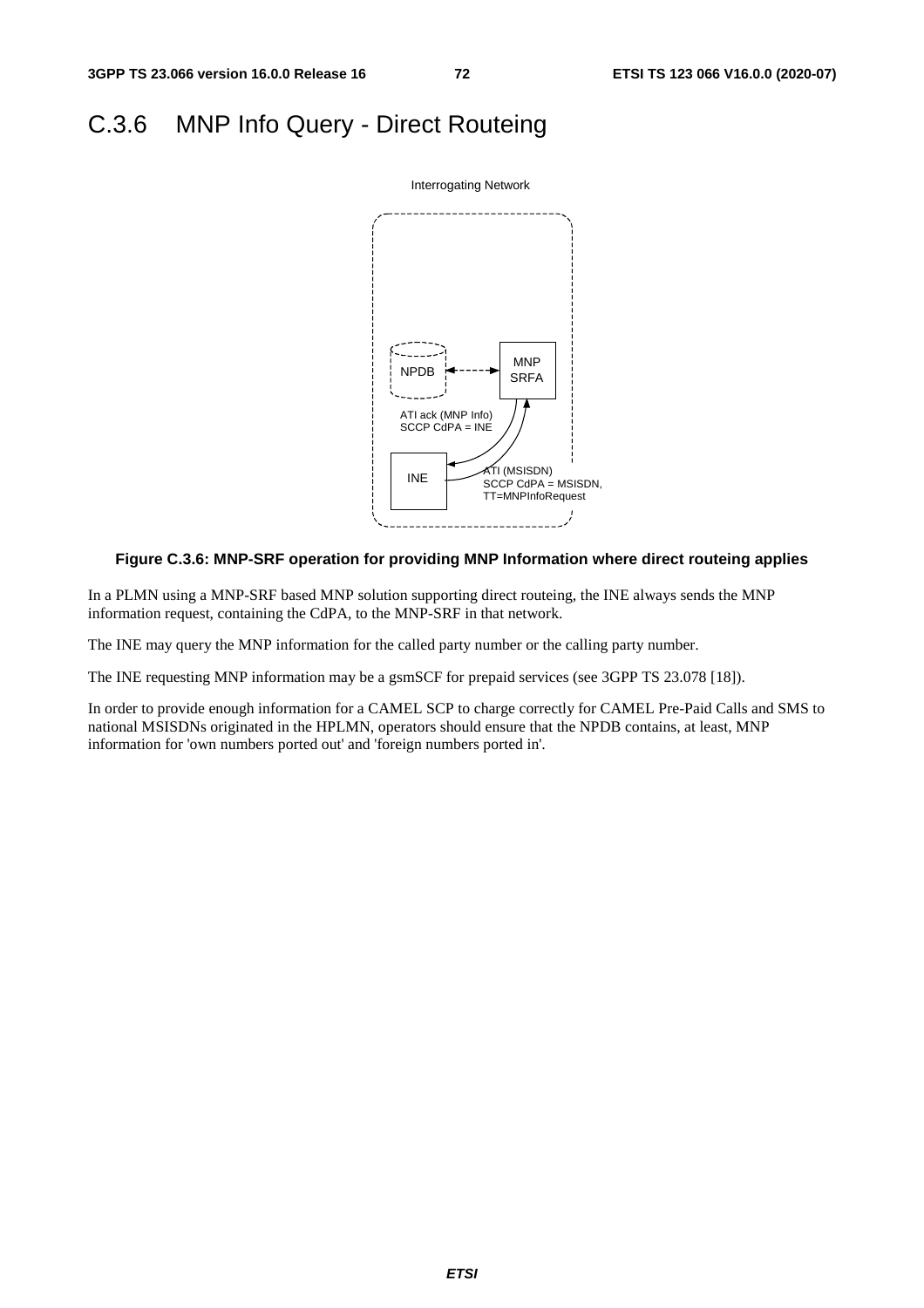## C.3.6 MNP Info Query - Direct Routeing

Interrogating Network

NPDB

MNP SRFA

ATI ack (MNP Info)
SCCP CdPA = INE

INE

ATI (MSISDN)
SCCP CdPA = MSISDN,
TT=MNPInfoRequest

**Figure C.3.6: MNP-SRF operation for providing MNP Information where direct routeing applies**

In a PLMN using a MNP-SRF based MNP solution supporting direct routeing, the INE always sends the MNP information request, containing the CdPA, to the MNP-SRF in that network.

The INE may query the MNP information for the called party number or the calling party number.

The INE requesting MNP information may be a gsmSCF for prepaid services (see 3GPP TS 23.078 [18]).

In order to provide enough information for a CAMEL SCP to charge correctly for CAMEL Pre-Paid Calls and SMS to national MSISDNs originated in the HPLMN, operators should ensure that the NPDB contains, at least, MNP information for 'own numbers ported out' and 'foreign numbers ported in'.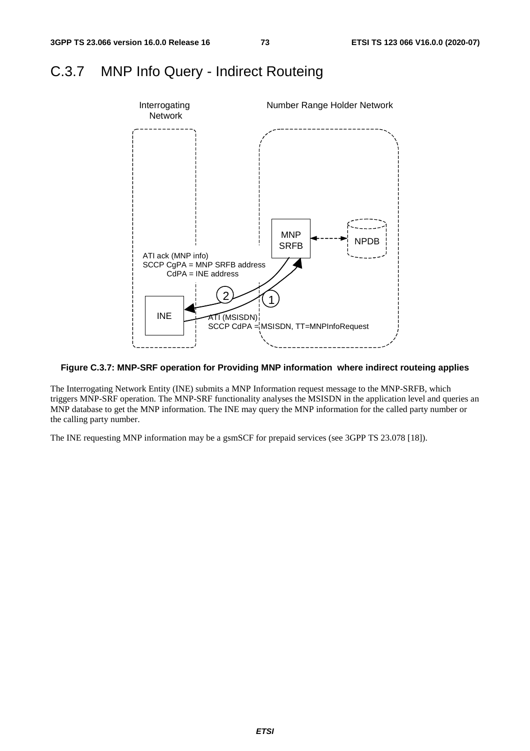## C.3.7 MNP Info Query - Indirect Routeing

**Figure C.3.7: MNP-SRF operation for Providing MNP information where indirect routeing applies**

The Interrogating Network Entity (INE) submits a MNP Information request message to the MNP-SRFB, which triggers MNP-SRF operation. The MNP-SRF functionality analyses the MSISDN in the application level and queries an MNP database to get the MNP information. The INE may query the MNP information for the called party number or the calling party number.

The INE requesting MNP information may be a gsmSCF for prepaid services (see 3GPP TS 23.078 [18]).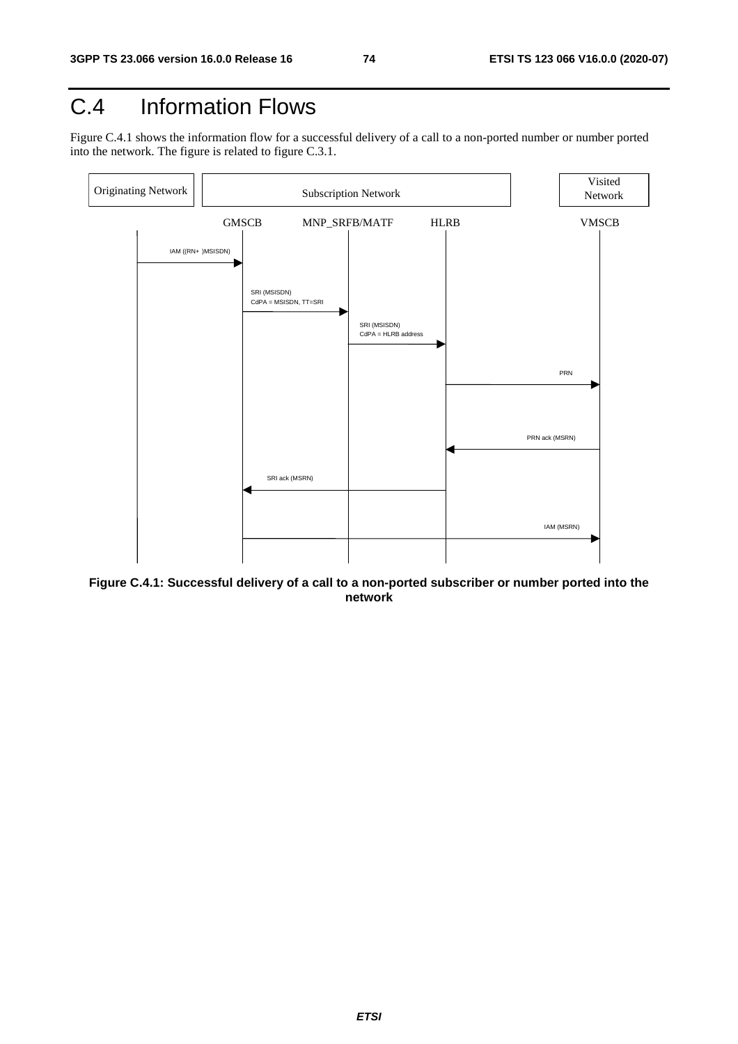# C.4 Information Flows

Figure C.4.1 shows the information flow for a successful delivery of a call to a non-ported number or number ported into the network. The figure is related to figure C.3.1.

Originating Network | Subscription Network | Visited Network

GMSCB | MNP_SRFB/MATF | HLRB | VMSCB

IAM ((RN+ )MSISDN)

SRI (MSISDN)
CdPA = MSISDN, TT=SRI

SRI (MSISDN)
CdPA = HLRB address

PRN

PRN ack (MSRN)

SRI ack (MSRN)

IAM (MSRN)

**Figure C.4.1: Successful delivery of a call to a non-ported subscriber or number ported into the network**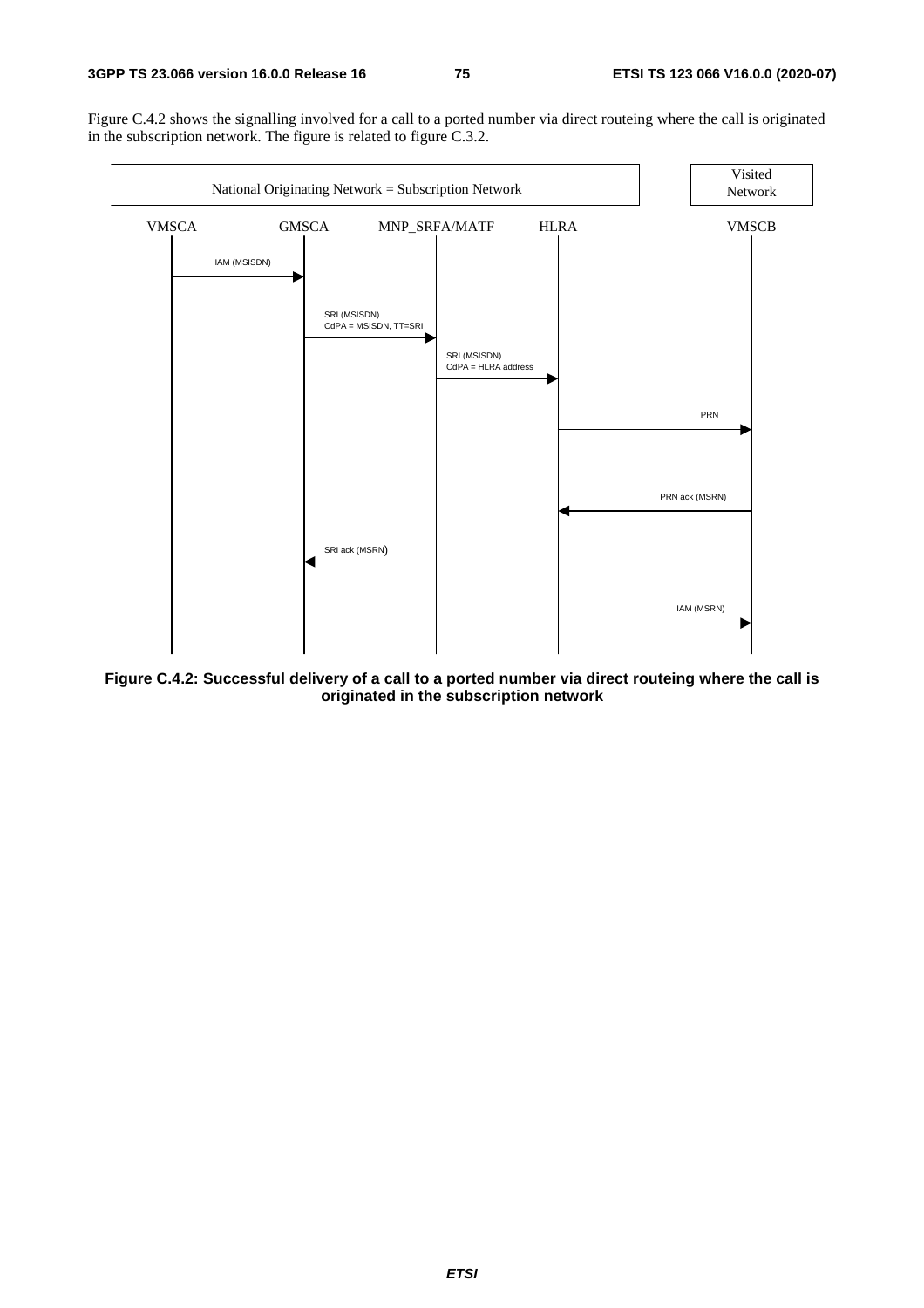Figure C.4.2 shows the signalling involved for a call to a ported number via direct routeing where the call is originated in the subscription network. The figure is related to figure C.3.2.

**Figure C.4.2: Successful delivery of a call to a ported number via direct routeing where the call is originated in the subscription network**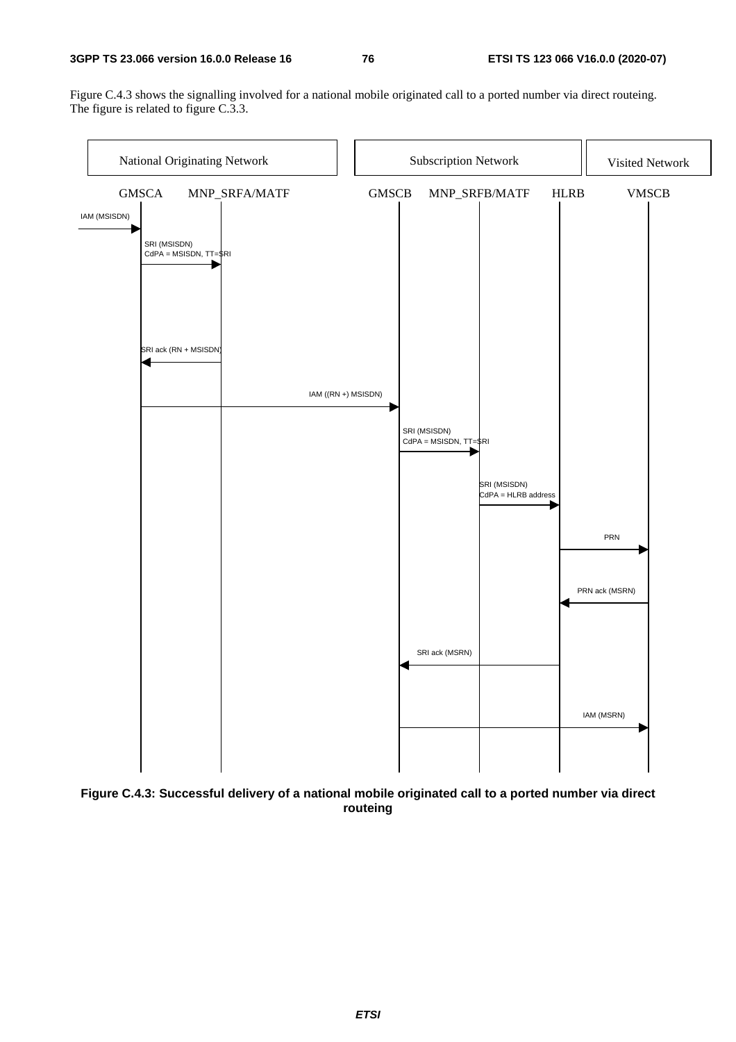Figure C.4.3 shows the signalling involved for a national mobile originated call to a ported number via direct routeing. The figure is related to figure C.3.3.

National Originating Network | Subscription Network | Visited Network

GMSCA | MNP_SRFA/MATF | GMSCB | MNP_SRFB/MATF | HLRB | VMSCB

IAM (MSISDN)

SRI (MSISDN)
CdPA = MSISDN, TT=SRI

SRI ack (RN + MSISDN)

IAM ((RN +) MSISDN)

SRI (MSISDN)
CdPA = MSISDN, TT=SRI

SRI (MSISDN)
CdPA = HLRB address

PRN

PRN ack (MSRN)

SRI ack (MSRN)

IAM (MSRN)

**Figure C.4.3: Successful delivery of a national mobile originated call to a ported number via direct routeing**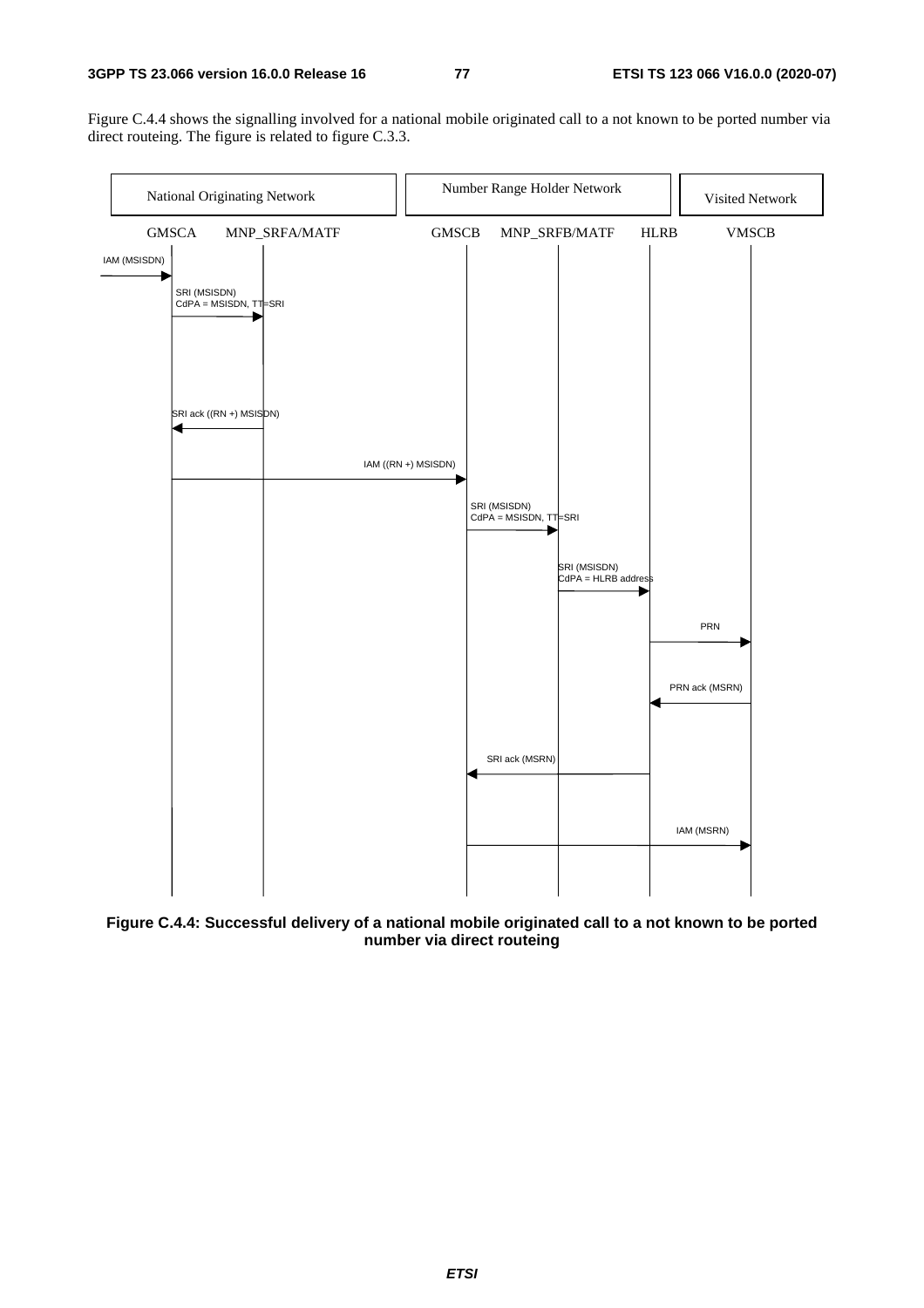Figure C.4.4 shows the signalling involved for a national mobile originated call to a not known to be ported number via direct routeing. The figure is related to figure C.3.3.

| National Originating Network | | Number Range Holder Network | | | Visited Network |
|---|---|---|---|---|---|
| GMSCA | MNP_SRFA/MATF | GMSCB | MNP_SRFB/MATF | HLRB | VMSCB |

- IAM (MSISDN) → GMSCA
- GMSCA → MNP_SRFA/MATF: SRI (MSISDN) CdPA = MSISDN, TT=SRI
- MNP_SRFA/MATF → GMSCA: SRI ack ((RN +) MSISDN)
- GMSCA → GMSCB: IAM ((RN +) MSISDN)
- GMSCB → MNP_SRFB/MATF: SRI (MSISDN) CdPA = MSISDN, TT=SRI
- MNP_SRFB/MATF → HLRB: SRI (MSISDN) CdPA = HLRB address
- HLRB → VMSCB: PRN
- VMSCB → HLRB: PRN ack (MSRN)
- HLRB → GMSCB: SRI ack (MSRN)
- GMSCB → VMSCB: IAM (MSRN)

**Figure C.4.4: Successful delivery of a national mobile originated call to a not known to be ported number via direct routeing**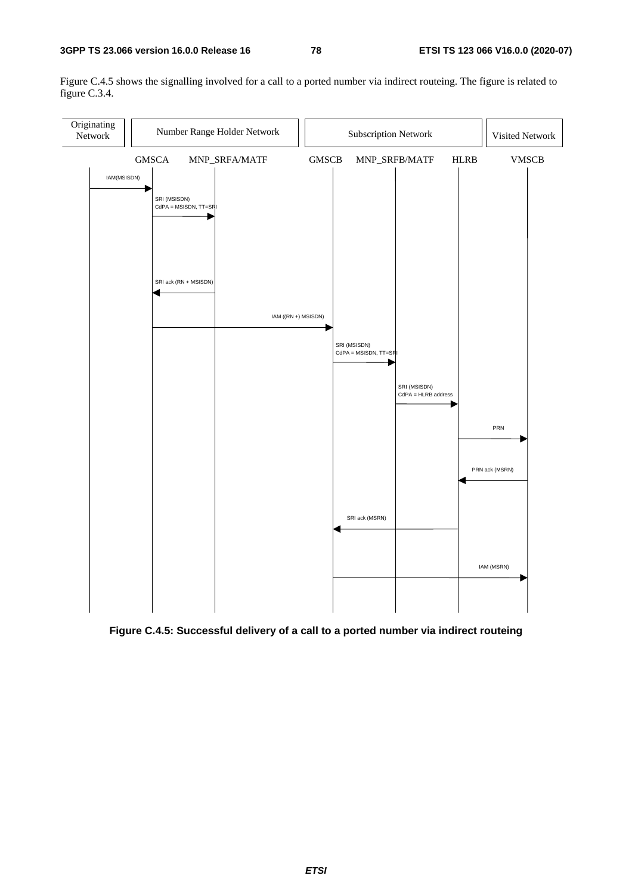Figure C.4.5 shows the signalling involved for a call to a ported number via indirect routeing. The figure is related to figure C.3.4.

| Originating Network | Number Range Holder Network | | Subscription Network | | | Visited Network |
|---|---|---|---|---|---|---|
| | GMSCA | MNP_SRFA/MATF | GMSCB | MNP_SRFB/MATF | HLRB | VMSCB |

1. Originating Network → GMSCA: IAM(MSISDN)
2. GMSCA → MNP_SRFA/MATF: SRI (MSISDN) CdPA = MSISDN, TT=SRI
3. MNP_SRFA/MATF → GMSCA: SRI ack (RN + MSISDN)
4. GMSCA → GMSCB: IAM ((RN +) MSISDN)
5. GMSCB → MNP_SRFB/MATF: SRI (MSISDN) CdPA = MSISDN, TT=SRI
6. MNP_SRFB/MATF → HLRB: SRI (MSISDN) CdPA = HLRB address
7. HLRB → VMSCB: PRN
8. VMSCB → HLRB: PRN ack (MSRN)
9. HLRB → GMSCB: SRI ack (MSRN)
10. GMSCB → VMSCB: IAM (MSRN)

**Figure C.4.5: Successful delivery of a call to a ported number via indirect routeing**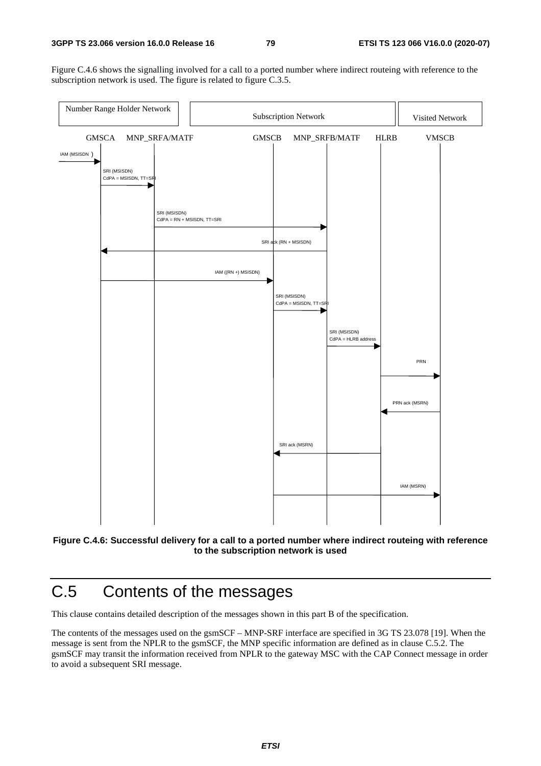Figure C.4.6 shows the signalling involved for a call to a ported number where indirect routeing with reference to the subscription network is used. The figure is related to figure C.3.5.

Number Range Holder Network | Subscription Network | Visited Network

GMSCA MNP_SRFA/MATF GMSCB MNP_SRFB/MATF HLRB VMSCB

IAM (MSISDN )

SRI (MSISDN)
CdPA = MSISDN, TT=SRI

SRI (MSISDN)
CdPA = RN + MSISDN, TT=SRI

SRI ack (RN + MSISDN)

IAM ((RN +) MSISDN)

SRI (MSISDN)
CdPA = MSISDN, TT=SRI

SRI (MSISDN)
CdPA = HLRB address

PRN

PRN ack (MSRN)

SRI ack (MSRN)

IAM (MSRN)

**Figure C.4.6: Successful delivery for a call to a ported number where indirect routeing with reference to the subscription network is used**

# C.5 Contents of the messages

This clause contains detailed description of the messages shown in this part B of the specification.

The contents of the messages used on the gsmSCF – MNP-SRF interface are specified in 3G TS 23.078 [19]. When the message is sent from the NPLR to the gsmSCF, the MNP specific information are defined as in clause C.5.2. The gsmSCF may transit the information received from NPLR to the gateway MSC with the CAP Connect message in order to avoid a subsequent SRI message.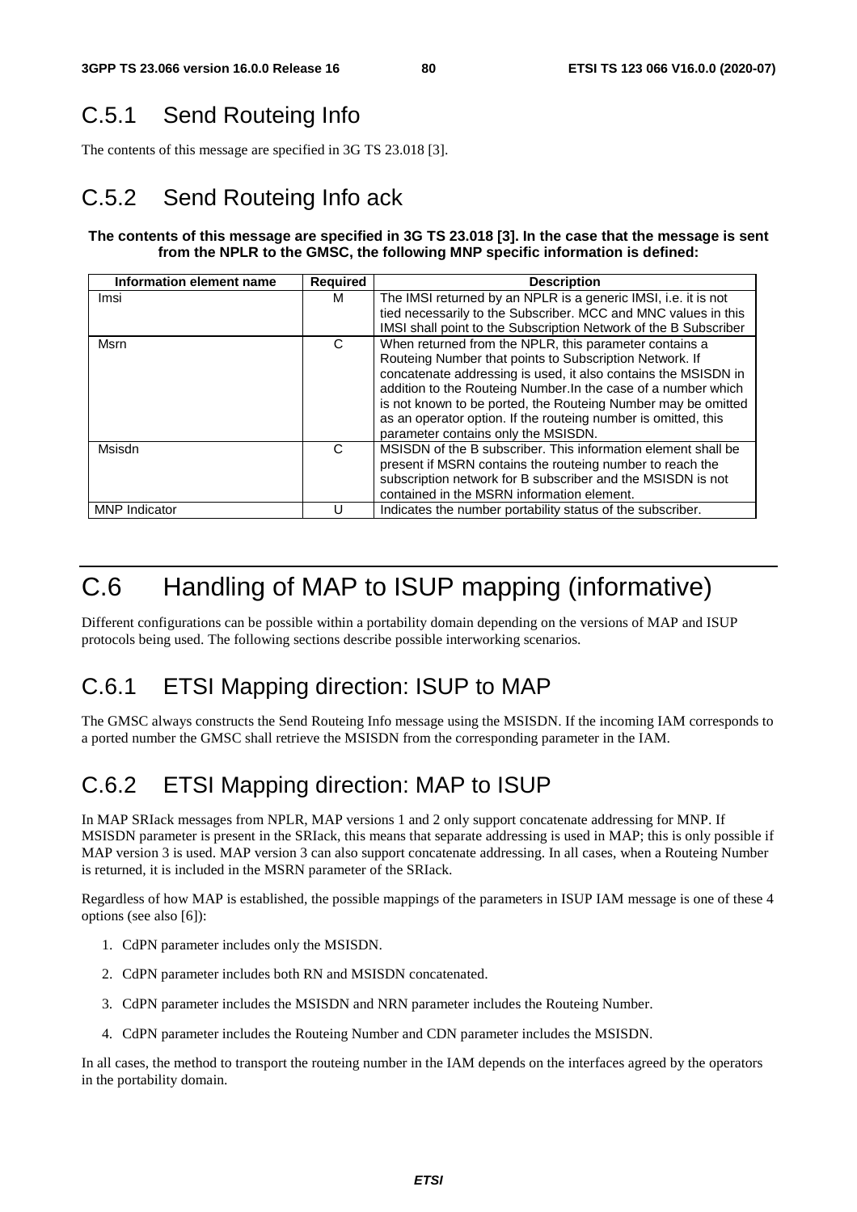## C.5.1 Send Routeing Info

The contents of this message are specified in 3G TS 23.018 [3].

## C.5.2 Send Routeing Info ack

**The contents of this message are specified in 3G TS 23.018 [3]. In the case that the message is sent from the NPLR to the GMSC, the following MNP specific information is defined:**

| Information element name | Required | Description |
|---|---|---|
| Imsi | M | The IMSI returned by an NPLR is a generic IMSI, i.e. it is not tied necessarily to the Subscriber. MCC and MNC values in this IMSI shall point to the Subscription Network of the B Subscriber |
| Msrn | C | When returned from the NPLR, this parameter contains a Routeing Number that points to Subscription Network. If concatenate addressing is used, it also contains the MSISDN in addition to the Routeing Number.In the case of a number which is not known to be ported, the Routeing Number may be omitted as an operator option. If the routeing number is omitted, this parameter contains only the MSISDN. |
| Msisdn | C | MSISDN of the B subscriber. This information element shall be present if MSRN contains the routeing number to reach the subscription network for B subscriber and the MSISDN is not contained in the MSRN information element. |
| MNP Indicator | U | Indicates the number portability status of the subscriber. |

# C.6 Handling of MAP to ISUP mapping (informative)

Different configurations can be possible within a portability domain depending on the versions of MAP and ISUP protocols being used. The following sections describe possible interworking scenarios.

## C.6.1 ETSI Mapping direction: ISUP to MAP

The GMSC always constructs the Send Routeing Info message using the MSISDN. If the incoming IAM corresponds to a ported number the GMSC shall retrieve the MSISDN from the corresponding parameter in the IAM.

## C.6.2 ETSI Mapping direction: MAP to ISUP

In MAP SRIack messages from NPLR, MAP versions 1 and 2 only support concatenate addressing for MNP. If MSISDN parameter is present in the SRIack, this means that separate addressing is used in MAP; this is only possible if MAP version 3 is used. MAP version 3 can also support concatenate addressing. In all cases, when a Routeing Number is returned, it is included in the MSRN parameter of the SRIack.

Regardless of how MAP is established, the possible mappings of the parameters in ISUP IAM message is one of these 4 options (see also [6]):

1. CdPN parameter includes only the MSISDN.
2. CdPN parameter includes both RN and MSISDN concatenated.
3. CdPN parameter includes the MSISDN and NRN parameter includes the Routeing Number.
4. CdPN parameter includes the Routeing Number and CDN parameter includes the MSISDN.

In all cases, the method to transport the routeing number in the IAM depends on the interfaces agreed by the operators in the portability domain.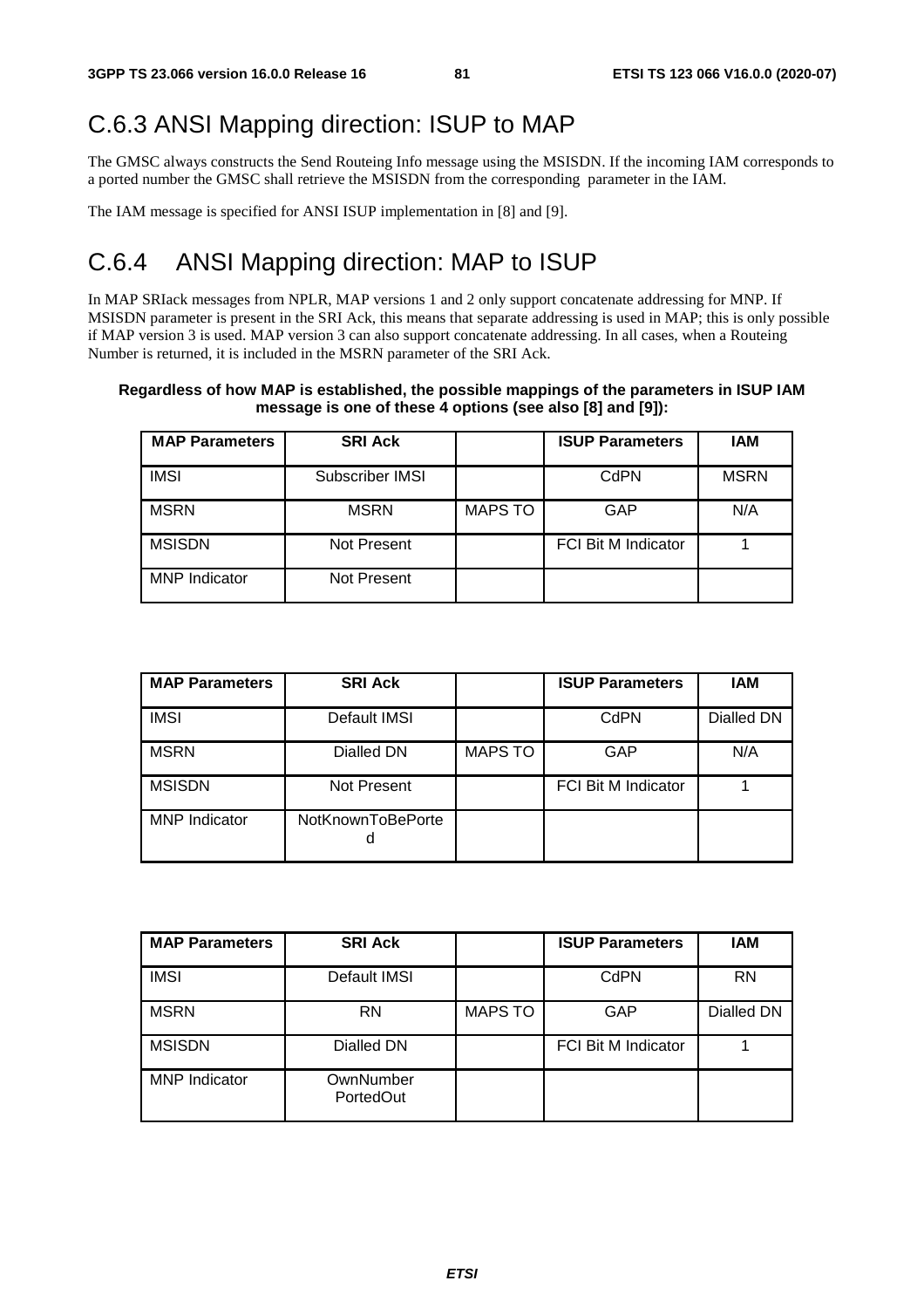# C.6.3 ANSI Mapping direction: ISUP to MAP

The GMSC always constructs the Send Routeing Info message using the MSISDN. If the incoming IAM corresponds to a ported number the GMSC shall retrieve the MSISDN from the corresponding parameter in the IAM.

The IAM message is specified for ANSI ISUP implementation in [8] and [9].

# C.6.4 ANSI Mapping direction: MAP to ISUP

In MAP SRIack messages from NPLR, MAP versions 1 and 2 only support concatenate addressing for MNP. If MSISDN parameter is present in the SRI Ack, this means that separate addressing is used in MAP; this is only possible if MAP version 3 is used. MAP version 3 can also support concatenate addressing. In all cases, when a Routeing Number is returned, it is included in the MSRN parameter of the SRI Ack.

**Regardless of how MAP is established, the possible mappings of the parameters in ISUP IAM message is one of these 4 options (see also [8] and [9]):**

| MAP Parameters | SRI Ack | | ISUP Parameters | IAM |
|---|---|---|---|---|
| IMSI | Subscriber IMSI | | CdPN | MSRN |
| MSRN | MSRN | MAPS TO | GAP | N/A |
| MSISDN | Not Present | | FCI Bit M Indicator | 1 |
| MNP Indicator | Not Present | | | |

| MAP Parameters | SRI Ack | | ISUP Parameters | IAM |
|---|---|---|---|---|
| IMSI | Default IMSI | | CdPN | Dialled DN |
| MSRN | Dialled DN | MAPS TO | GAP | N/A |
| MSISDN | Not Present | | FCI Bit M Indicator | 1 |
| MNP Indicator | NotKnownToBePorted | | | |

| MAP Parameters | SRI Ack | | ISUP Parameters | IAM |
|---|---|---|---|---|
| IMSI | Default IMSI | | CdPN | RN |
| MSRN | RN | MAPS TO | GAP | Dialled DN |
| MSISDN | Dialled DN | | FCI Bit M Indicator | 1 |
| MNP Indicator | OwnNumber PortedOut | | | |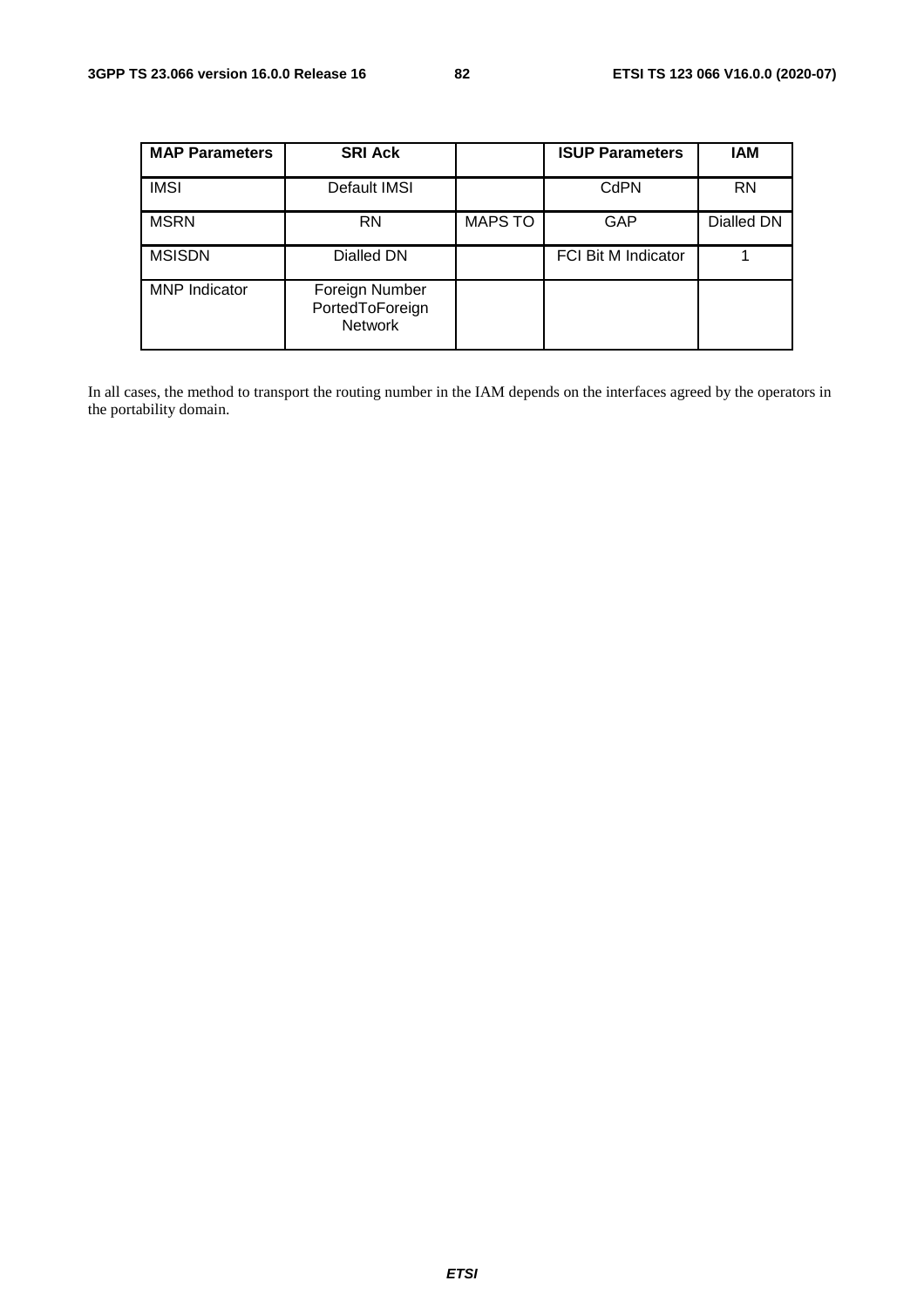| MAP Parameters | SRI Ack | | ISUP Parameters | IAM |
|---|---|---|---|---|
| IMSI | Default IMSI | | CdPN | RN |
| MSRN | RN | MAPS TO | GAP | Dialled DN |
| MSISDN | Dialled DN | | FCI Bit M Indicator | 1 |
| MNP Indicator | Foreign Number PortedToForeign Network | | | |

In all cases, the method to transport the routing number in the IAM depends on the interfaces agreed by the operators in the portability domain.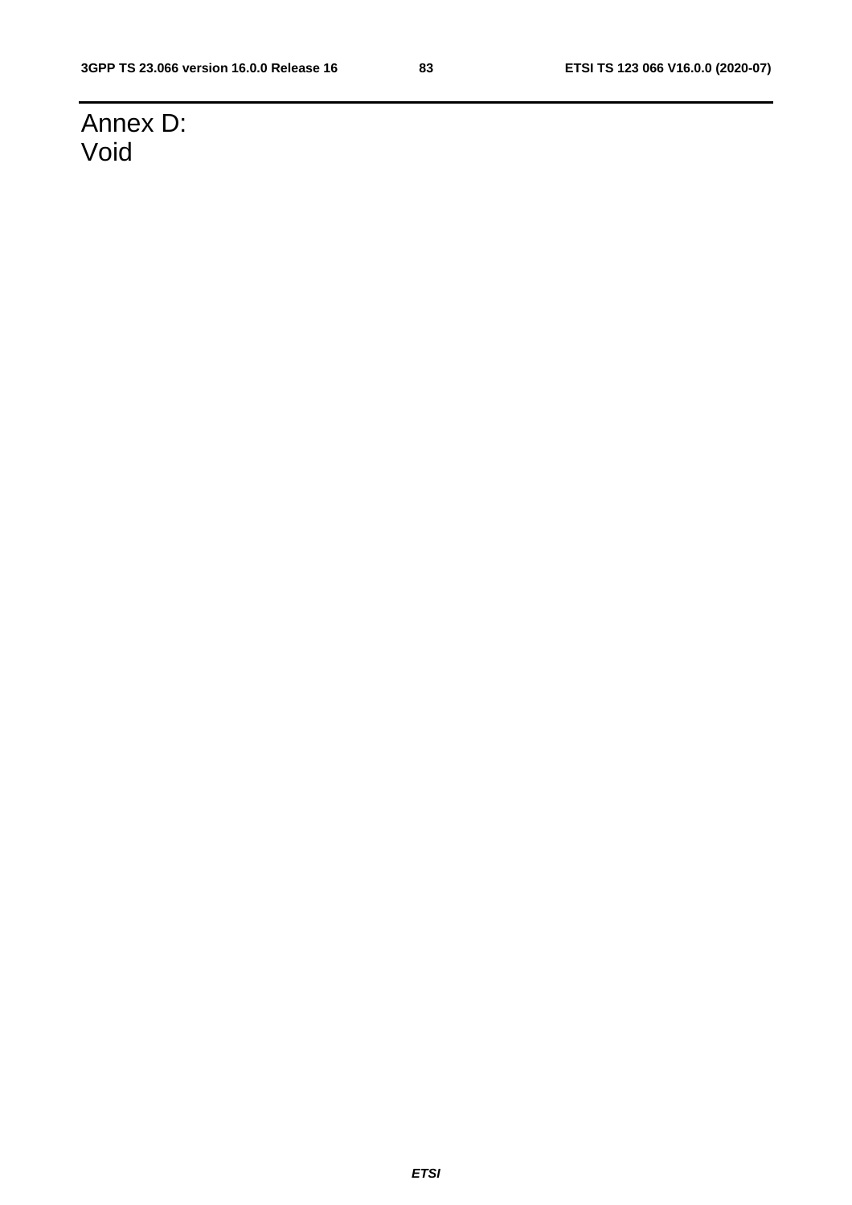# Annex D:
Void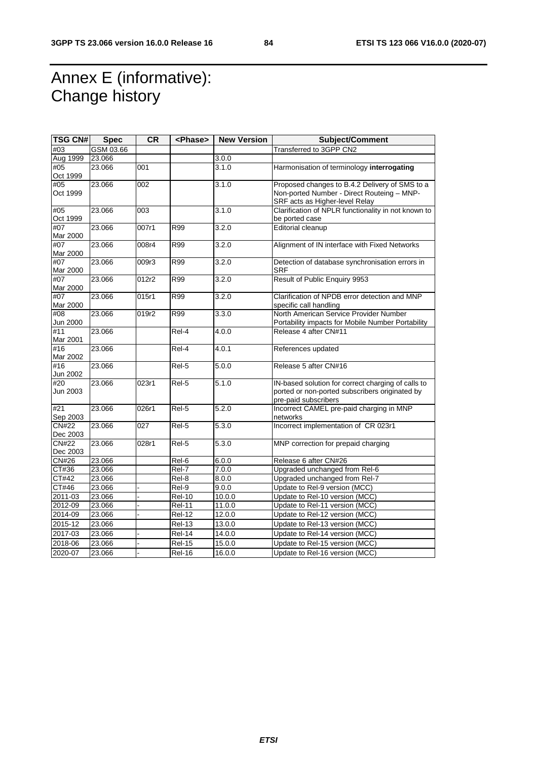# Annex E (informative):
Change history

| TSG CN# | Spec | CR | <Phase> | New Version | Subject/Comment |
|---|---|---|---|---|---|
| #03 | GSM 03.66 | | | | Transferred to 3GPP CN2 |
| Aug 1999 | 23.066 | | | 3.0.0 | |
| #05 Oct 1999 | 23.066 | 001 | | 3.1.0 | Harmonisation of terminology **interrogating** |
| #05 Oct 1999 | 23.066 | 002 | | 3.1.0 | Proposed changes to B.4.2 Delivery of SMS to a Non-ported Number - Direct Routeing – MNP-SRF acts as Higher-level Relay |
| #05 Oct 1999 | 23.066 | 003 | | 3.1.0 | Clarification of NPLR functionality in not known to be ported case |
| #07 Mar 2000 | 23.066 | 007r1 | R99 | 3.2.0 | Editorial cleanup |
| #07 Mar 2000 | 23.066 | 008r4 | R99 | 3.2.0 | Alignment of IN interface with Fixed Networks |
| #07 Mar 2000 | 23.066 | 009r3 | R99 | 3.2.0 | Detection of database synchronisation errors in SRF |
| #07 Mar 2000 | 23.066 | 012r2 | R99 | 3.2.0 | Result of Public Enquiry 9953 |
| #07 Mar 2000 | 23.066 | 015r1 | R99 | 3.2.0 | Clarification of NPDB error detection and MNP specific call handling |
| #08 Jun 2000 | 23.066 | 019r2 | R99 | 3.3.0 | North American Service Provider Number Portability impacts for Mobile Number Portability |
| #11 Mar 2001 | 23.066 | | Rel-4 | 4.0.0 | Release 4 after CN#11 |
| #16 Mar 2002 | 23.066 | | Rel-4 | 4.0.1 | References updated |
| #16 Jun 2002 | 23.066 | | Rel-5 | 5.0.0 | Release 5 after CN#16 |
| #20 Jun 2003 | 23.066 | 023r1 | Rel-5 | 5.1.0 | IN-based solution for correct charging of calls to ported or non-ported subscribers originated by pre-paid subscribers |
| #21 Sep 2003 | 23.066 | 026r1 | Rel-5 | 5.2.0 | Incorrect CAMEL pre-paid charging in MNP networks |
| CN#22 Dec 2003 | 23.066 | 027 | Rel-5 | 5.3.0 | Incorrect implementation of CR 023r1 |
| CN#22 Dec 2003 | 23.066 | 028r1 | Rel-5 | 5.3.0 | MNP correction for prepaid charging |
| CN#26 | 23.066 | | Rel-6 | 6.0.0 | Release 6 after CN#26 |
| CT#36 | 23.066 | | Rel-7 | 7.0.0 | Upgraded unchanged from Rel-6 |
| CT#42 | 23.066 | | Rel-8 | 8.0.0 | Upgraded unchanged from Rel-7 |
| CT#46 | 23.066 | - | Rel-9 | 9.0.0 | Update to Rel-9 version (MCC) |
| 2011-03 | 23.066 | - | Rel-10 | 10.0.0 | Update to Rel-10 version (MCC) |
| 2012-09 | 23.066 | - | Rel-11 | 11.0.0 | Update to Rel-11 version (MCC) |
| 2014-09 | 23.066 | - | Rel-12 | 12.0.0 | Update to Rel-12 version (MCC) |
| 2015-12 | 23.066 | | Rel-13 | 13.0.0 | Update to Rel-13 version (MCC) |
| 2017-03 | 23.066 | - | Rel-14 | 14.0.0 | Update to Rel-14 version (MCC) |
| 2018-06 | 23.066 | - | Rel-15 | 15.0.0 | Update to Rel-15 version (MCC) |
| 2020-07 | 23.066 | - | Rel-16 | 16.0.0 | Update to Rel-16 version (MCC) |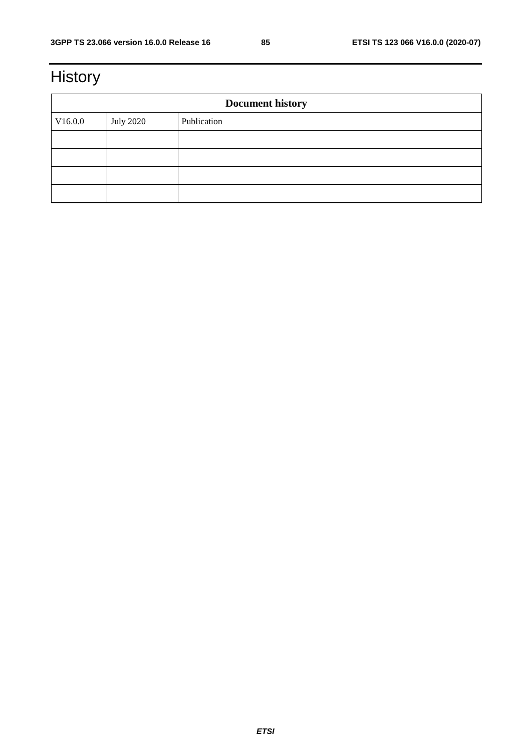# History

| Document history | | |
|---|---|---|
| V16.0.0 | July 2020 | Publication |
| | | |
| | | |
| | | |
| | | |